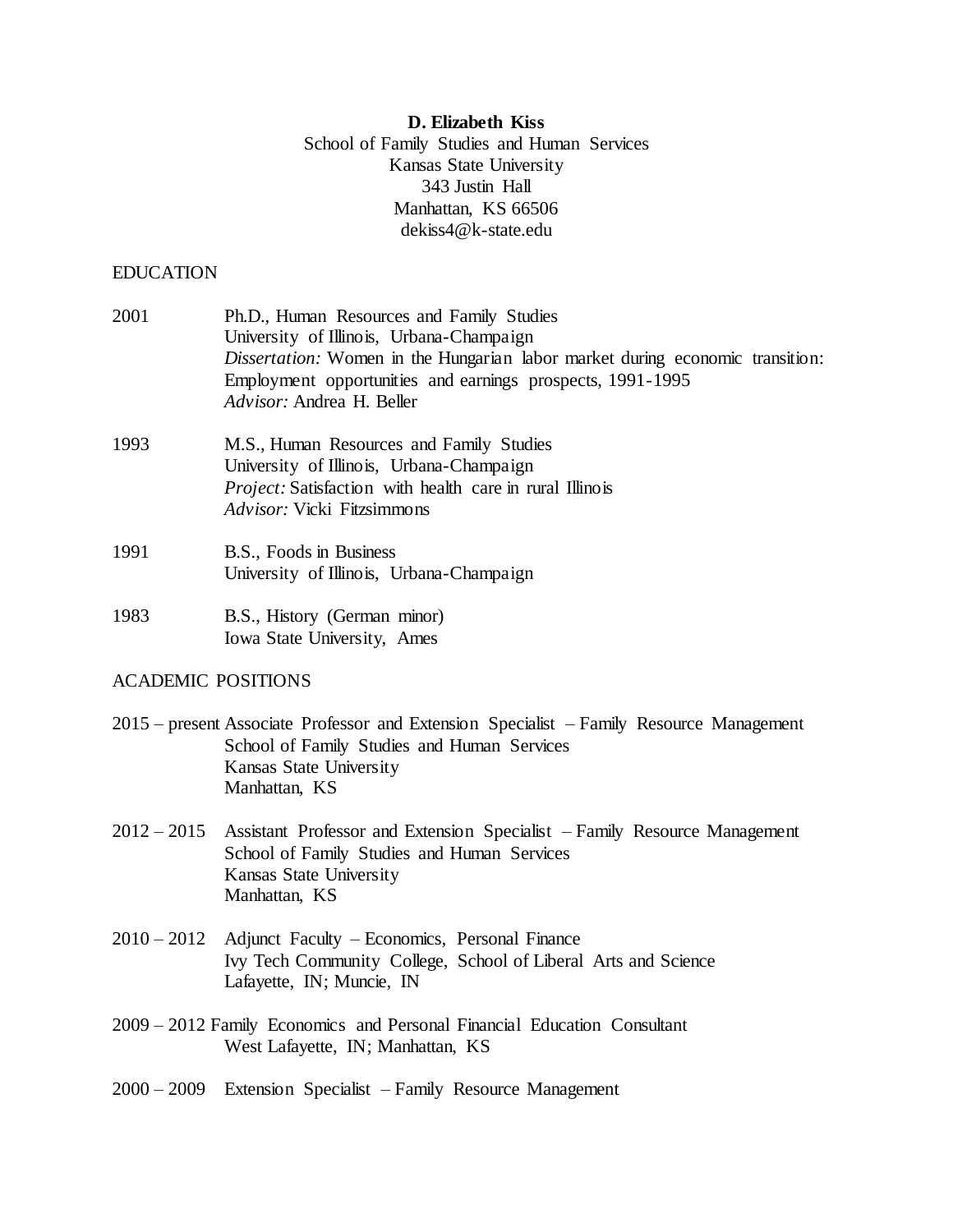**D. Elizabeth Kiss**
School of Family Studies and Human Services
Kansas State University
343 Justin Hall
Manhattan, KS 66506
dekiss4@k-state.edu

## EDUCATION

2001 Ph.D., Human Resources and Family Studies
University of Illinois, Urbana-Champaign
*Dissertation:* Women in the Hungarian labor market during economic transition: Employment opportunities and earnings prospects, 1991-1995
*Advisor:* Andrea H. Beller

1993 M.S., Human Resources and Family Studies
University of Illinois, Urbana-Champaign
*Project:* Satisfaction with health care in rural Illinois
*Advisor:* Vicki Fitzsimmons

1991 B.S., Foods in Business
University of Illinois, Urbana-Champaign

1983 B.S., History (German minor)
Iowa State University, Ames

## ACADEMIC POSITIONS

2015 – present Associate Professor and Extension Specialist – Family Resource Management
School of Family Studies and Human Services
Kansas State University
Manhattan, KS

2012 – 2015 Assistant Professor and Extension Specialist – Family Resource Management
School of Family Studies and Human Services
Kansas State University
Manhattan, KS

2010 – 2012 Adjunct Faculty – Economics, Personal Finance
Ivy Tech Community College, School of Liberal Arts and Science
Lafayette, IN; Muncie, IN

2009 – 2012 Family Economics and Personal Financial Education Consultant
West Lafayette, IN; Manhattan, KS

2000 – 2009 Extension Specialist – Family Resource Management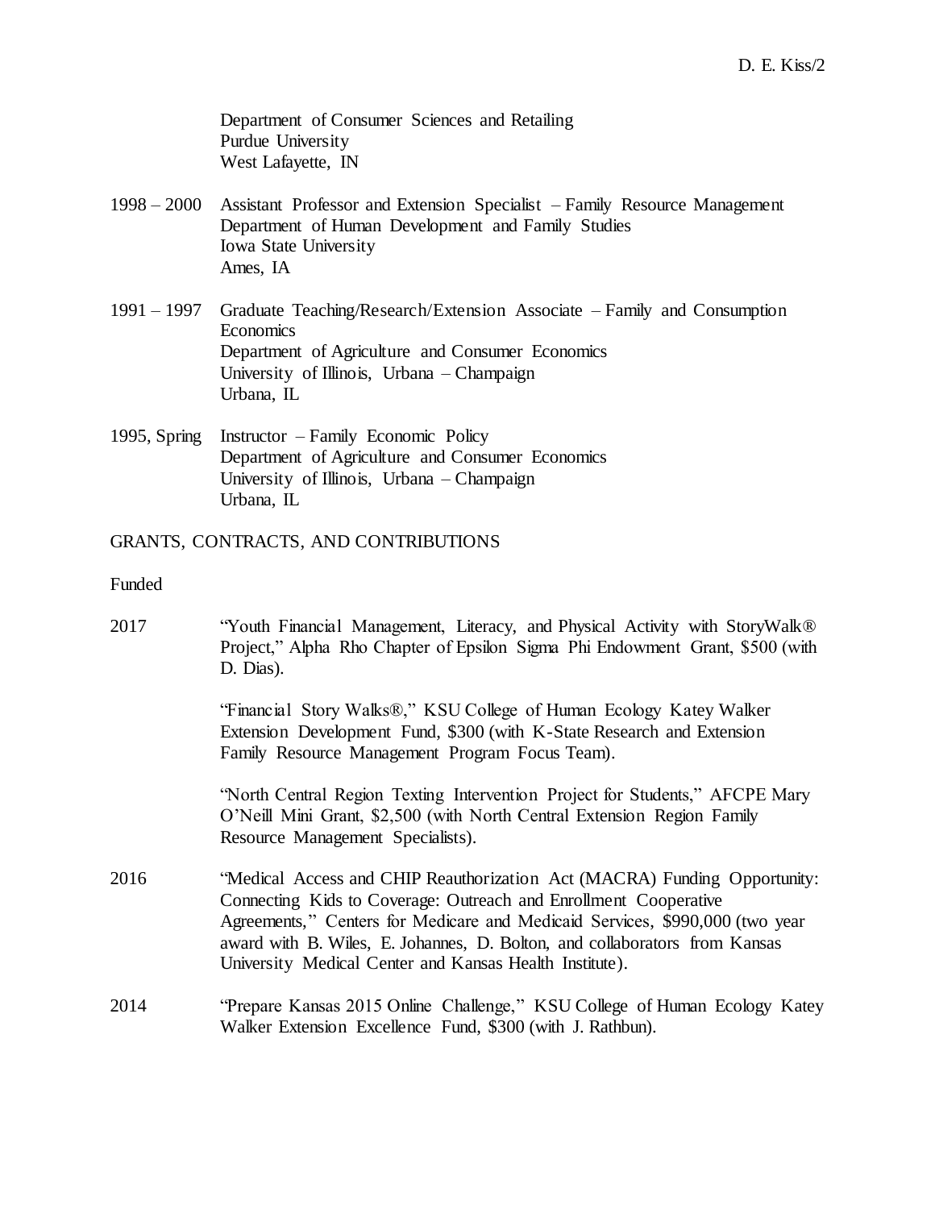Department of Consumer Sciences and Retailing
Purdue University
West Lafayette, IN

1998 – 2000 Assistant Professor and Extension Specialist – Family Resource Management
Department of Human Development and Family Studies
Iowa State University
Ames, IA

1991 – 1997 Graduate Teaching/Research/Extension Associate – Family and Consumption Economics
Department of Agriculture and Consumer Economics
University of Illinois, Urbana – Champaign
Urbana, IL

1995, Spring Instructor – Family Economic Policy
Department of Agriculture and Consumer Economics
University of Illinois, Urbana – Champaign
Urbana, IL

## GRANTS, CONTRACTS, AND CONTRIBUTIONS

### Funded

2017 "Youth Financial Management, Literacy, and Physical Activity with StoryWalk® Project," Alpha Rho Chapter of Epsilon Sigma Phi Endowment Grant, $500 (with D. Dias).

"Financial Story Walks®," KSU College of Human Ecology Katey Walker Extension Development Fund, $300 (with K-State Research and Extension Family Resource Management Program Focus Team).

"North Central Region Texting Intervention Project for Students," AFCPE Mary O'Neill Mini Grant, $2,500 (with North Central Extension Region Family Resource Management Specialists).

2016 "Medical Access and CHIP Reauthorization Act (MACRA) Funding Opportunity: Connecting Kids to Coverage: Outreach and Enrollment Cooperative Agreements," Centers for Medicare and Medicaid Services, $990,000 (two year award with B. Wiles, E. Johannes, D. Bolton, and collaborators from Kansas University Medical Center and Kansas Health Institute).

2014 "Prepare Kansas 2015 Online Challenge," KSU College of Human Ecology Katey Walker Extension Excellence Fund, $300 (with J. Rathbun).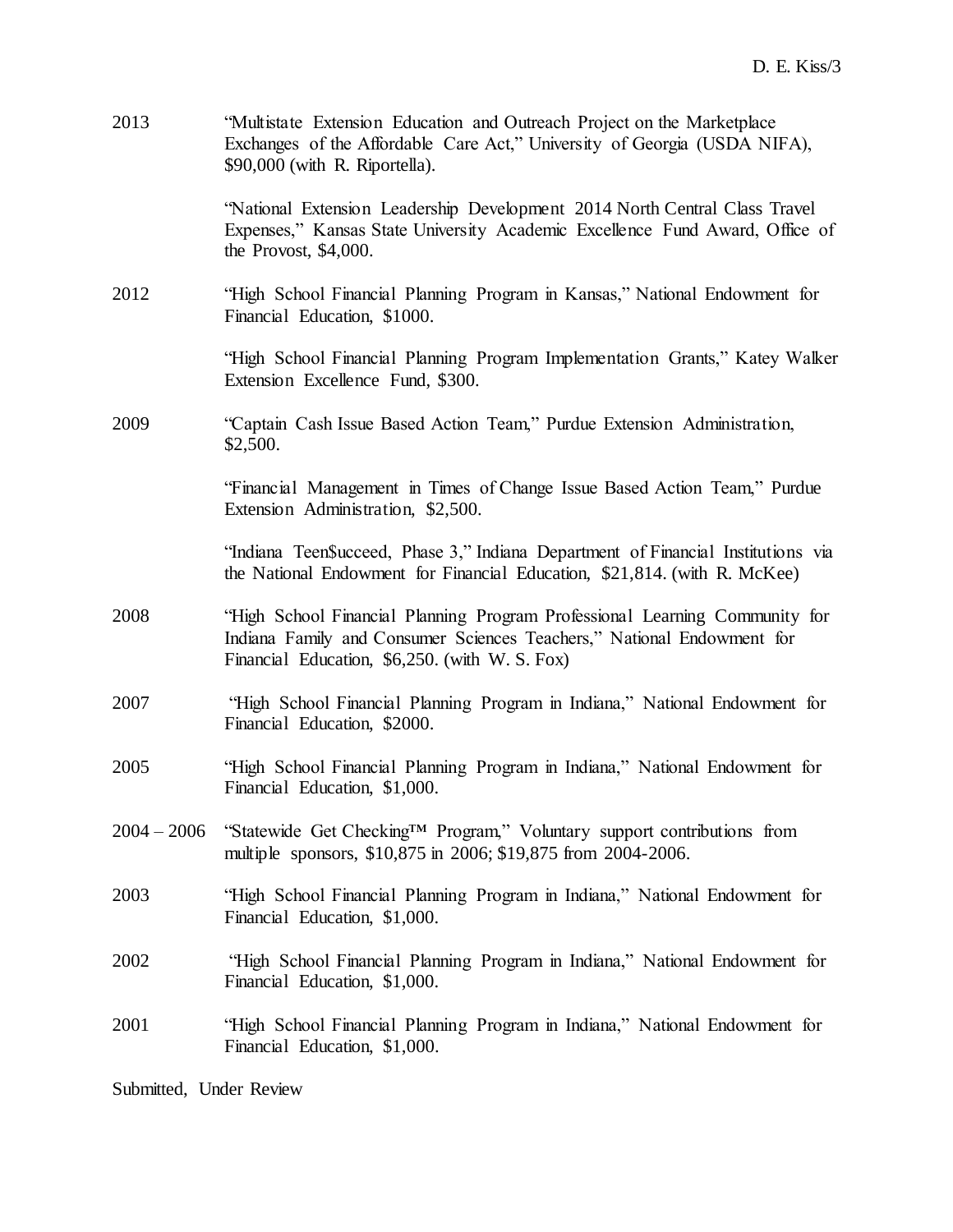2013 "Multistate Extension Education and Outreach Project on the Marketplace Exchanges of the Affordable Care Act," University of Georgia (USDA NIFA), $90,000 (with R. Riportella).

"National Extension Leadership Development 2014 North Central Class Travel Expenses," Kansas State University Academic Excellence Fund Award, Office of the Provost, $4,000.

2012 "High School Financial Planning Program in Kansas," National Endowment for Financial Education, $1000.

"High School Financial Planning Program Implementation Grants," Katey Walker Extension Excellence Fund, $300.

2009 "Captain Cash Issue Based Action Team," Purdue Extension Administration, $2,500.

"Financial Management in Times of Change Issue Based Action Team," Purdue Extension Administration, $2,500.

"Indiana Teen$ucceed, Phase 3," Indiana Department of Financial Institutions via the National Endowment for Financial Education, $21,814. (with R. McKee)

2008 "High School Financial Planning Program Professional Learning Community for Indiana Family and Consumer Sciences Teachers," National Endowment for Financial Education, $6,250. (with W. S. Fox)

2007 "High School Financial Planning Program in Indiana," National Endowment for Financial Education, $2000.

2005 "High School Financial Planning Program in Indiana," National Endowment for Financial Education, $1,000.

2004 – 2006 "Statewide Get Checking™ Program," Voluntary support contributions from multiple sponsors, $10,875 in 2006; $19,875 from 2004-2006.

2003 "High School Financial Planning Program in Indiana," National Endowment for Financial Education, $1,000.

2002 "High School Financial Planning Program in Indiana," National Endowment for Financial Education, $1,000.

2001 "High School Financial Planning Program in Indiana," National Endowment for Financial Education, $1,000.

Submitted, Under Review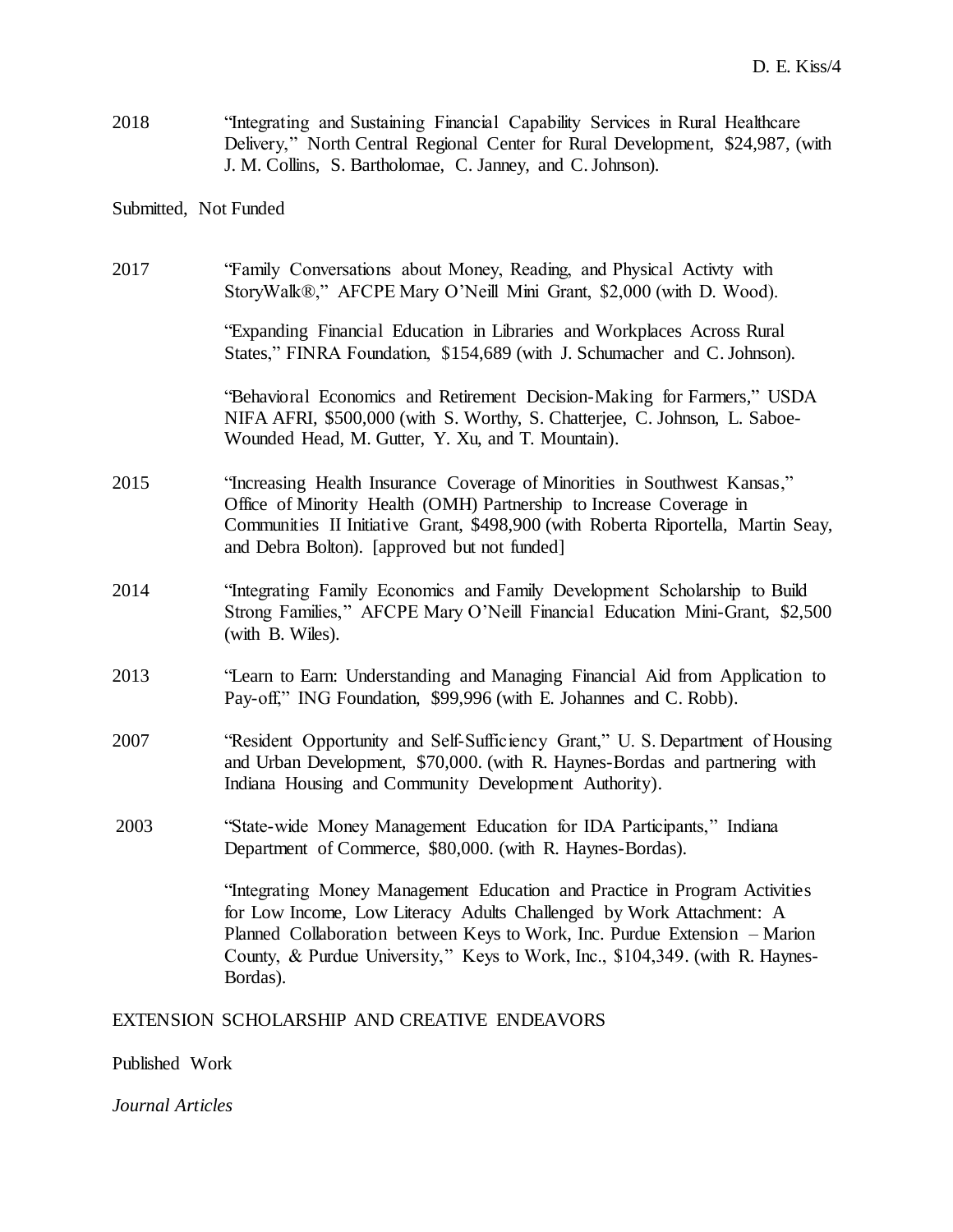2018 "Integrating and Sustaining Financial Capability Services in Rural Healthcare Delivery," North Central Regional Center for Rural Development, $24,987, (with J. M. Collins, S. Bartholomae, C. Janney, and C. Johnson).

Submitted, Not Funded

2017 "Family Conversations about Money, Reading, and Physical Activty with StoryWalk®," AFCPE Mary O'Neill Mini Grant, $2,000 (with D. Wood).

"Expanding Financial Education in Libraries and Workplaces Across Rural States," FINRA Foundation, $154,689 (with J. Schumacher and C. Johnson).

"Behavioral Economics and Retirement Decision-Making for Farmers," USDA NIFA AFRI, $500,000 (with S. Worthy, S. Chatterjee, C. Johnson, L. Saboe-Wounded Head, M. Gutter, Y. Xu, and T. Mountain).

2015 "Increasing Health Insurance Coverage of Minorities in Southwest Kansas," Office of Minority Health (OMH) Partnership to Increase Coverage in Communities II Initiative Grant, $498,900 (with Roberta Riportella, Martin Seay, and Debra Bolton). [approved but not funded]

2014 "Integrating Family Economics and Family Development Scholarship to Build Strong Families," AFCPE Mary O'Neill Financial Education Mini-Grant, $2,500 (with B. Wiles).

2013 "Learn to Earn: Understanding and Managing Financial Aid from Application to Pay-off," ING Foundation, $99,996 (with E. Johannes and C. Robb).

2007 "Resident Opportunity and Self-Sufficiency Grant," U. S. Department of Housing and Urban Development, $70,000. (with R. Haynes-Bordas and partnering with Indiana Housing and Community Development Authority).

2003 "State-wide Money Management Education for IDA Participants," Indiana Department of Commerce, $80,000. (with R. Haynes-Bordas).

"Integrating Money Management Education and Practice in Program Activities for Low Income, Low Literacy Adults Challenged by Work Attachment: A Planned Collaboration between Keys to Work, Inc. Purdue Extension – Marion County, & Purdue University," Keys to Work, Inc., $104,349. (with R. Haynes-Bordas).

EXTENSION SCHOLARSHIP AND CREATIVE ENDEAVORS

Published Work

*Journal Articles*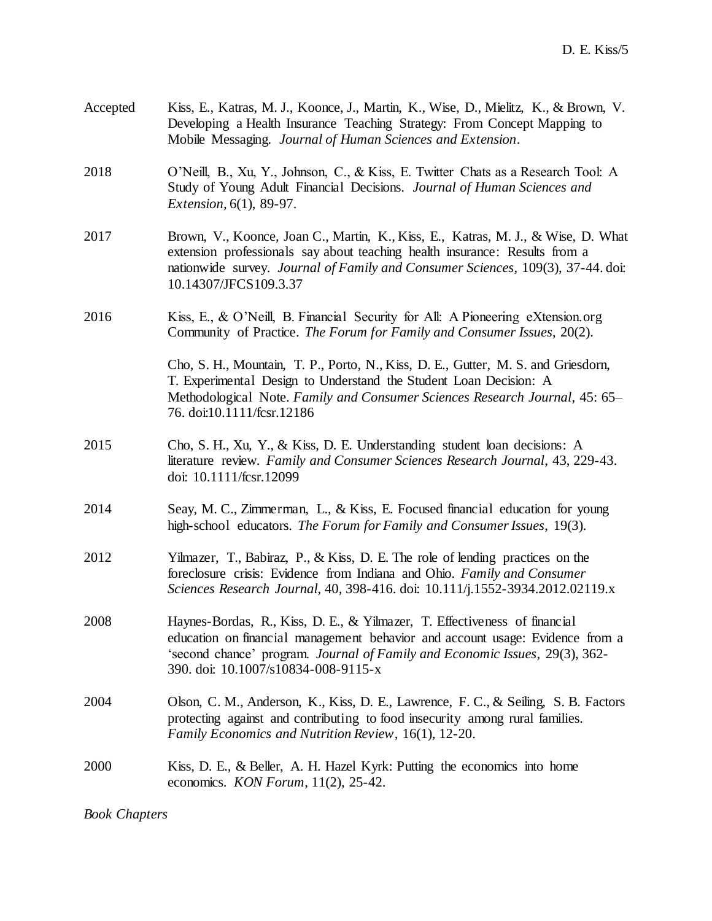Accepted Kiss, E., Katras, M. J., Koonce, J., Martin, K., Wise, D., Mielitz, K., & Brown, V. Developing a Health Insurance Teaching Strategy: From Concept Mapping to Mobile Messaging. *Journal of Human Sciences and Extension*.

2018 O'Neill, B., Xu, Y., Johnson, C., & Kiss, E. Twitter Chats as a Research Tool: A Study of Young Adult Financial Decisions. *Journal of Human Sciences and Extension,* 6(1), 89-97.

2017 Brown, V., Koonce, Joan C., Martin, K., Kiss, E., Katras, M. J., & Wise, D. What extension professionals say about teaching health insurance: Results from a nationwide survey. *Journal of Family and Consumer Sciences*, 109(3), 37-44. doi: 10.14307/JFCS109.3.37

2016 Kiss, E., & O'Neill, B. Financial Security for All: A Pioneering eXtension.org Community of Practice. *The Forum for Family and Consumer Issues*, 20(2).

Cho, S. H., Mountain, T. P., Porto, N., Kiss, D. E., Gutter, M. S. and Griesdorn, T. Experimental Design to Understand the Student Loan Decision: A Methodological Note. *Family and Consumer Sciences Research Journal*, 45: 65–76. doi:10.1111/fcsr.12186

2015 Cho, S. H., Xu, Y., & Kiss, D. E. Understanding student loan decisions: A literature review. *Family and Consumer Sciences Research Journal*, 43, 229-43. doi: 10.1111/fcsr.12099

2014 Seay, M. C., Zimmerman, L., & Kiss, E. Focused financial education for young high-school educators. *The Forum for Family and Consumer Issues*, 19(3).

2012 Yilmazer, T., Babiraz, P., & Kiss, D. E. The role of lending practices on the foreclosure crisis: Evidence from Indiana and Ohio. *Family and Consumer Sciences Research Journal,* 40, 398-416. doi: 10.111/j.1552-3934.2012.02119.x

2008 Haynes-Bordas, R., Kiss, D. E., & Yilmazer, T. Effectiveness of financial education on financial management behavior and account usage: Evidence from a 'second chance' program. *Journal of Family and Economic Issues*, 29(3), 362-390. doi: 10.1007/s10834-008-9115-x

2004 Olson, C. M., Anderson, K., Kiss, D. E., Lawrence, F. C., & Seiling, S. B. Factors protecting against and contributing to food insecurity among rural families. *Family Economics and Nutrition Review*, 16(1), 12-20.

2000 Kiss, D. E., & Beller, A. H. Hazel Kyrk: Putting the economics into home economics. *KON Forum*, 11(2), 25-42.

*Book Chapters*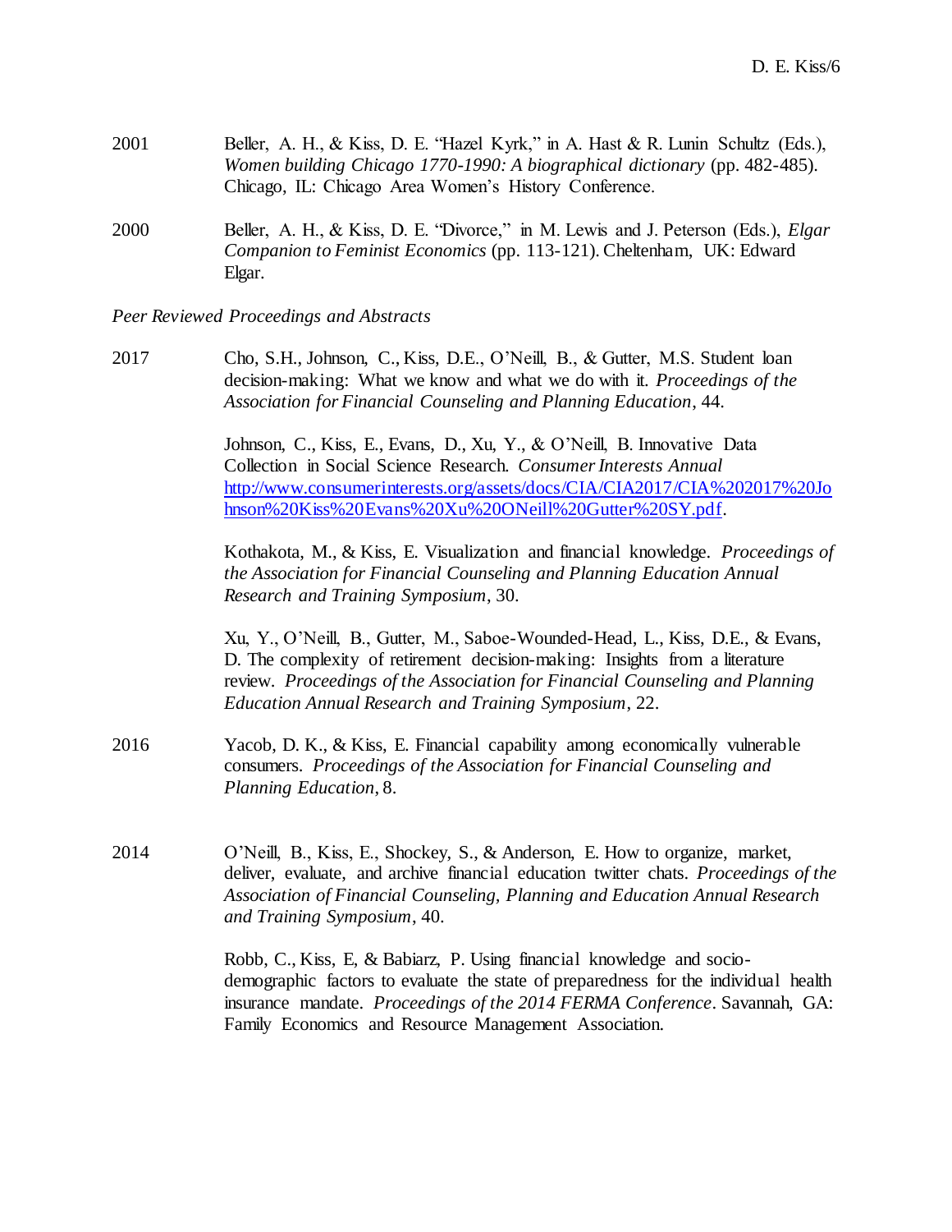2001 Beller, A. H., & Kiss, D. E. "Hazel Kyrk," in A. Hast & R. Lunin Schultz (Eds.), *Women building Chicago 1770-1990: A biographical dictionary* (pp. 482-485). Chicago, IL: Chicago Area Women's History Conference.

2000 Beller, A. H., & Kiss, D. E. "Divorce," in M. Lewis and J. Peterson (Eds.), *Elgar Companion to Feminist Economics* (pp. 113-121). Cheltenham, UK: Edward Elgar.

*Peer Reviewed Proceedings and Abstracts*

2017 Cho, S.H., Johnson, C., Kiss, D.E., O'Neill, B., & Gutter, M.S. Student loan decision-making: What we know and what we do with it. *Proceedings of the Association for Financial Counseling and Planning Education*, 44.

Johnson, C., Kiss, E., Evans, D., Xu, Y., & O'Neill, B. Innovative Data Collection in Social Science Research. *Consumer Interests Annual* http://www.consumerinterests.org/assets/docs/CIA/CIA2017/CIA%202017%20Johnson%20Kiss%20Evans%20Xu%20ONeill%20Gutter%20SY.pdf.

Kothakota, M., & Kiss, E. Visualization and financial knowledge. *Proceedings of the Association for Financial Counseling and Planning Education Annual Research and Training Symposium*, 30.

Xu, Y., O'Neill, B., Gutter, M., Saboe-Wounded-Head, L., Kiss, D.E., & Evans, D. The complexity of retirement decision-making: Insights from a literature review. *Proceedings of the Association for Financial Counseling and Planning Education Annual Research and Training Symposium*, 22.

2016 Yacob, D. K., & Kiss, E. Financial capability among economically vulnerable consumers. *Proceedings of the Association for Financial Counseling and Planning Education*, 8.

2014 O'Neill, B., Kiss, E., Shockey, S., & Anderson, E. How to organize, market, deliver, evaluate, and archive financial education twitter chats. *Proceedings of the Association of Financial Counseling, Planning and Education Annual Research and Training Symposium*, 40.

Robb, C., Kiss, E, & Babiarz, P. Using financial knowledge and socio-demographic factors to evaluate the state of preparedness for the individual health insurance mandate. *Proceedings of the 2014 FERMA Conference*. Savannah, GA: Family Economics and Resource Management Association.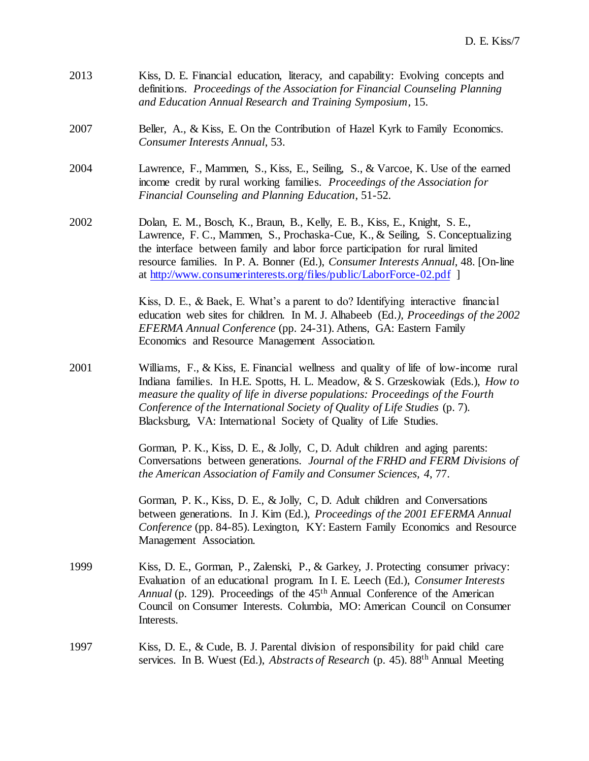2013 Kiss, D. E. Financial education, literacy, and capability: Evolving concepts and definitions. *Proceedings of the Association for Financial Counseling Planning and Education Annual Research and Training Symposium*, 15.

2007 Beller, A., & Kiss, E. On the Contribution of Hazel Kyrk to Family Economics. *Consumer Interests Annual*, 53.

2004 Lawrence, F., Mammen, S., Kiss, E., Seiling, S., & Varcoe, K. Use of the earned income credit by rural working families. *Proceedings of the Association for Financial Counseling and Planning Education*, 51-52.

2002 Dolan, E. M., Bosch, K., Braun, B., Kelly, E. B., Kiss, E., Knight, S. E., Lawrence, F. C., Mammen, S., Prochaska-Cue, K., & Seiling, S. Conceptualizing the interface between family and labor force participation for rural limited resource families. In P. A. Bonner (Ed.), *Consumer Interests Annual*, 48. [On-line at http://www.consumerinterests.org/files/public/LaborForce-02.pdf ]

Kiss, D. E., & Baek, E. What's a parent to do? Identifying interactive financial education web sites for children. In M. J. Alhabeeb (Ed.), *Proceedings of the 2002 EFERMA Annual Conference* (pp. 24-31). Athens, GA: Eastern Family Economics and Resource Management Association.

2001 Williams, F., & Kiss, E. Financial wellness and quality of life of low-income rural Indiana families. In H.E. Spotts, H. L. Meadow, & S. Grzeskowiak (Eds.), *How to measure the quality of life in diverse populations: Proceedings of the Fourth Conference of the International Society of Quality of Life Studies* (p. 7). Blacksburg, VA: International Society of Quality of Life Studies.

Gorman, P. K., Kiss, D. E., & Jolly, C, D. Adult children and aging parents: Conversations between generations. *Journal of the FRHD and FERM Divisions of the American Association of Family and Consumer Sciences, 4*, 77.

Gorman, P. K., Kiss, D. E., & Jolly, C, D. Adult children and Conversations between generations. In J. Kim (Ed.), *Proceedings of the 2001 EFERMA Annual Conference* (pp. 84-85). Lexington, KY: Eastern Family Economics and Resource Management Association.

1999 Kiss, D. E., Gorman, P., Zalenski, P., & Garkey, J. Protecting consumer privacy: Evaluation of an educational program. In I. E. Leech (Ed.), *Consumer Interests Annual* (p. 129). Proceedings of the 45th Annual Conference of the American Council on Consumer Interests. Columbia, MO: American Council on Consumer Interests.

1997 Kiss, D. E., & Cude, B. J. Parental division of responsibility for paid child care services. In B. Wuest (Ed.), *Abstracts of Research* (p. 45). 88th Annual Meeting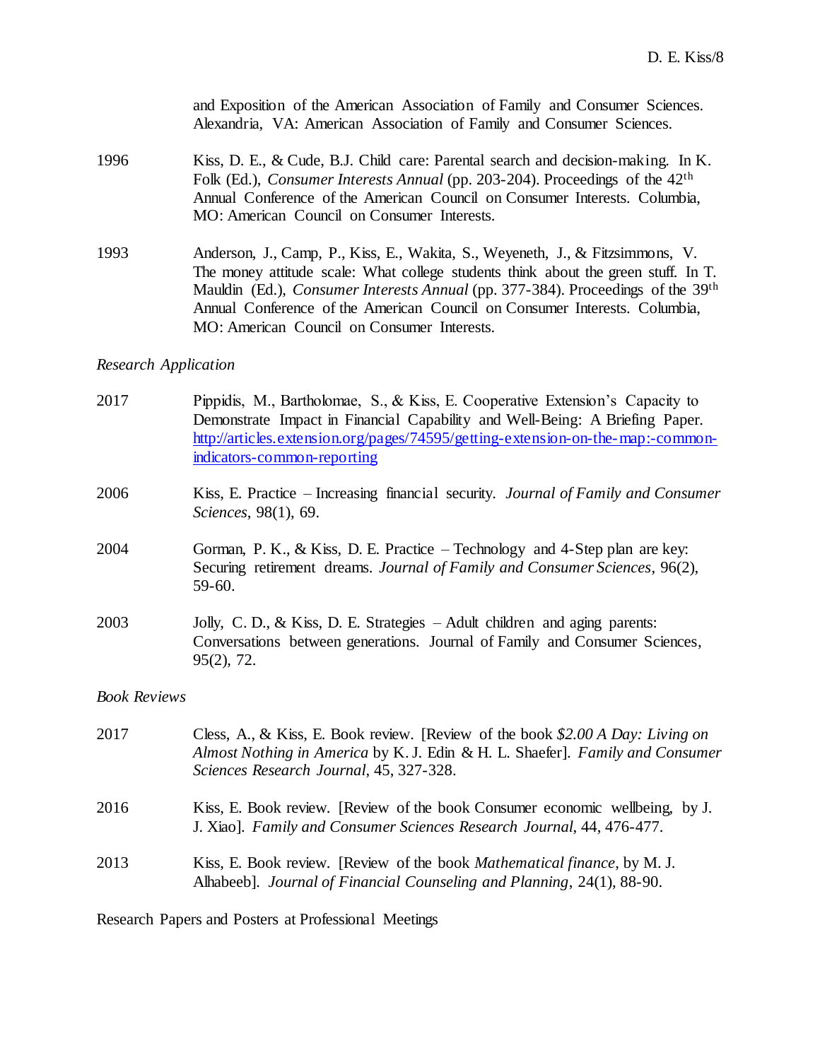and Exposition of the American Association of Family and Consumer Sciences. Alexandria, VA: American Association of Family and Consumer Sciences.

1996 Kiss, D. E., & Cude, B.J. Child care: Parental search and decision-making. In K. Folk (Ed.), *Consumer Interests Annual* (pp. 203-204). Proceedings of the 42nd Annual Conference of the American Council on Consumer Interests. Columbia, MO: American Council on Consumer Interests.

1993 Anderson, J., Camp, P., Kiss, E., Wakita, S., Weyeneth, J., & Fitzsimmons, V. The money attitude scale: What college students think about the green stuff. In T. Mauldin (Ed.), *Consumer Interests Annual* (pp. 377-384). Proceedings of the 39th Annual Conference of the American Council on Consumer Interests. Columbia, MO: American Council on Consumer Interests.

*Research Application*

2017 Pippidis, M., Bartholomae, S., & Kiss, E. Cooperative Extension's Capacity to Demonstrate Impact in Financial Capability and Well-Being: A Briefing Paper. http://articles.extension.org/pages/74595/getting-extension-on-the-map:-common-indicators-common-reporting

2006 Kiss, E. Practice – Increasing financial security. *Journal of Family and Consumer Sciences*, 98(1), 69.

2004 Gorman, P. K., & Kiss, D. E. Practice – Technology and 4-Step plan are key: Securing retirement dreams. *Journal of Family and Consumer Sciences*, 96(2), 59-60.

2003 Jolly, C. D., & Kiss, D. E. Strategies – Adult children and aging parents: Conversations between generations. Journal of Family and Consumer Sciences, 95(2), 72.

*Book Reviews*

2017 Cless, A., & Kiss, E. Book review. [Review of the book *$2.00 A Day: Living on Almost Nothing in America* by K. J. Edin & H. L. Shaefer]. *Family and Consumer Sciences Research Journal*, 45, 327-328.

2016 Kiss, E. Book review. [Review of the book Consumer economic wellbeing, by J. J. Xiao]. *Family and Consumer Sciences Research Journal*, 44, 476-477.

2013 Kiss, E. Book review. [Review of the book *Mathematical finance*, by M. J. Alhabeeb]. *Journal of Financial Counseling and Planning*, 24(1), 88-90.

Research Papers and Posters at Professional Meetings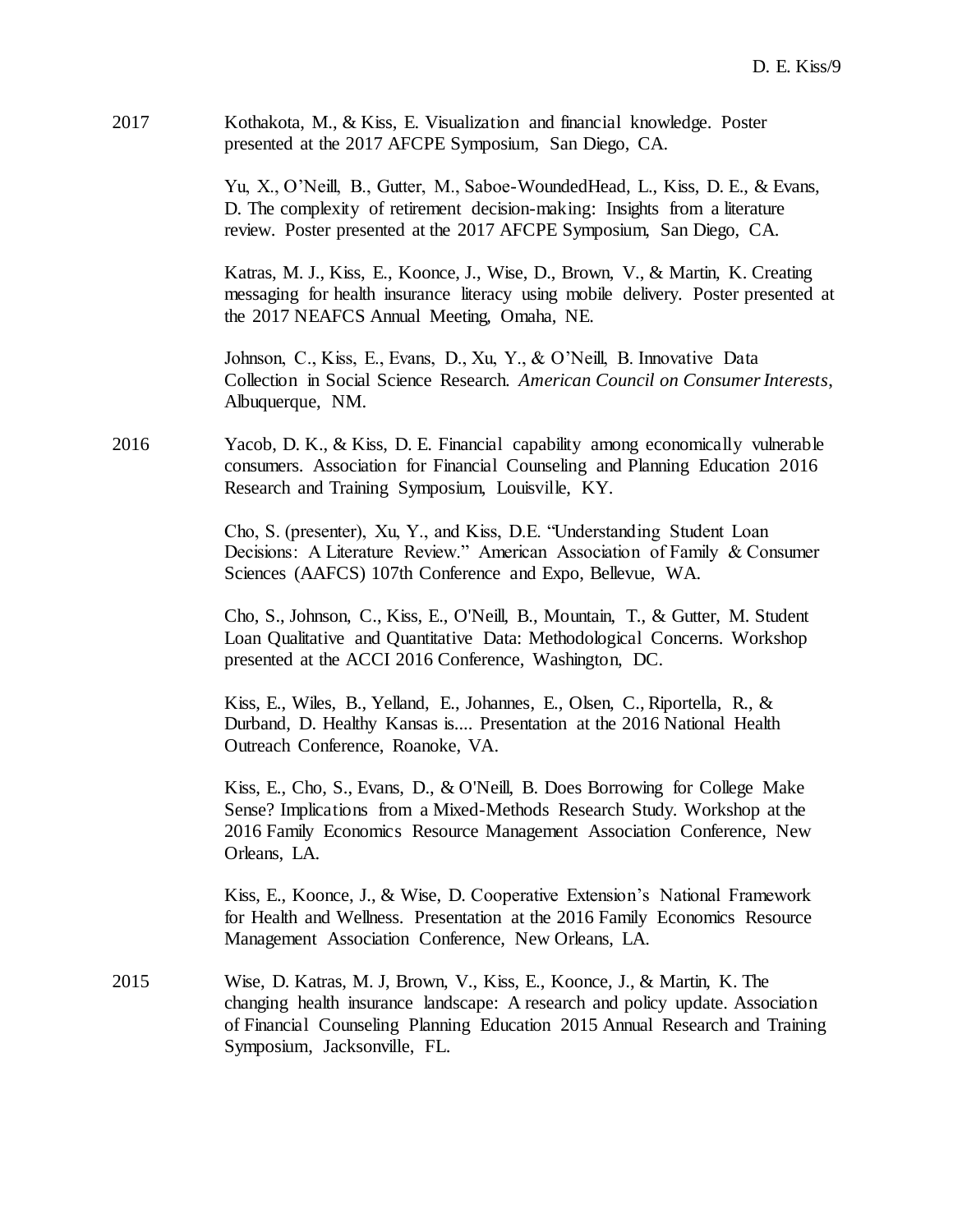2017 Kothakota, M., & Kiss, E. Visualization and financial knowledge. Poster presented at the 2017 AFCPE Symposium, San Diego, CA.

Yu, X., O'Neill, B., Gutter, M., Saboe-WoundedHead, L., Kiss, D. E., & Evans, D. The complexity of retirement decision-making: Insights from a literature review. Poster presented at the 2017 AFCPE Symposium, San Diego, CA.

Katras, M. J., Kiss, E., Koonce, J., Wise, D., Brown, V., & Martin, K. Creating messaging for health insurance literacy using mobile delivery. Poster presented at the 2017 NEAFCS Annual Meeting, Omaha, NE.

Johnson, C., Kiss, E., Evans, D., Xu, Y., & O'Neill, B. Innovative Data Collection in Social Science Research. *American Council on Consumer Interests*, Albuquerque, NM.

2016 Yacob, D. K., & Kiss, D. E. Financial capability among economically vulnerable consumers. Association for Financial Counseling and Planning Education 2016 Research and Training Symposium, Louisville, KY.

Cho, S. (presenter), Xu, Y., and Kiss, D.E. "Understanding Student Loan Decisions: A Literature Review." American Association of Family & Consumer Sciences (AAFCS) 107th Conference and Expo, Bellevue, WA.

Cho, S., Johnson, C., Kiss, E., O'Neill, B., Mountain, T., & Gutter, M. Student Loan Qualitative and Quantitative Data: Methodological Concerns. Workshop presented at the ACCI 2016 Conference, Washington, DC.

Kiss, E., Wiles, B., Yelland, E., Johannes, E., Olsen, C., Riportella, R., & Durband, D. Healthy Kansas is.... Presentation at the 2016 National Health Outreach Conference, Roanoke, VA.

Kiss, E., Cho, S., Evans, D., & O'Neill, B. Does Borrowing for College Make Sense? Implications from a Mixed-Methods Research Study. Workshop at the 2016 Family Economics Resource Management Association Conference, New Orleans, LA.

Kiss, E., Koonce, J., & Wise, D. Cooperative Extension's National Framework for Health and Wellness. Presentation at the 2016 Family Economics Resource Management Association Conference, New Orleans, LA.

2015 Wise, D. Katras, M. J, Brown, V., Kiss, E., Koonce, J., & Martin, K. The changing health insurance landscape: A research and policy update. Association of Financial Counseling Planning Education 2015 Annual Research and Training Symposium, Jacksonville, FL.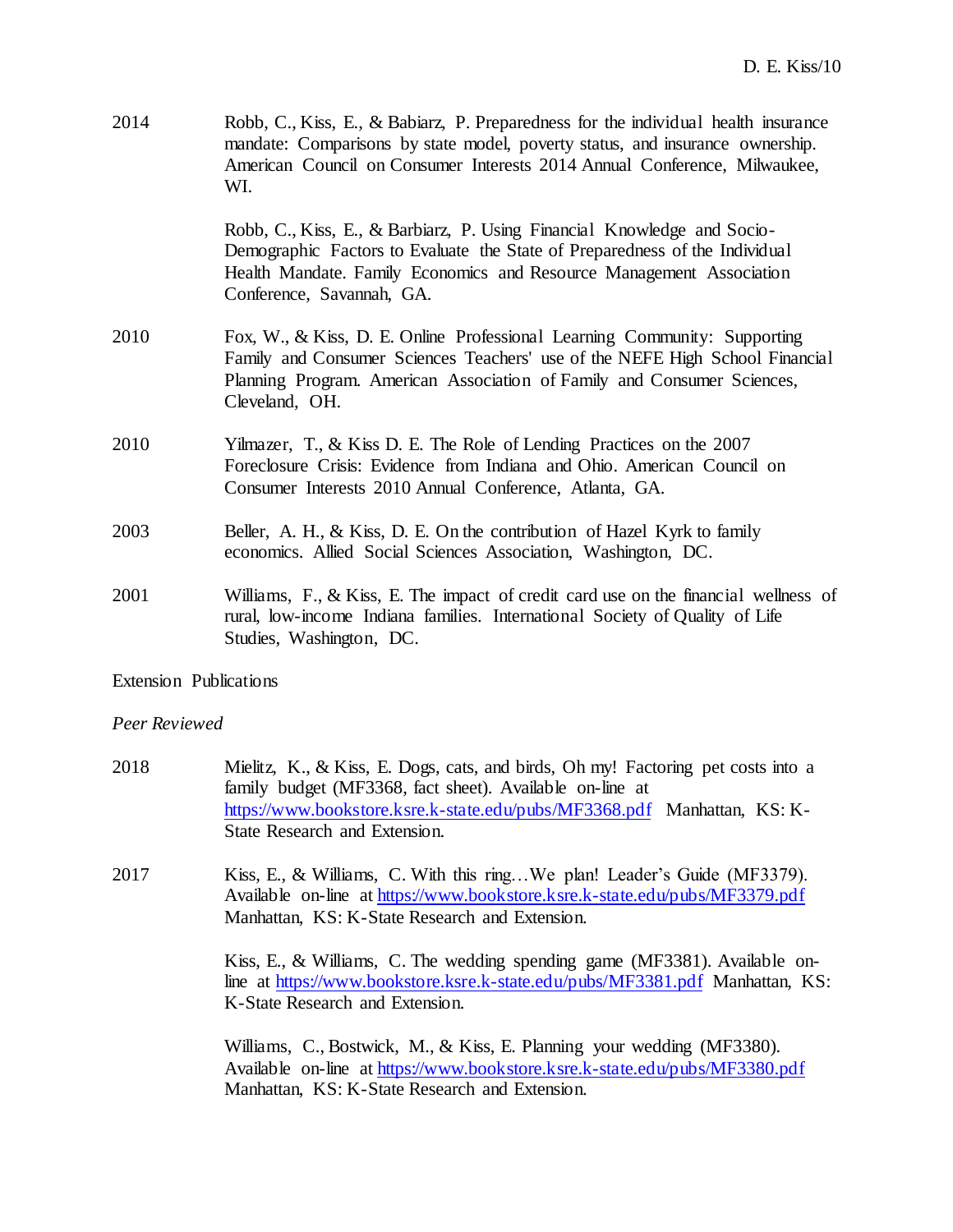2014 Robb, C., Kiss, E., & Babiarz, P. Preparedness for the individual health insurance mandate: Comparisons by state model, poverty status, and insurance ownership. American Council on Consumer Interests 2014 Annual Conference, Milwaukee, WI.

Robb, C., Kiss, E., & Barbiarz, P. Using Financial Knowledge and Socio-Demographic Factors to Evaluate the State of Preparedness of the Individual Health Mandate. Family Economics and Resource Management Association Conference, Savannah, GA.

2010 Fox, W., & Kiss, D. E. Online Professional Learning Community: Supporting Family and Consumer Sciences Teachers' use of the NEFE High School Financial Planning Program. American Association of Family and Consumer Sciences, Cleveland, OH.

2010 Yilmazer, T., & Kiss D. E. The Role of Lending Practices on the 2007 Foreclosure Crisis: Evidence from Indiana and Ohio. American Council on Consumer Interests 2010 Annual Conference, Atlanta, GA.

2003 Beller, A. H., & Kiss, D. E. On the contribution of Hazel Kyrk to family economics. Allied Social Sciences Association, Washington, DC.

2001 Williams, F., & Kiss, E. The impact of credit card use on the financial wellness of rural, low-income Indiana families. International Society of Quality of Life Studies, Washington, DC.

Extension Publications

*Peer Reviewed*

2018 Mielitz, K., & Kiss, E. Dogs, cats, and birds, Oh my! Factoring pet costs into a family budget (MF3368, fact sheet). Available on-line at https://www.bookstore.ksre.k-state.edu/pubs/MF3368.pdf Manhattan, KS: K-State Research and Extension.

2017 Kiss, E., & Williams, C. With this ring…We plan! Leader's Guide (MF3379). Available on-line at https://www.bookstore.ksre.k-state.edu/pubs/MF3379.pdf Manhattan, KS: K-State Research and Extension.

Kiss, E., & Williams, C. The wedding spending game (MF3381). Available on-line at https://www.bookstore.ksre.k-state.edu/pubs/MF3381.pdf Manhattan, KS: K-State Research and Extension.

Williams, C., Bostwick, M., & Kiss, E. Planning your wedding (MF3380). Available on-line at https://www.bookstore.ksre.k-state.edu/pubs/MF3380.pdf Manhattan, KS: K-State Research and Extension.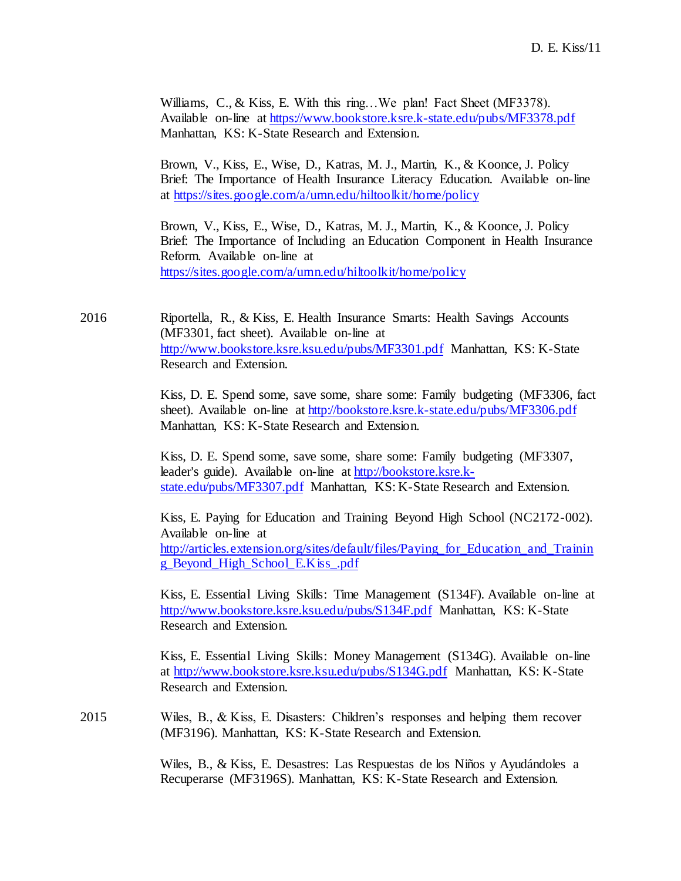Williams, C., & Kiss, E. With this ring…We plan! Fact Sheet (MF3378). Available on-line at https://www.bookstore.ksre.k-state.edu/pubs/MF3378.pdf Manhattan, KS: K-State Research and Extension.

Brown, V., Kiss, E., Wise, D., Katras, M. J., Martin, K., & Koonce, J. Policy Brief: The Importance of Health Insurance Literacy Education. Available on-line at https://sites.google.com/a/umn.edu/hiltoolkit/home/policy

Brown, V., Kiss, E., Wise, D., Katras, M. J., Martin, K., & Koonce, J. Policy Brief: The Importance of Including an Education Component in Health Insurance Reform. Available on-line at https://sites.google.com/a/umn.edu/hiltoolkit/home/policy

2016

Riportella, R., & Kiss, E. Health Insurance Smarts: Health Savings Accounts (MF3301, fact sheet). Available on-line at http://www.bookstore.ksre.ksu.edu/pubs/MF3301.pdf Manhattan, KS: K-State Research and Extension.

Kiss, D. E. Spend some, save some, share some: Family budgeting (MF3306, fact sheet). Available on-line at http://bookstore.ksre.k-state.edu/pubs/MF3306.pdf Manhattan, KS: K-State Research and Extension.

Kiss, D. E. Spend some, save some, share some: Family budgeting (MF3307, leader's guide). Available on-line at http://bookstore.ksre.k-state.edu/pubs/MF3307.pdf Manhattan, KS: K-State Research and Extension.

Kiss, E. Paying for Education and Training Beyond High School (NC2172-002). Available on-line at http://articles.extension.org/sites/default/files/Paying_for_Education_and_Training_Beyond_High_School_E.Kiss_.pdf

Kiss, E. Essential Living Skills: Time Management (S134F). Available on-line at http://www.bookstore.ksre.ksu.edu/pubs/S134F.pdf Manhattan, KS: K-State Research and Extension.

Kiss, E. Essential Living Skills: Money Management (S134G). Available on-line at http://www.bookstore.ksre.ksu.edu/pubs/S134G.pdf Manhattan, KS: K-State Research and Extension.

2015

Wiles, B., & Kiss, E. Disasters: Children's responses and helping them recover (MF3196). Manhattan, KS: K-State Research and Extension.

Wiles, B., & Kiss, E. Desastres: Las Respuestas de los Niños y Ayudándoles a Recuperarse (MF3196S). Manhattan, KS: K-State Research and Extension.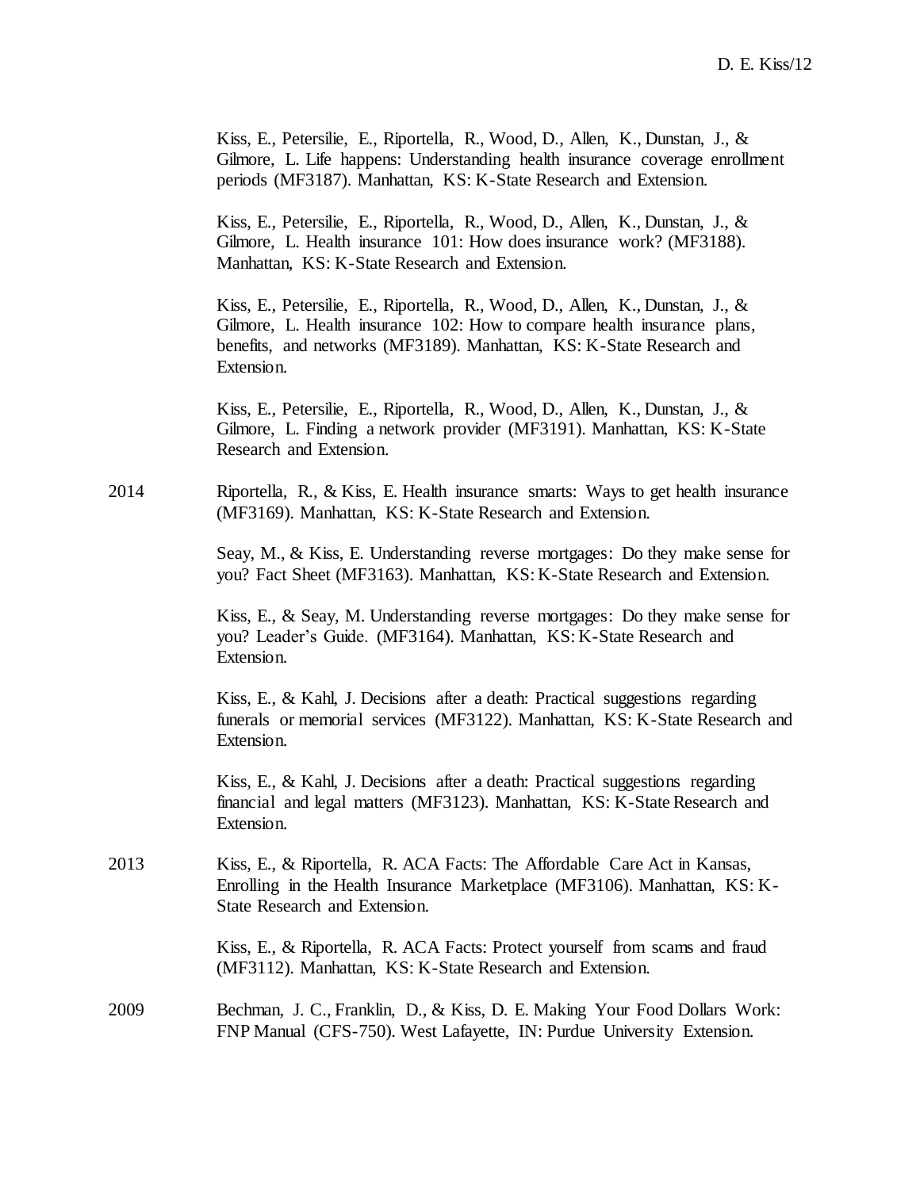Kiss, E., Petersilie, E., Riportella, R., Wood, D., Allen, K., Dunstan, J., & Gilmore, L. Life happens: Understanding health insurance coverage enrollment periods (MF3187). Manhattan, KS: K-State Research and Extension.

Kiss, E., Petersilie, E., Riportella, R., Wood, D., Allen, K., Dunstan, J., & Gilmore, L. Health insurance 101: How does insurance work? (MF3188). Manhattan, KS: K-State Research and Extension.

Kiss, E., Petersilie, E., Riportella, R., Wood, D., Allen, K., Dunstan, J., & Gilmore, L. Health insurance 102: How to compare health insurance plans, benefits, and networks (MF3189). Manhattan, KS: K-State Research and Extension.

Kiss, E., Petersilie, E., Riportella, R., Wood, D., Allen, K., Dunstan, J., & Gilmore, L. Finding a network provider (MF3191). Manhattan, KS: K-State Research and Extension.

2014 Riportella, R., & Kiss, E. Health insurance smarts: Ways to get health insurance (MF3169). Manhattan, KS: K-State Research and Extension.

Seay, M., & Kiss, E. Understanding reverse mortgages: Do they make sense for you? Fact Sheet (MF3163). Manhattan, KS: K-State Research and Extension.

Kiss, E., & Seay, M. Understanding reverse mortgages: Do they make sense for you? Leader's Guide. (MF3164). Manhattan, KS: K-State Research and Extension.

Kiss, E., & Kahl, J. Decisions after a death: Practical suggestions regarding funerals or memorial services (MF3122). Manhattan, KS: K-State Research and Extension.

Kiss, E., & Kahl, J. Decisions after a death: Practical suggestions regarding financial and legal matters (MF3123). Manhattan, KS: K-State Research and Extension.

2013 Kiss, E., & Riportella, R. ACA Facts: The Affordable Care Act in Kansas, Enrolling in the Health Insurance Marketplace (MF3106). Manhattan, KS: K-State Research and Extension.

Kiss, E., & Riportella, R. ACA Facts: Protect yourself from scams and fraud (MF3112). Manhattan, KS: K-State Research and Extension.

2009 Bechman, J. C., Franklin, D., & Kiss, D. E. Making Your Food Dollars Work: FNP Manual (CFS-750). West Lafayette, IN: Purdue University Extension.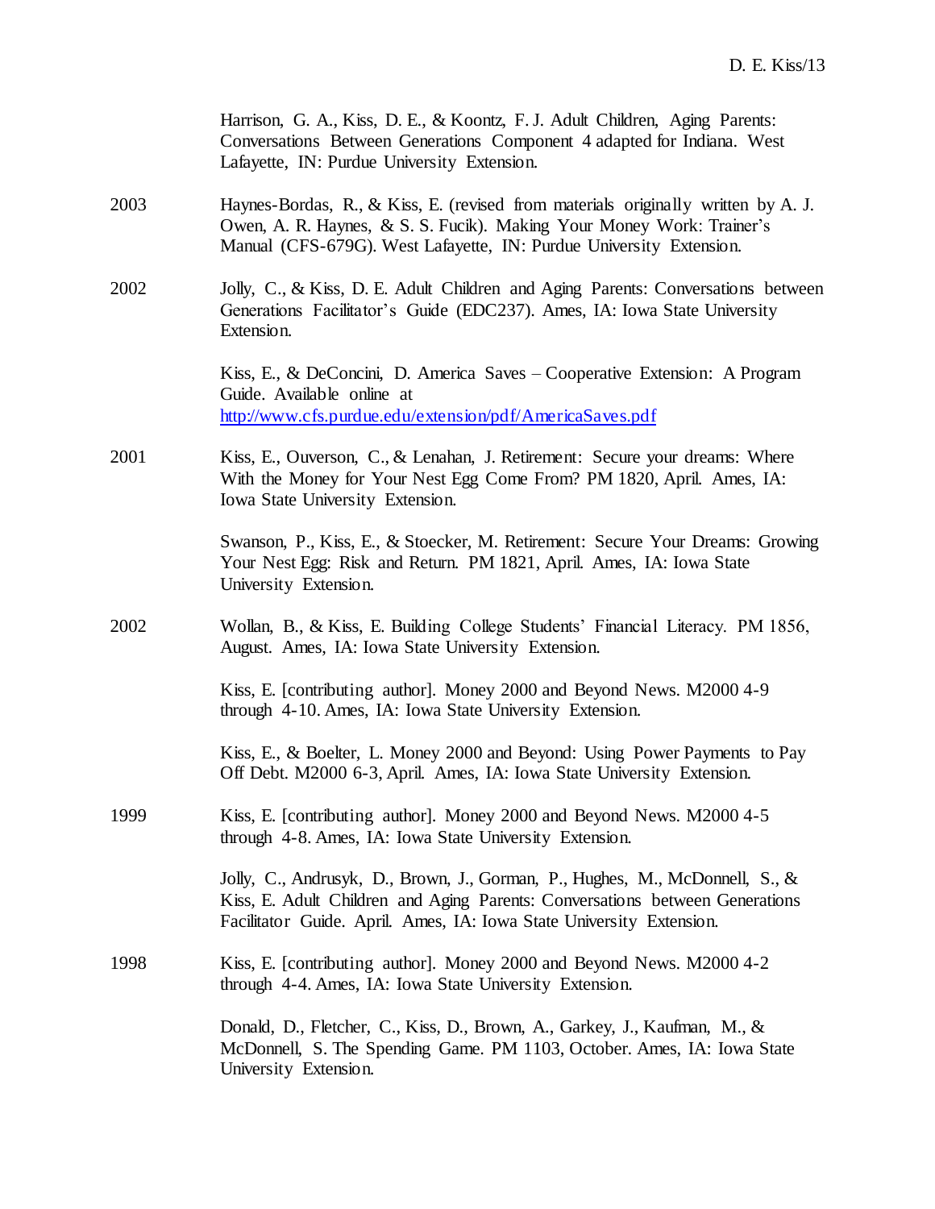Harrison, G. A., Kiss, D. E., & Koontz, F. J. Adult Children, Aging Parents: Conversations Between Generations Component 4 adapted for Indiana. West Lafayette, IN: Purdue University Extension.

2003 Haynes-Bordas, R., & Kiss, E. (revised from materials originally written by A. J. Owen, A. R. Haynes, & S. S. Fucik). Making Your Money Work: Trainer's Manual (CFS-679G). West Lafayette, IN: Purdue University Extension.

2002 Jolly, C., & Kiss, D. E. Adult Children and Aging Parents: Conversations between Generations Facilitator's Guide (EDC237). Ames, IA: Iowa State University Extension.

Kiss, E., & DeConcini, D. America Saves – Cooperative Extension: A Program Guide. Available online at [http://www.cfs.purdue.edu/extension/pdf/AmericaSaves.pdf](http://www.cfs.purdue.edu/extension/pdf/AmericaSaves.pdf)

2001 Kiss, E., Ouverson, C., & Lenahan, J. Retirement: Secure your dreams: Where With the Money for Your Nest Egg Come From? PM 1820, April. Ames, IA: Iowa State University Extension.

Swanson, P., Kiss, E., & Stoecker, M. Retirement: Secure Your Dreams: Growing Your Nest Egg: Risk and Return. PM 1821, April. Ames, IA: Iowa State University Extension.

2002 Wollan, B., & Kiss, E. Building College Students' Financial Literacy. PM 1856, August. Ames, IA: Iowa State University Extension.

Kiss, E. [contributing author]. Money 2000 and Beyond News. M2000 4-9 through 4-10. Ames, IA: Iowa State University Extension.

Kiss, E., & Boelter, L. Money 2000 and Beyond: Using Power Payments to Pay Off Debt. M2000 6-3, April. Ames, IA: Iowa State University Extension.

1999 Kiss, E. [contributing author]. Money 2000 and Beyond News. M2000 4-5 through 4-8. Ames, IA: Iowa State University Extension.

Jolly, C., Andrusyk, D., Brown, J., Gorman, P., Hughes, M., McDonnell, S., & Kiss, E. Adult Children and Aging Parents: Conversations between Generations Facilitator Guide. April. Ames, IA: Iowa State University Extension.

1998 Kiss, E. [contributing author]. Money 2000 and Beyond News. M2000 4-2 through 4-4. Ames, IA: Iowa State University Extension.

Donald, D., Fletcher, C., Kiss, D., Brown, A., Garkey, J., Kaufman, M., & McDonnell, S. The Spending Game. PM 1103, October. Ames, IA: Iowa State University Extension.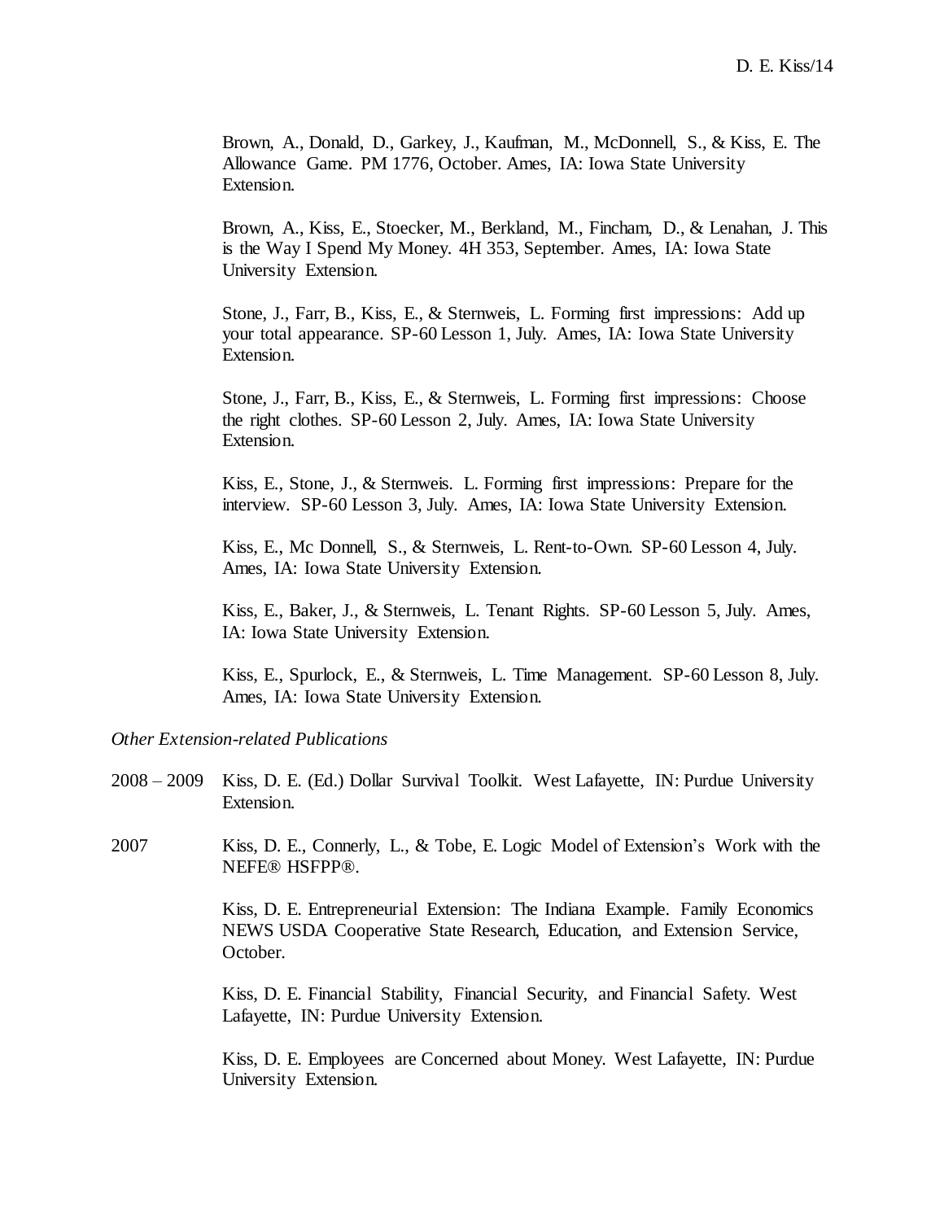Brown, A., Donald, D., Garkey, J., Kaufman, M., McDonnell, S., & Kiss, E. The Allowance Game. PM 1776, October. Ames, IA: Iowa State University Extension.

Brown, A., Kiss, E., Stoecker, M., Berkland, M., Fincham, D., & Lenahan, J. This is the Way I Spend My Money. 4H 353, September. Ames, IA: Iowa State University Extension.

Stone, J., Farr, B., Kiss, E., & Sternweis, L. Forming first impressions: Add up your total appearance. SP-60 Lesson 1, July. Ames, IA: Iowa State University Extension.

Stone, J., Farr, B., Kiss, E., & Sternweis, L. Forming first impressions: Choose the right clothes. SP-60 Lesson 2, July. Ames, IA: Iowa State University Extension.

Kiss, E., Stone, J., & Sternweis. L. Forming first impressions: Prepare for the interview. SP-60 Lesson 3, July. Ames, IA: Iowa State University Extension.

Kiss, E., Mc Donnell, S., & Sternweis, L. Rent-to-Own. SP-60 Lesson 4, July. Ames, IA: Iowa State University Extension.

Kiss, E., Baker, J., & Sternweis, L. Tenant Rights. SP-60 Lesson 5, July. Ames, IA: Iowa State University Extension.

Kiss, E., Spurlock, E., & Sternweis, L. Time Management. SP-60 Lesson 8, July. Ames, IA: Iowa State University Extension.

*Other Extension-related Publications*

2008 – 2009 Kiss, D. E. (Ed.) Dollar Survival Toolkit. West Lafayette, IN: Purdue University Extension.

2007 Kiss, D. E., Connerly, L., & Tobe, E. Logic Model of Extension's Work with the NEFE® HSFPP®.

Kiss, D. E. Entrepreneurial Extension: The Indiana Example. Family Economics NEWS USDA Cooperative State Research, Education, and Extension Service, October.

Kiss, D. E. Financial Stability, Financial Security, and Financial Safety. West Lafayette, IN: Purdue University Extension.

Kiss, D. E. Employees are Concerned about Money. West Lafayette, IN: Purdue University Extension.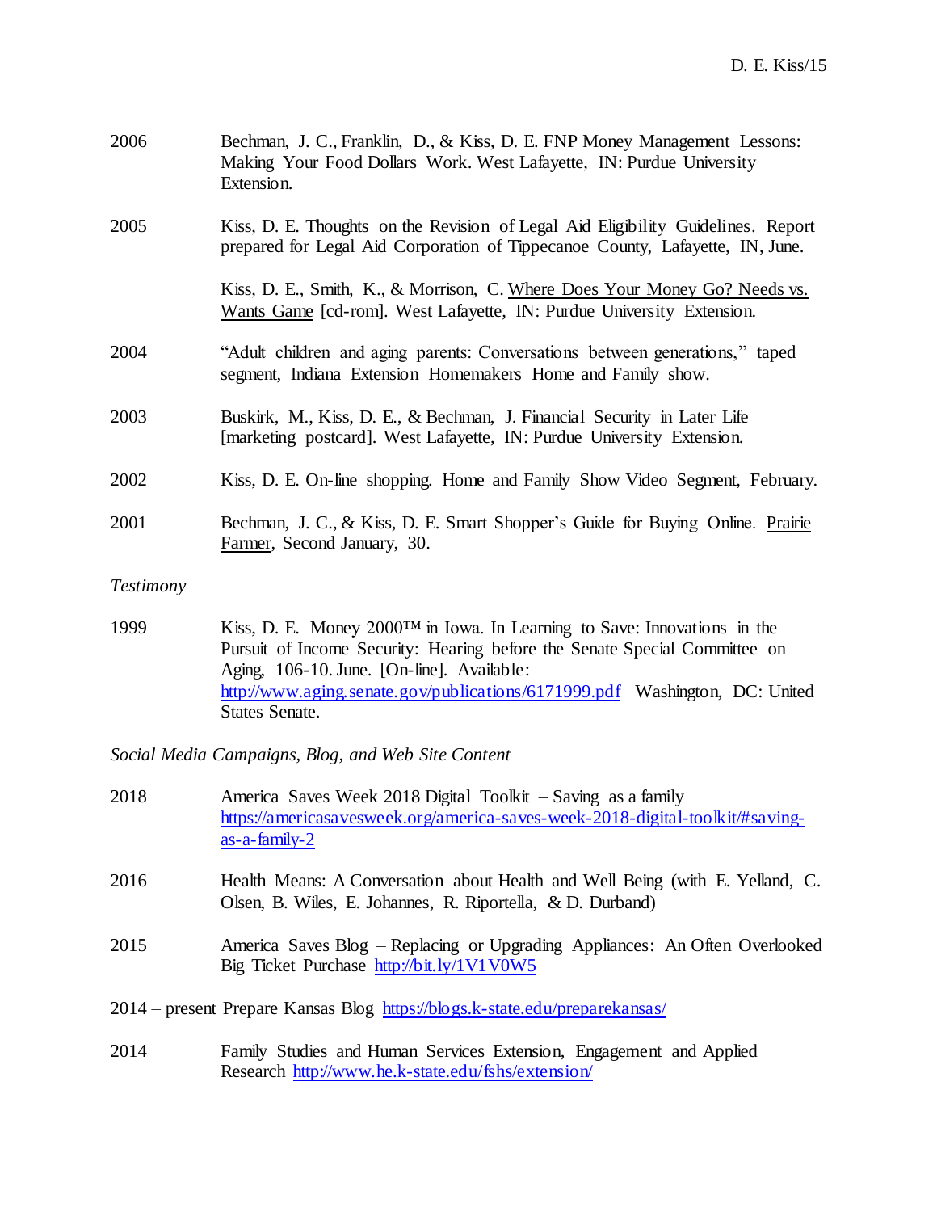2006 Bechman, J. C., Franklin, D., & Kiss, D. E. FNP Money Management Lessons: Making Your Food Dollars Work. West Lafayette, IN: Purdue University Extension.

2005 Kiss, D. E. Thoughts on the Revision of Legal Aid Eligibility Guidelines. Report prepared for Legal Aid Corporation of Tippecanoe County, Lafayette, IN, June.

Kiss, D. E., Smith, K., & Morrison, C. Where Does Your Money Go? Needs vs. Wants Game [cd-rom]. West Lafayette, IN: Purdue University Extension.

2004 "Adult children and aging parents: Conversations between generations," taped segment, Indiana Extension Homemakers Home and Family show.

2003 Buskirk, M., Kiss, D. E., & Bechman, J. Financial Security in Later Life [marketing postcard]. West Lafayette, IN: Purdue University Extension.

2002 Kiss, D. E. On-line shopping. Home and Family Show Video Segment, February.

2001 Bechman, J. C., & Kiss, D. E. Smart Shopper's Guide for Buying Online. Prairie Farmer, Second January, 30.

*Testimony*

1999 Kiss, D. E. Money 2000™ in Iowa. In Learning to Save: Innovations in the Pursuit of Income Security: Hearing before the Senate Special Committee on Aging, 106-10. June. [On-line]. Available: http://www.aging.senate.gov/publications/6171999.pdf Washington, DC: United States Senate.

*Social Media Campaigns, Blog, and Web Site Content*

2018 America Saves Week 2018 Digital Toolkit – Saving as a family https://americasavesweek.org/america-saves-week-2018-digital-toolkit/#saving-as-a-family-2

2016 Health Means: A Conversation about Health and Well Being (with E. Yelland, C. Olsen, B. Wiles, E. Johannes, R. Riportella, & D. Durband)

2015 America Saves Blog – Replacing or Upgrading Appliances: An Often Overlooked Big Ticket Purchase http://bit.ly/1V1V0W5

2014 – present Prepare Kansas Blog https://blogs.k-state.edu/preparekansas/

2014 Family Studies and Human Services Extension, Engagement and Applied Research http://www.he.k-state.edu/fshs/extension/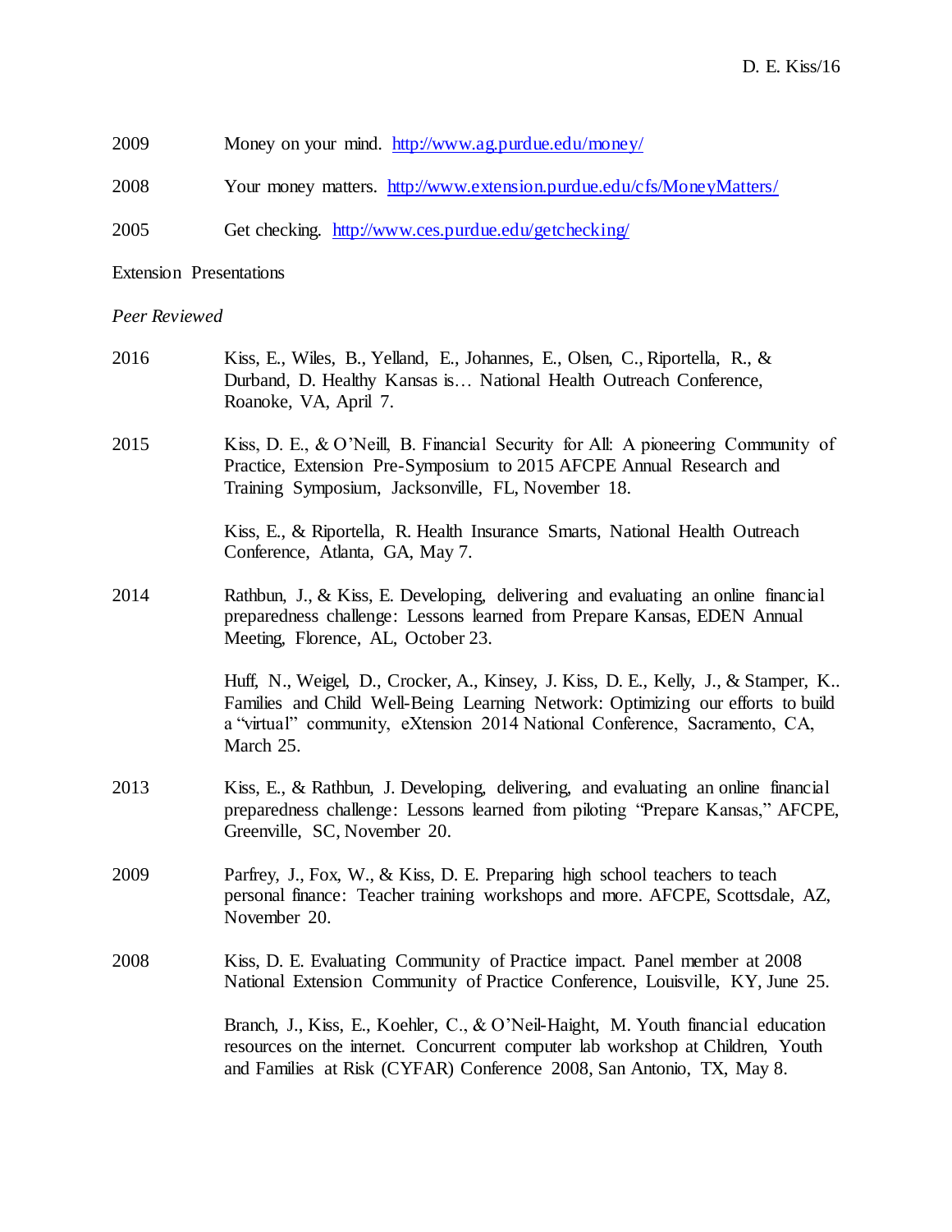2009 Money on your mind. http://www.ag.purdue.edu/money/

2008 Your money matters. http://www.extension.purdue.edu/cfs/MoneyMatters/

2005 Get checking. http://www.ces.purdue.edu/getchecking/

Extension Presentations

*Peer Reviewed*

2016 Kiss, E., Wiles, B., Yelland, E., Johannes, E., Olsen, C., Riportella, R., & Durband, D. Healthy Kansas is… National Health Outreach Conference, Roanoke, VA, April 7.

2015 Kiss, D. E., & O'Neill, B. Financial Security for All: A pioneering Community of Practice, Extension Pre-Symposium to 2015 AFCPE Annual Research and Training Symposium, Jacksonville, FL, November 18.

Kiss, E., & Riportella, R. Health Insurance Smarts, National Health Outreach Conference, Atlanta, GA, May 7.

2014 Rathbun, J., & Kiss, E. Developing, delivering and evaluating an online financial preparedness challenge: Lessons learned from Prepare Kansas, EDEN Annual Meeting, Florence, AL, October 23.

Huff, N., Weigel, D., Crocker, A., Kinsey, J. Kiss, D. E., Kelly, J., & Stamper, K.. Families and Child Well-Being Learning Network: Optimizing our efforts to build a "virtual" community, eXtension 2014 National Conference, Sacramento, CA, March 25.

2013 Kiss, E., & Rathbun, J. Developing, delivering, and evaluating an online financial preparedness challenge: Lessons learned from piloting "Prepare Kansas," AFCPE, Greenville, SC, November 20.

2009 Parfrey, J., Fox, W., & Kiss, D. E. Preparing high school teachers to teach personal finance: Teacher training workshops and more. AFCPE, Scottsdale, AZ, November 20.

2008 Kiss, D. E. Evaluating Community of Practice impact. Panel member at 2008 National Extension Community of Practice Conference, Louisville, KY, June 25.

Branch, J., Kiss, E., Koehler, C., & O'Neil-Haight, M. Youth financial education resources on the internet. Concurrent computer lab workshop at Children, Youth and Families at Risk (CYFAR) Conference 2008, San Antonio, TX, May 8.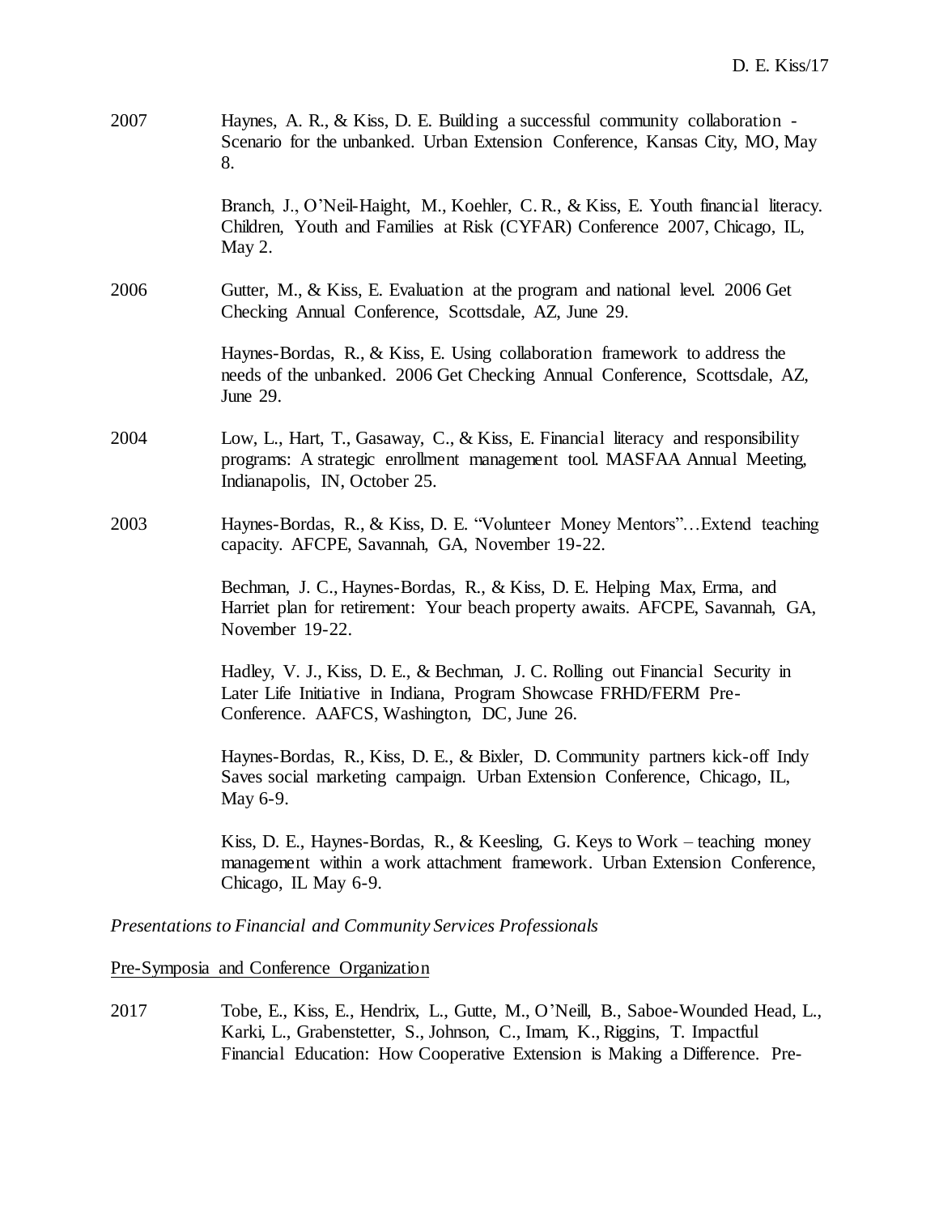2007 Haynes, A. R., & Kiss, D. E. Building a successful community collaboration - Scenario for the unbanked. Urban Extension Conference, Kansas City, MO, May 8.

Branch, J., O'Neil-Haight, M., Koehler, C. R., & Kiss, E. Youth financial literacy. Children, Youth and Families at Risk (CYFAR) Conference 2007, Chicago, IL, May 2.

2006 Gutter, M., & Kiss, E. Evaluation at the program and national level. 2006 Get Checking Annual Conference, Scottsdale, AZ, June 29.

Haynes-Bordas, R., & Kiss, E. Using collaboration framework to address the needs of the unbanked. 2006 Get Checking Annual Conference, Scottsdale, AZ, June 29.

2004 Low, L., Hart, T., Gasaway, C., & Kiss, E. Financial literacy and responsibility programs: A strategic enrollment management tool. MASFAA Annual Meeting, Indianapolis, IN, October 25.

2003 Haynes-Bordas, R., & Kiss, D. E. "Volunteer Money Mentors"…Extend teaching capacity. AFCPE, Savannah, GA, November 19-22.

Bechman, J. C., Haynes-Bordas, R., & Kiss, D. E. Helping Max, Erma, and Harriet plan for retirement: Your beach property awaits. AFCPE, Savannah, GA, November 19-22.

Hadley, V. J., Kiss, D. E., & Bechman, J. C. Rolling out Financial Security in Later Life Initiative in Indiana, Program Showcase FRHD/FERM Pre-Conference. AAFCS, Washington, DC, June 26.

Haynes-Bordas, R., Kiss, D. E., & Bixler, D. Community partners kick-off Indy Saves social marketing campaign. Urban Extension Conference, Chicago, IL, May 6-9.

Kiss, D. E., Haynes-Bordas, R., & Keesling, G. Keys to Work – teaching money management within a work attachment framework. Urban Extension Conference, Chicago, IL May 6-9.

*Presentations to Financial and Community Services Professionals*

Pre-Symposia and Conference Organization

2017 Tobe, E., Kiss, E., Hendrix, L., Gutte, M., O'Neill, B., Saboe-Wounded Head, L., Karki, L., Grabenstetter, S., Johnson, C., Imam, K., Riggins, T. Impactful Financial Education: How Cooperative Extension is Making a Difference. Pre-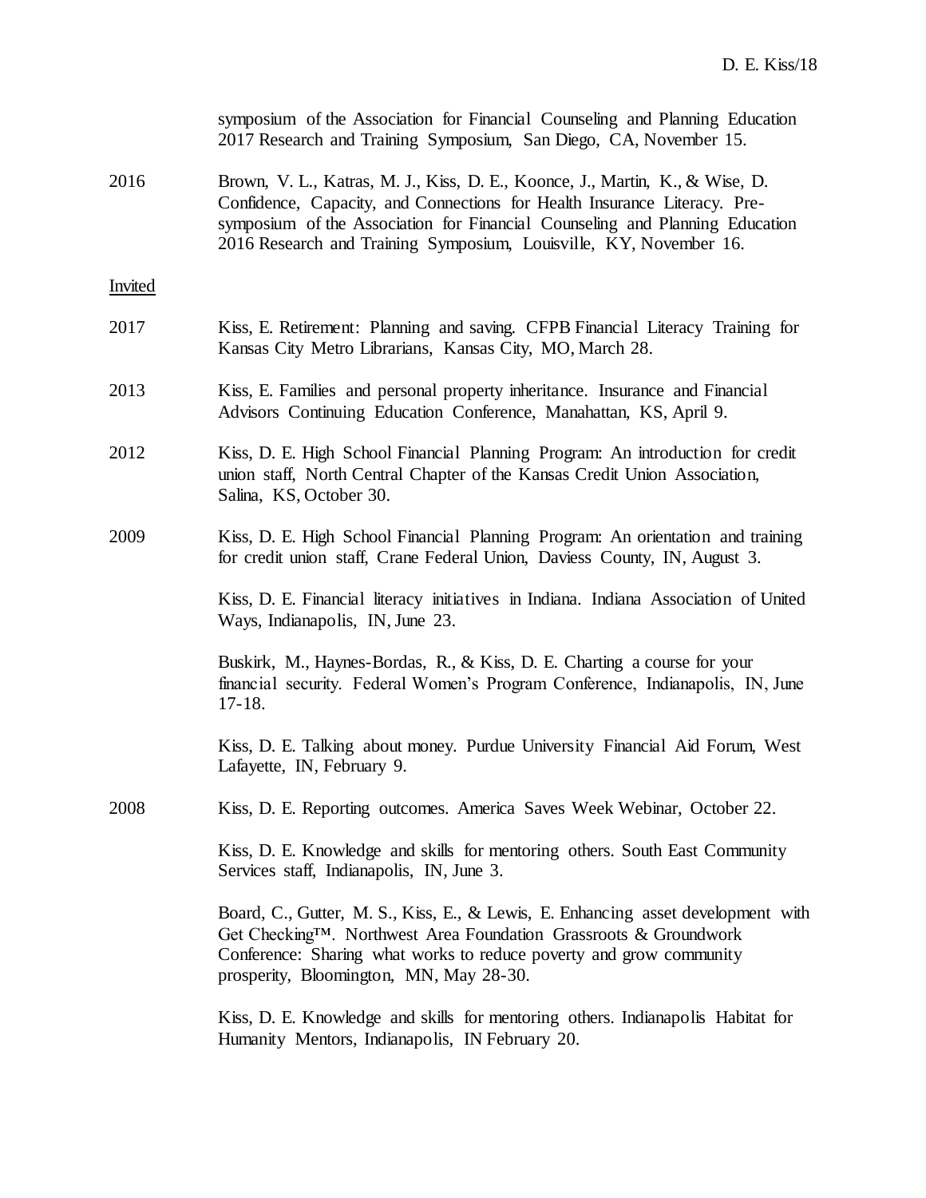symposium of the Association for Financial Counseling and Planning Education 2017 Research and Training Symposium, San Diego, CA, November 15.

2016 Brown, V. L., Katras, M. J., Kiss, D. E., Koonce, J., Martin, K., & Wise, D. Confidence, Capacity, and Connections for Health Insurance Literacy. Pre-symposium of the Association for Financial Counseling and Planning Education 2016 Research and Training Symposium, Louisville, KY, November 16.

Invited

2017 Kiss, E. Retirement: Planning and saving. CFPB Financial Literacy Training for Kansas City Metro Librarians, Kansas City, MO, March 28.

2013 Kiss, E. Families and personal property inheritance. Insurance and Financial Advisors Continuing Education Conference, Manahattan, KS, April 9.

2012 Kiss, D. E. High School Financial Planning Program: An introduction for credit union staff, North Central Chapter of the Kansas Credit Union Association, Salina, KS, October 30.

2009 Kiss, D. E. High School Financial Planning Program: An orientation and training for credit union staff, Crane Federal Union, Daviess County, IN, August 3.

Kiss, D. E. Financial literacy initiatives in Indiana. Indiana Association of United Ways, Indianapolis, IN, June 23.

Buskirk, M., Haynes-Bordas, R., & Kiss, D. E. Charting a course for your financial security. Federal Women's Program Conference, Indianapolis, IN, June 17-18.

Kiss, D. E. Talking about money. Purdue University Financial Aid Forum, West Lafayette, IN, February 9.

2008 Kiss, D. E. Reporting outcomes. America Saves Week Webinar, October 22.

Kiss, D. E. Knowledge and skills for mentoring others. South East Community Services staff, Indianapolis, IN, June 3.

Board, C., Gutter, M. S., Kiss, E., & Lewis, E. Enhancing asset development with Get Checking™. Northwest Area Foundation Grassroots & Groundwork Conference: Sharing what works to reduce poverty and grow community prosperity, Bloomington, MN, May 28-30.

Kiss, D. E. Knowledge and skills for mentoring others. Indianapolis Habitat for Humanity Mentors, Indianapolis, IN February 20.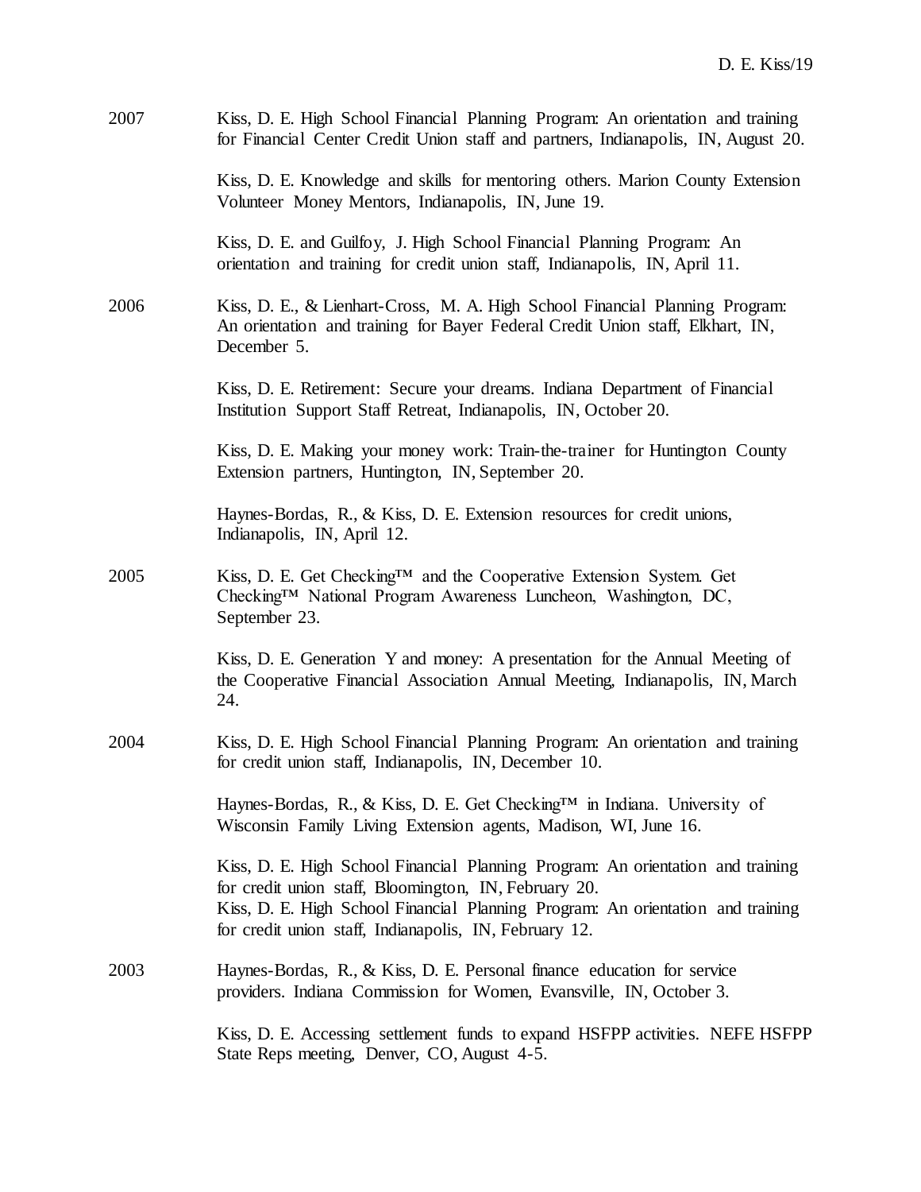2007 Kiss, D. E. High School Financial Planning Program: An orientation and training for Financial Center Credit Union staff and partners, Indianapolis, IN, August 20.

Kiss, D. E. Knowledge and skills for mentoring others. Marion County Extension Volunteer Money Mentors, Indianapolis, IN, June 19.

Kiss, D. E. and Guilfoy, J. High School Financial Planning Program: An orientation and training for credit union staff, Indianapolis, IN, April 11.

2006 Kiss, D. E., & Lienhart-Cross, M. A. High School Financial Planning Program: An orientation and training for Bayer Federal Credit Union staff, Elkhart, IN, December 5.

Kiss, D. E. Retirement: Secure your dreams. Indiana Department of Financial Institution Support Staff Retreat, Indianapolis, IN, October 20.

Kiss, D. E. Making your money work: Train-the-trainer for Huntington County Extension partners, Huntington, IN, September 20.

Haynes-Bordas, R., & Kiss, D. E. Extension resources for credit unions, Indianapolis, IN, April 12.

2005 Kiss, D. E. Get Checking™ and the Cooperative Extension System. Get Checking™ National Program Awareness Luncheon, Washington, DC, September 23.

Kiss, D. E. Generation Y and money: A presentation for the Annual Meeting of the Cooperative Financial Association Annual Meeting, Indianapolis, IN, March 24.

2004 Kiss, D. E. High School Financial Planning Program: An orientation and training for credit union staff, Indianapolis, IN, December 10.

Haynes-Bordas, R., & Kiss, D. E. Get Checking™ in Indiana. University of Wisconsin Family Living Extension agents, Madison, WI, June 16.

Kiss, D. E. High School Financial Planning Program: An orientation and training for credit union staff, Bloomington, IN, February 20.

Kiss, D. E. High School Financial Planning Program: An orientation and training for credit union staff, Indianapolis, IN, February 12.

2003 Haynes-Bordas, R., & Kiss, D. E. Personal finance education for service providers. Indiana Commission for Women, Evansville, IN, October 3.

Kiss, D. E. Accessing settlement funds to expand HSFPP activities. NEFE HSFPP State Reps meeting, Denver, CO, August 4-5.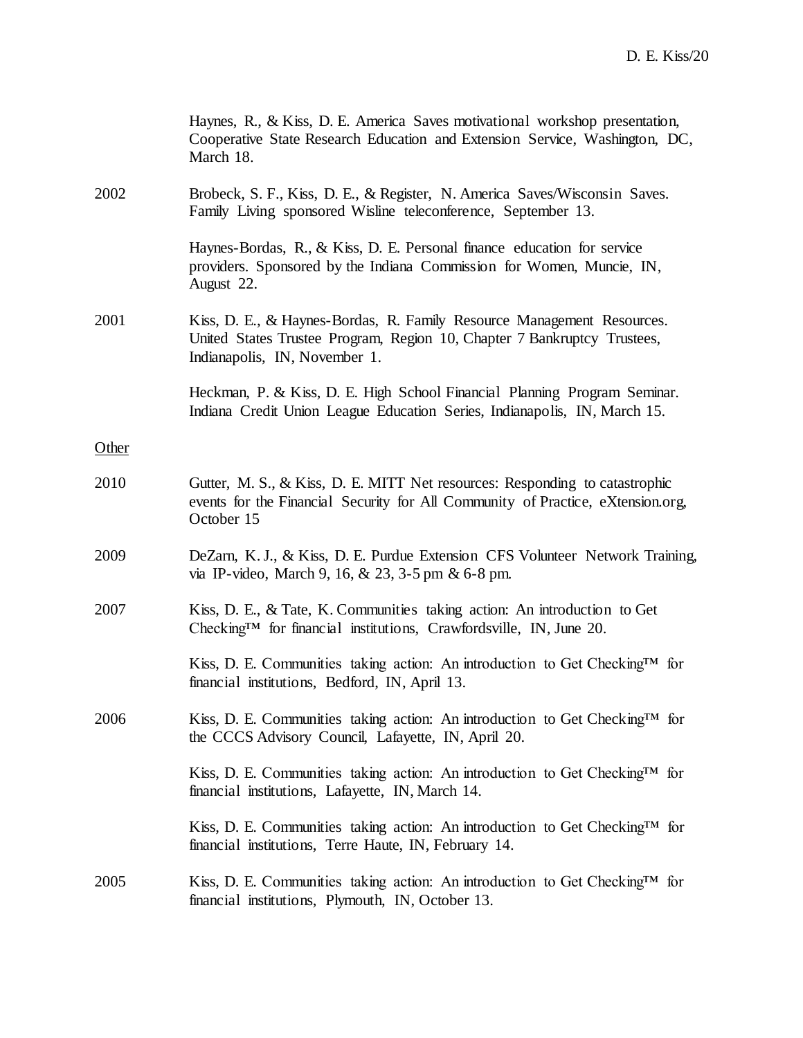Haynes, R., & Kiss, D. E. America Saves motivational workshop presentation, Cooperative State Research Education and Extension Service, Washington, DC, March 18.

2002 Brobeck, S. F., Kiss, D. E., & Register, N. America Saves/Wisconsin Saves. Family Living sponsored Wisline teleconference, September 13.

Haynes-Bordas, R., & Kiss, D. E. Personal finance education for service providers. Sponsored by the Indiana Commission for Women, Muncie, IN, August 22.

2001 Kiss, D. E., & Haynes-Bordas, R. Family Resource Management Resources. United States Trustee Program, Region 10, Chapter 7 Bankruptcy Trustees, Indianapolis, IN, November 1.

Heckman, P. & Kiss, D. E. High School Financial Planning Program Seminar. Indiana Credit Union League Education Series, Indianapolis, IN, March 15.

Other

2010 Gutter, M. S., & Kiss, D. E. MITT Net resources: Responding to catastrophic events for the Financial Security for All Community of Practice, eXtension.org, October 15

2009 DeZarn, K. J., & Kiss, D. E. Purdue Extension CFS Volunteer Network Training, via IP-video, March 9, 16, & 23, 3-5 pm & 6-8 pm.

2007 Kiss, D. E., & Tate, K. Communities taking action: An introduction to Get Checking™ for financial institutions, Crawfordsville, IN, June 20.

Kiss, D. E. Communities taking action: An introduction to Get Checking™ for financial institutions, Bedford, IN, April 13.

2006 Kiss, D. E. Communities taking action: An introduction to Get Checking™ for the CCCS Advisory Council, Lafayette, IN, April 20.

Kiss, D. E. Communities taking action: An introduction to Get Checking™ for financial institutions, Lafayette, IN, March 14.

Kiss, D. E. Communities taking action: An introduction to Get Checking™ for financial institutions, Terre Haute, IN, February 14.

2005 Kiss, D. E. Communities taking action: An introduction to Get Checking™ for financial institutions, Plymouth, IN, October 13.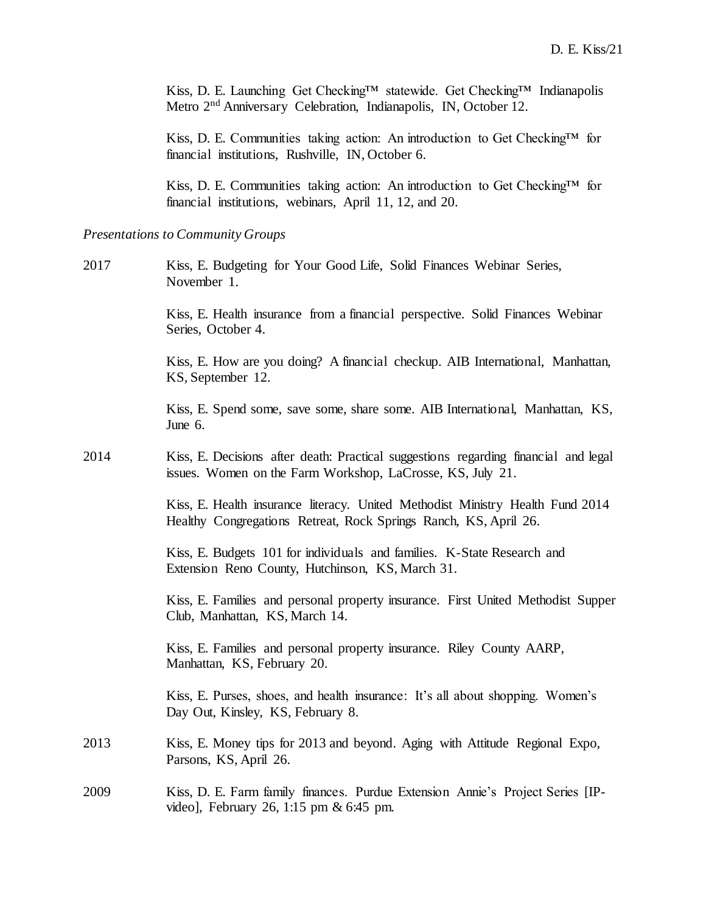Kiss, D. E. Launching Get Checking™ statewide. Get Checking™ Indianapolis Metro 2nd Anniversary Celebration, Indianapolis, IN, October 12.

Kiss, D. E. Communities taking action: An introduction to Get Checking™ for financial institutions, Rushville, IN, October 6.

Kiss, D. E. Communities taking action: An introduction to Get Checking™ for financial institutions, webinars, April 11, 12, and 20.

*Presentations to Community Groups*

2017 Kiss, E. Budgeting for Your Good Life, Solid Finances Webinar Series, November 1.

Kiss, E. Health insurance from a financial perspective. Solid Finances Webinar Series, October 4.

Kiss, E. How are you doing? A financial checkup. AIB International, Manhattan, KS, September 12.

Kiss, E. Spend some, save some, share some. AIB International, Manhattan, KS, June 6.

2014 Kiss, E. Decisions after death: Practical suggestions regarding financial and legal issues. Women on the Farm Workshop, LaCrosse, KS, July 21.

Kiss, E. Health insurance literacy. United Methodist Ministry Health Fund 2014 Healthy Congregations Retreat, Rock Springs Ranch, KS, April 26.

Kiss, E. Budgets 101 for individuals and families. K-State Research and Extension Reno County, Hutchinson, KS, March 31.

Kiss, E. Families and personal property insurance. First United Methodist Supper Club, Manhattan, KS, March 14.

Kiss, E. Families and personal property insurance. Riley County AARP, Manhattan, KS, February 20.

Kiss, E. Purses, shoes, and health insurance: It's all about shopping. Women's Day Out, Kinsley, KS, February 8.

2013 Kiss, E. Money tips for 2013 and beyond. Aging with Attitude Regional Expo, Parsons, KS, April 26.

2009 Kiss, D. E. Farm family finances. Purdue Extension Annie's Project Series [IP-video], February 26, 1:15 pm & 6:45 pm.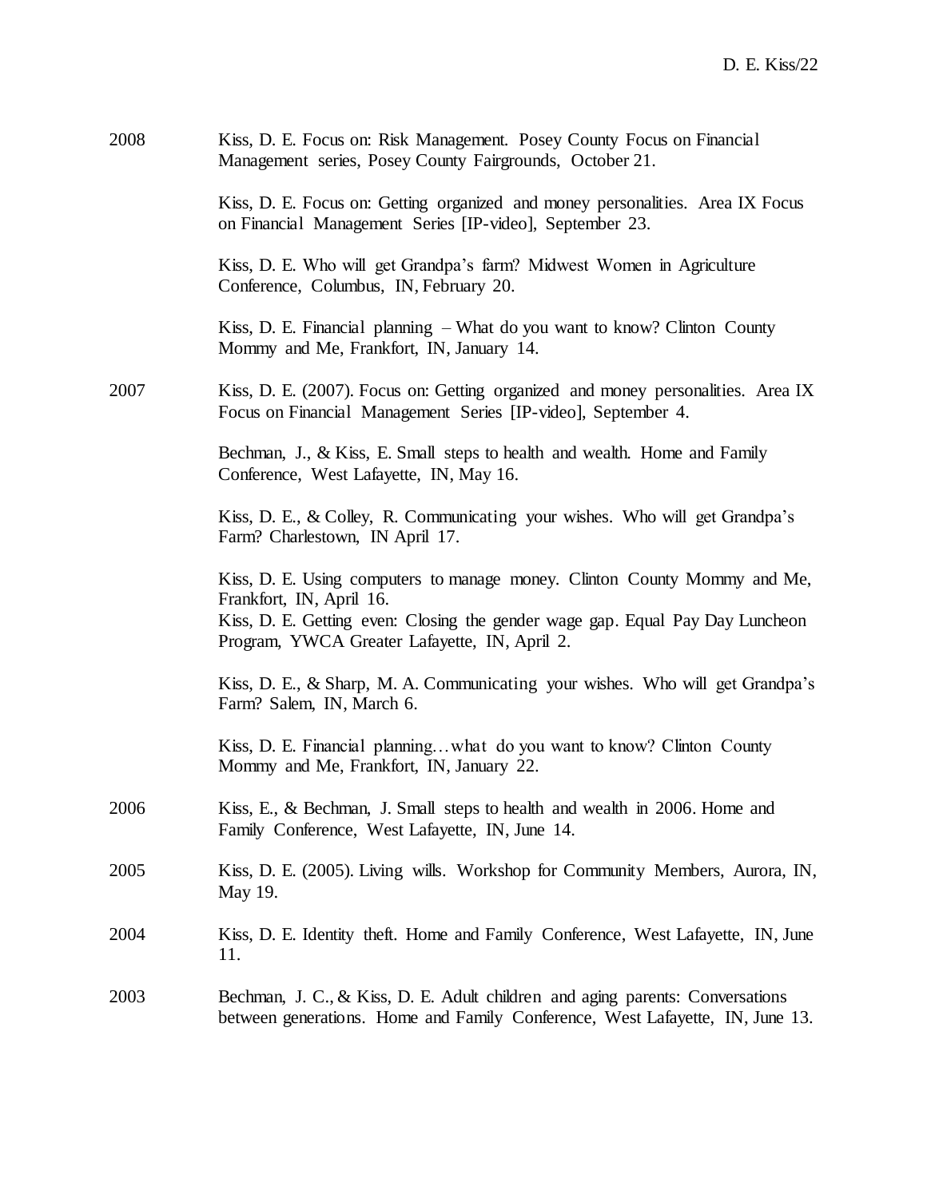2008 Kiss, D. E. Focus on: Risk Management. Posey County Focus on Financial Management series, Posey County Fairgrounds, October 21.

Kiss, D. E. Focus on: Getting organized and money personalities. Area IX Focus on Financial Management Series [IP-video], September 23.

Kiss, D. E. Who will get Grandpa's farm? Midwest Women in Agriculture Conference, Columbus, IN, February 20.

Kiss, D. E. Financial planning – What do you want to know? Clinton County Mommy and Me, Frankfort, IN, January 14.

2007 Kiss, D. E. (2007). Focus on: Getting organized and money personalities. Area IX Focus on Financial Management Series [IP-video], September 4.

Bechman, J., & Kiss, E. Small steps to health and wealth. Home and Family Conference, West Lafayette, IN, May 16.

Kiss, D. E., & Colley, R. Communicating your wishes. Who will get Grandpa's Farm? Charlestown, IN April 17.

Kiss, D. E. Using computers to manage money. Clinton County Mommy and Me, Frankfort, IN, April 16.

Kiss, D. E. Getting even: Closing the gender wage gap. Equal Pay Day Luncheon Program, YWCA Greater Lafayette, IN, April 2.

Kiss, D. E., & Sharp, M. A. Communicating your wishes. Who will get Grandpa's Farm? Salem, IN, March 6.

Kiss, D. E. Financial planning…what do you want to know? Clinton County Mommy and Me, Frankfort, IN, January 22.

2006 Kiss, E., & Bechman, J. Small steps to health and wealth in 2006. Home and Family Conference, West Lafayette, IN, June 14.

2005 Kiss, D. E. (2005). Living wills. Workshop for Community Members, Aurora, IN, May 19.

2004 Kiss, D. E. Identity theft. Home and Family Conference, West Lafayette, IN, June 11.

2003 Bechman, J. C., & Kiss, D. E. Adult children and aging parents: Conversations between generations. Home and Family Conference, West Lafayette, IN, June 13.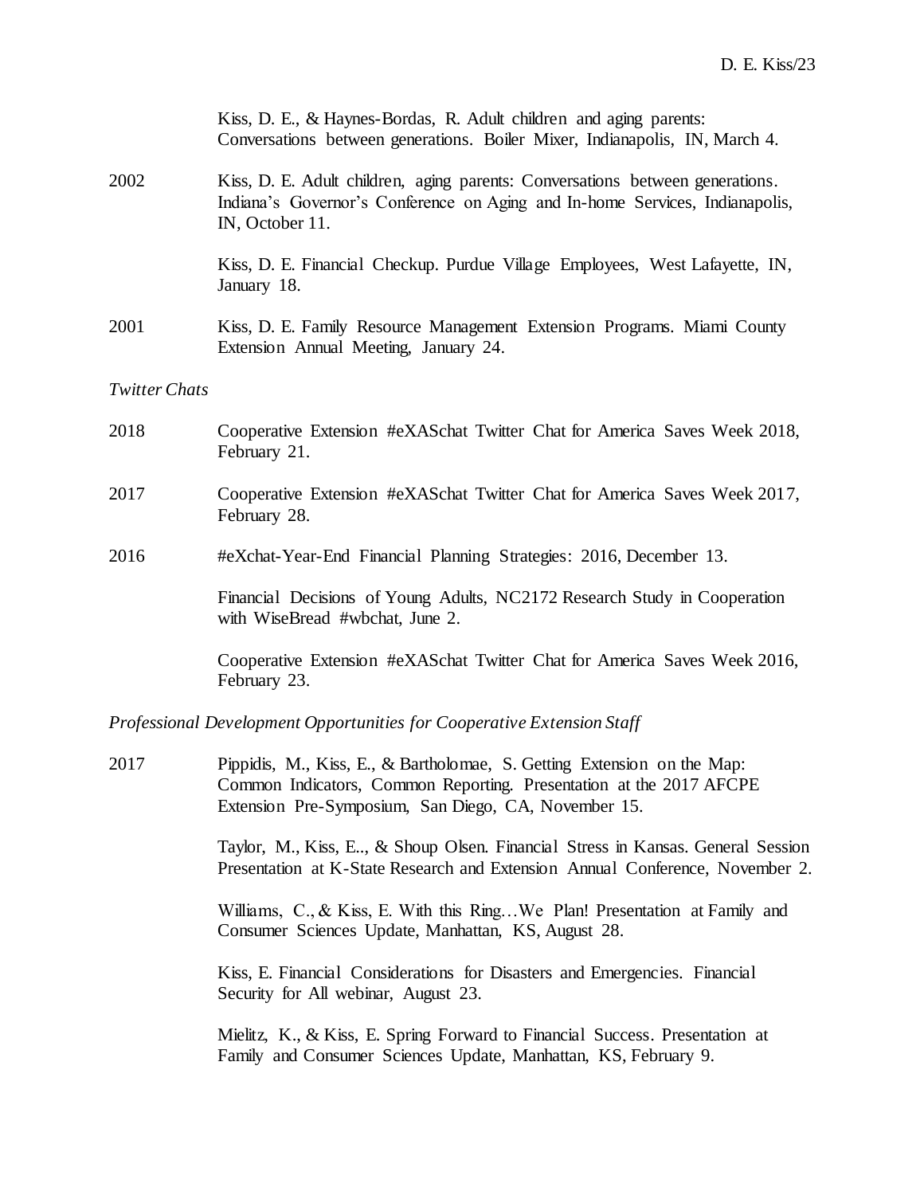Kiss, D. E., & Haynes-Bordas, R. Adult children and aging parents: Conversations between generations. Boiler Mixer, Indianapolis, IN, March 4.

2002 Kiss, D. E. Adult children, aging parents: Conversations between generations. Indiana's Governor's Conference on Aging and In-home Services, Indianapolis, IN, October 11.

Kiss, D. E. Financial Checkup. Purdue Village Employees, West Lafayette, IN, January 18.

2001 Kiss, D. E. Family Resource Management Extension Programs. Miami County Extension Annual Meeting, January 24.

*Twitter Chats*

2018 Cooperative Extension #eXASchat Twitter Chat for America Saves Week 2018, February 21.

2017 Cooperative Extension #eXASchat Twitter Chat for America Saves Week 2017, February 28.

2016 #eXchat-Year-End Financial Planning Strategies: 2016, December 13.

Financial Decisions of Young Adults, NC2172 Research Study in Cooperation with WiseBread #wbchat, June 2.

Cooperative Extension #eXASchat Twitter Chat for America Saves Week 2016, February 23.

*Professional Development Opportunities for Cooperative Extension Staff*

2017 Pippidis, M., Kiss, E., & Bartholomae, S. Getting Extension on the Map: Common Indicators, Common Reporting. Presentation at the 2017 AFCPE Extension Pre-Symposium, San Diego, CA, November 15.

Taylor, M., Kiss, E.., & Shoup Olsen. Financial Stress in Kansas. General Session Presentation at K-State Research and Extension Annual Conference, November 2.

Williams, C., & Kiss, E. With this Ring…We Plan! Presentation at Family and Consumer Sciences Update, Manhattan, KS, August 28.

Kiss, E. Financial Considerations for Disasters and Emergencies. Financial Security for All webinar, August 23.

Mielitz, K., & Kiss, E. Spring Forward to Financial Success. Presentation at Family and Consumer Sciences Update, Manhattan, KS, February 9.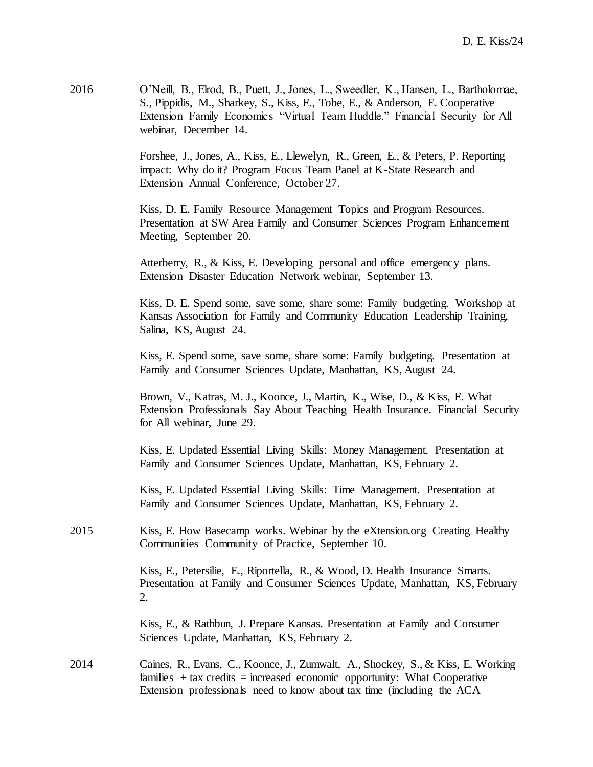2016 O'Neill, B., Elrod, B., Puett, J., Jones, L., Sweedler, K., Hansen, L., Bartholomae, S., Pippidis, M., Sharkey, S., Kiss, E., Tobe, E., & Anderson, E. Cooperative Extension Family Economics "Virtual Team Huddle." Financial Security for All webinar, December 14.

Forshee, J., Jones, A., Kiss, E., Llewelyn, R., Green, E., & Peters, P. Reporting impact: Why do it? Program Focus Team Panel at K-State Research and Extension Annual Conference, October 27.

Kiss, D. E. Family Resource Management Topics and Program Resources. Presentation at SW Area Family and Consumer Sciences Program Enhancement Meeting, September 20.

Atterberry, R., & Kiss, E. Developing personal and office emergency plans. Extension Disaster Education Network webinar, September 13.

Kiss, D. E. Spend some, save some, share some: Family budgeting. Workshop at Kansas Association for Family and Community Education Leadership Training, Salina, KS, August 24.

Kiss, E. Spend some, save some, share some: Family budgeting. Presentation at Family and Consumer Sciences Update, Manhattan, KS, August 24.

Brown, V., Katras, M. J., Koonce, J., Martin, K., Wise, D., & Kiss, E. What Extension Professionals Say About Teaching Health Insurance. Financial Security for All webinar, June 29.

Kiss, E. Updated Essential Living Skills: Money Management. Presentation at Family and Consumer Sciences Update, Manhattan, KS, February 2.

Kiss, E. Updated Essential Living Skills: Time Management. Presentation at Family and Consumer Sciences Update, Manhattan, KS, February 2.

2015 Kiss, E. How Basecamp works. Webinar by the eXtension.org Creating Healthy Communities Community of Practice, September 10.

Kiss, E., Petersilie, E., Riportella, R., & Wood, D. Health Insurance Smarts. Presentation at Family and Consumer Sciences Update, Manhattan, KS, February 2.

Kiss, E., & Rathbun, J. Prepare Kansas. Presentation at Family and Consumer Sciences Update, Manhattan, KS, February 2.

2014 Caines, R., Evans, C., Koonce, J., Zumwalt, A., Shockey, S., & Kiss, E. Working families + tax credits = increased economic opportunity: What Cooperative Extension professionals need to know about tax time (including the ACA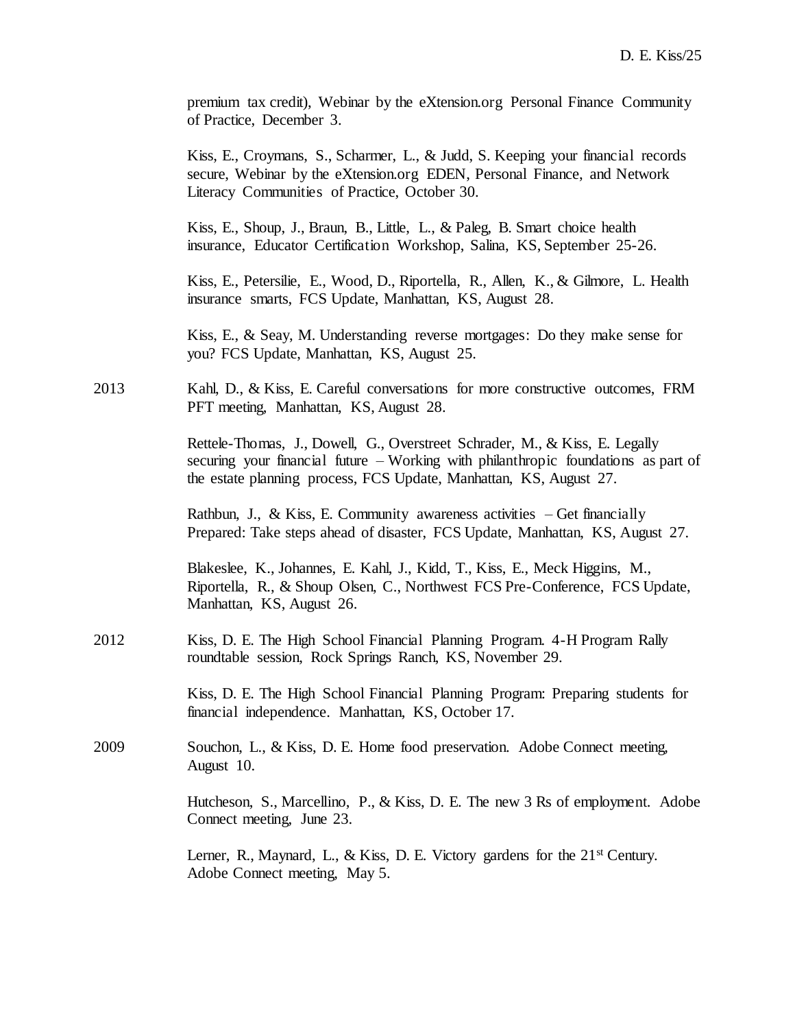premium tax credit), Webinar by the eXtension.org Personal Finance Community of Practice, December 3.

Kiss, E., Croymans, S., Scharmer, L., & Judd, S. Keeping your financial records secure, Webinar by the eXtension.org EDEN, Personal Finance, and Network Literacy Communities of Practice, October 30.

Kiss, E., Shoup, J., Braun, B., Little, L., & Paleg, B. Smart choice health insurance, Educator Certification Workshop, Salina, KS, September 25-26.

Kiss, E., Petersilie, E., Wood, D., Riportella, R., Allen, K., & Gilmore, L. Health insurance smarts, FCS Update, Manhattan, KS, August 28.

Kiss, E., & Seay, M. Understanding reverse mortgages: Do they make sense for you? FCS Update, Manhattan, KS, August 25.

2013 Kahl, D., & Kiss, E. Careful conversations for more constructive outcomes, FRM PFT meeting, Manhattan, KS, August 28.

Rettele-Thomas, J., Dowell, G., Overstreet Schrader, M., & Kiss, E. Legally securing your financial future – Working with philanthropic foundations as part of the estate planning process, FCS Update, Manhattan, KS, August 27.

Rathbun, J., & Kiss, E. Community awareness activities – Get financially Prepared: Take steps ahead of disaster, FCS Update, Manhattan, KS, August 27.

Blakeslee, K., Johannes, E. Kahl, J., Kidd, T., Kiss, E., Meck Higgins, M., Riportella, R., & Shoup Olsen, C., Northwest FCS Pre-Conference, FCS Update, Manhattan, KS, August 26.

2012 Kiss, D. E. The High School Financial Planning Program. 4-H Program Rally roundtable session, Rock Springs Ranch, KS, November 29.

Kiss, D. E. The High School Financial Planning Program: Preparing students for financial independence. Manhattan, KS, October 17.

2009 Souchon, L., & Kiss, D. E. Home food preservation. Adobe Connect meeting, August 10.

Hutcheson, S., Marcellino, P., & Kiss, D. E. The new 3 Rs of employment. Adobe Connect meeting, June 23.

Lerner, R., Maynard, L., & Kiss, D. E. Victory gardens for the 21st Century. Adobe Connect meeting, May 5.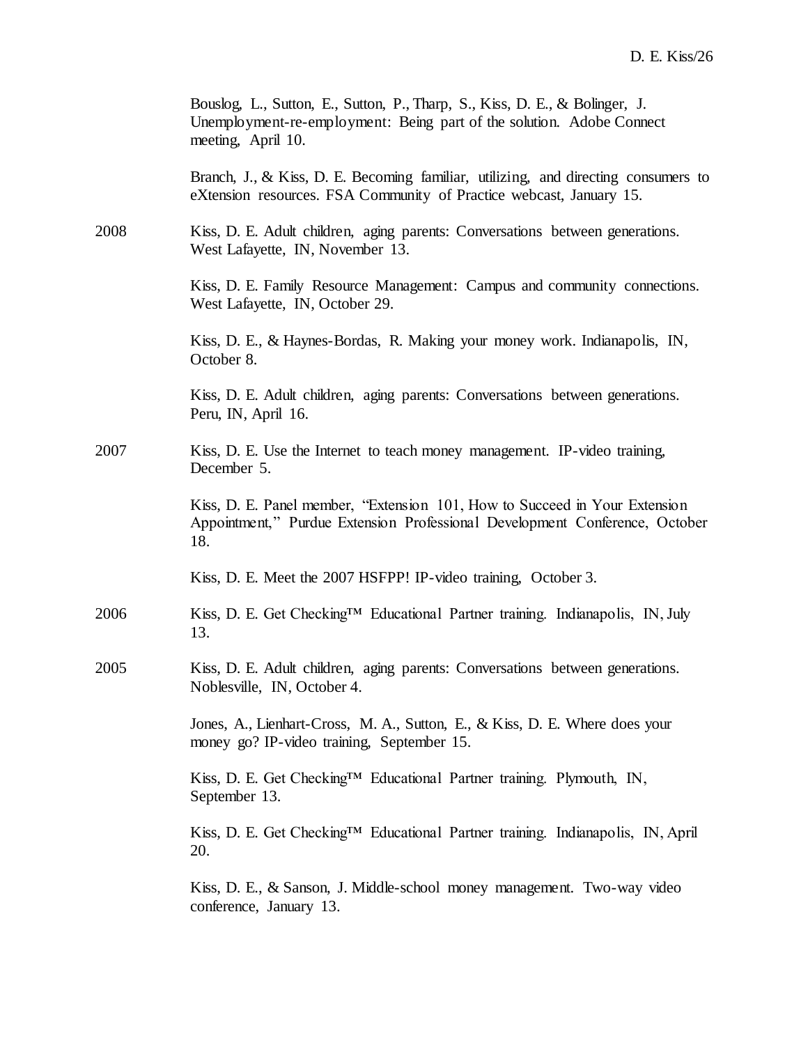Bouslog, L., Sutton, E., Sutton, P., Tharp, S., Kiss, D. E., & Bolinger, J. Unemployment-re-employment: Being part of the solution. Adobe Connect meeting, April 10.

Branch, J., & Kiss, D. E. Becoming familiar, utilizing, and directing consumers to eXtension resources. FSA Community of Practice webcast, January 15.

2008 Kiss, D. E. Adult children, aging parents: Conversations between generations. West Lafayette, IN, November 13.

Kiss, D. E. Family Resource Management: Campus and community connections. West Lafayette, IN, October 29.

Kiss, D. E., & Haynes-Bordas, R. Making your money work. Indianapolis, IN, October 8.

Kiss, D. E. Adult children, aging parents: Conversations between generations. Peru, IN, April 16.

2007 Kiss, D. E. Use the Internet to teach money management. IP-video training, December 5.

Kiss, D. E. Panel member, "Extension 101, How to Succeed in Your Extension Appointment," Purdue Extension Professional Development Conference, October 18.

Kiss, D. E. Meet the 2007 HSFPP! IP-video training, October 3.

2006 Kiss, D. E. Get Checking™ Educational Partner training. Indianapolis, IN, July 13.

2005 Kiss, D. E. Adult children, aging parents: Conversations between generations. Noblesville, IN, October 4.

Jones, A., Lienhart-Cross, M. A., Sutton, E., & Kiss, D. E. Where does your money go? IP-video training, September 15.

Kiss, D. E. Get Checking™ Educational Partner training. Plymouth, IN, September 13.

Kiss, D. E. Get Checking™ Educational Partner training. Indianapolis, IN, April 20.

Kiss, D. E., & Sanson, J. Middle-school money management. Two-way video conference, January 13.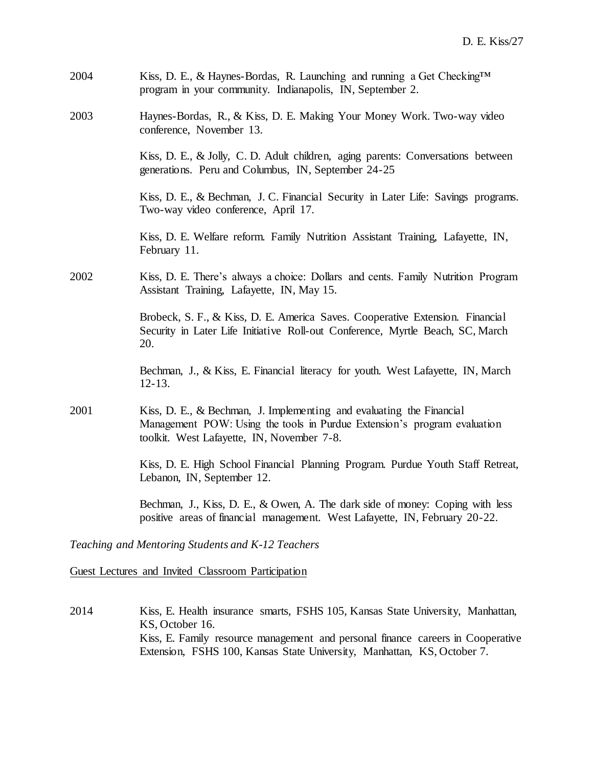2004 Kiss, D. E., & Haynes-Bordas, R. Launching and running a Get Checking™ program in your community. Indianapolis, IN, September 2.

2003 Haynes-Bordas, R., & Kiss, D. E. Making Your Money Work. Two-way video conference, November 13.

Kiss, D. E., & Jolly, C. D. Adult children, aging parents: Conversations between generations. Peru and Columbus, IN, September 24-25

Kiss, D. E., & Bechman, J. C. Financial Security in Later Life: Savings programs. Two-way video conference, April 17.

Kiss, D. E. Welfare reform. Family Nutrition Assistant Training, Lafayette, IN, February 11.

2002 Kiss, D. E. There's always a choice: Dollars and cents. Family Nutrition Program Assistant Training, Lafayette, IN, May 15.

Brobeck, S. F., & Kiss, D. E. America Saves. Cooperative Extension. Financial Security in Later Life Initiative Roll-out Conference, Myrtle Beach, SC, March 20.

Bechman, J., & Kiss, E. Financial literacy for youth. West Lafayette, IN, March 12-13.

2001 Kiss, D. E., & Bechman, J. Implementing and evaluating the Financial Management POW: Using the tools in Purdue Extension's program evaluation toolkit. West Lafayette, IN, November 7-8.

Kiss, D. E. High School Financial Planning Program. Purdue Youth Staff Retreat, Lebanon, IN, September 12.

Bechman, J., Kiss, D. E., & Owen, A. The dark side of money: Coping with less positive areas of financial management. West Lafayette, IN, February 20-22.

*Teaching and Mentoring Students and K-12 Teachers*

Guest Lectures and Invited Classroom Participation

2014 Kiss, E. Health insurance smarts, FSHS 105, Kansas State University, Manhattan, KS, October 16.

Kiss, E. Family resource management and personal finance careers in Cooperative Extension, FSHS 100, Kansas State University, Manhattan, KS, October 7.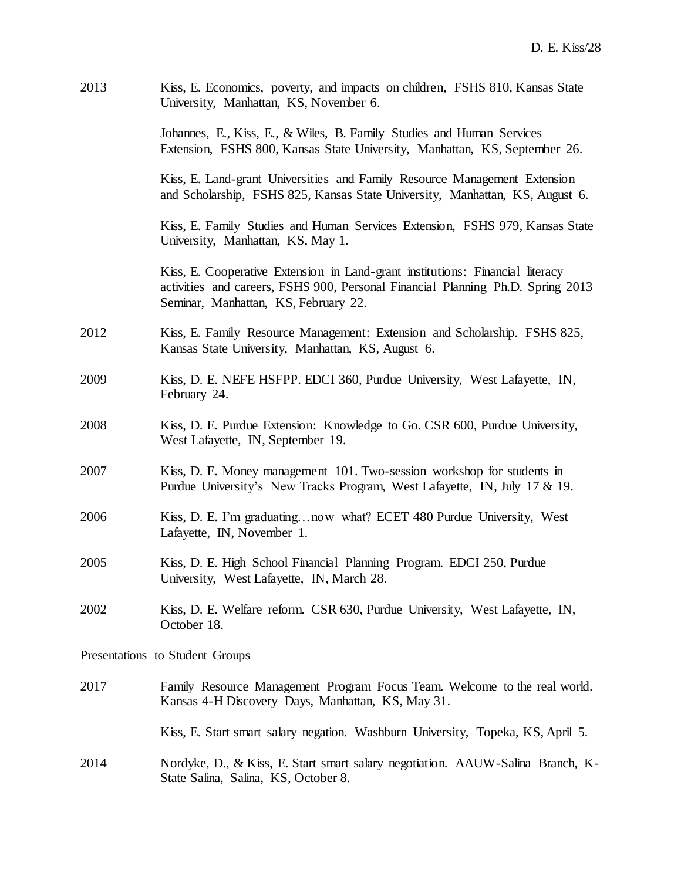2013 Kiss, E. Economics, poverty, and impacts on children, FSHS 810, Kansas State University, Manhattan, KS, November 6.

Johannes, E., Kiss, E., & Wiles, B. Family Studies and Human Services Extension, FSHS 800, Kansas State University, Manhattan, KS, September 26.

Kiss, E. Land-grant Universities and Family Resource Management Extension and Scholarship, FSHS 825, Kansas State University, Manhattan, KS, August 6.

Kiss, E. Family Studies and Human Services Extension, FSHS 979, Kansas State University, Manhattan, KS, May 1.

Kiss, E. Cooperative Extension in Land-grant institutions: Financial literacy activities and careers, FSHS 900, Personal Financial Planning Ph.D. Spring 2013 Seminar, Manhattan, KS, February 22.

2012 Kiss, E. Family Resource Management: Extension and Scholarship. FSHS 825, Kansas State University, Manhattan, KS, August 6.

2009 Kiss, D. E. NEFE HSFPP. EDCI 360, Purdue University, West Lafayette, IN, February 24.

2008 Kiss, D. E. Purdue Extension: Knowledge to Go. CSR 600, Purdue University, West Lafayette, IN, September 19.

2007 Kiss, D. E. Money management 101. Two-session workshop for students in Purdue University's New Tracks Program, West Lafayette, IN, July 17 & 19.

2006 Kiss, D. E. I'm graduating…now what? ECET 480 Purdue University, West Lafayette, IN, November 1.

2005 Kiss, D. E. High School Financial Planning Program. EDCI 250, Purdue University, West Lafayette, IN, March 28.

2002 Kiss, D. E. Welfare reform. CSR 630, Purdue University, West Lafayette, IN, October 18.

Presentations to Student Groups

2017 Family Resource Management Program Focus Team. Welcome to the real world. Kansas 4-H Discovery Days, Manhattan, KS, May 31.

Kiss, E. Start smart salary negation. Washburn University, Topeka, KS, April 5.

2014 Nordyke, D., & Kiss, E. Start smart salary negotiation. AAUW-Salina Branch, K-State Salina, Salina, KS, October 8.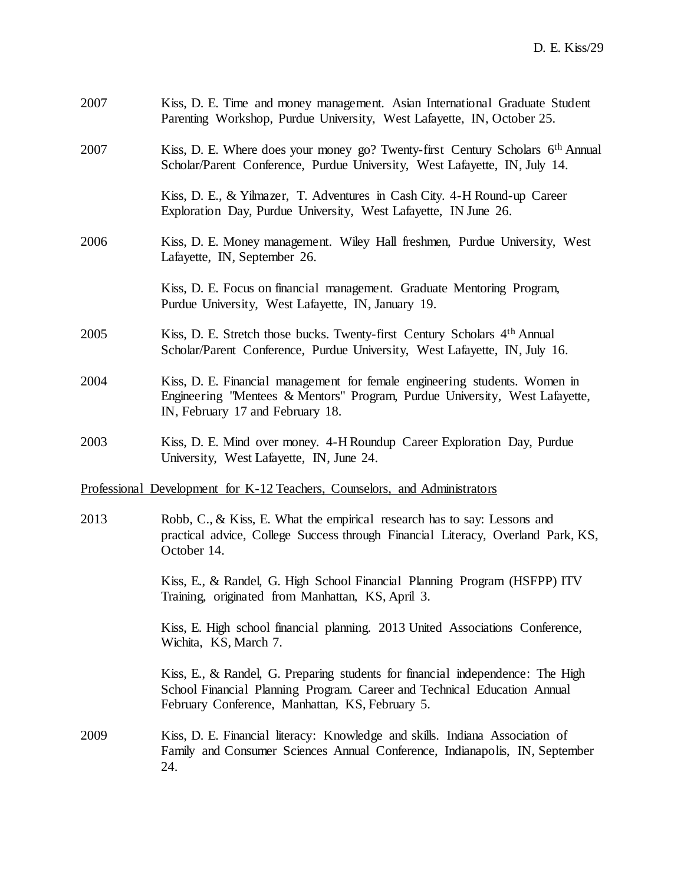2007 Kiss, D. E. Time and money management. Asian International Graduate Student Parenting Workshop, Purdue University, West Lafayette, IN, October 25.

2007 Kiss, D. E. Where does your money go? Twenty-first Century Scholars 6th Annual Scholar/Parent Conference, Purdue University, West Lafayette, IN, July 14.

Kiss, D. E., & Yilmazer, T. Adventures in Cash City. 4-H Round-up Career Exploration Day, Purdue University, West Lafayette, IN June 26.

2006 Kiss, D. E. Money management. Wiley Hall freshmen, Purdue University, West Lafayette, IN, September 26.

Kiss, D. E. Focus on financial management. Graduate Mentoring Program, Purdue University, West Lafayette, IN, January 19.

2005 Kiss, D. E. Stretch those bucks. Twenty-first Century Scholars 4th Annual Scholar/Parent Conference, Purdue University, West Lafayette, IN, July 16.

2004 Kiss, D. E. Financial management for female engineering students. Women in Engineering "Mentees & Mentors" Program, Purdue University, West Lafayette, IN, February 17 and February 18.

2003 Kiss, D. E. Mind over money. 4-H Roundup Career Exploration Day, Purdue University, West Lafayette, IN, June 24.

Professional Development for K-12 Teachers, Counselors, and Administrators

2013 Robb, C., & Kiss, E. What the empirical research has to say: Lessons and practical advice, College Success through Financial Literacy, Overland Park, KS, October 14.

Kiss, E., & Randel, G. High School Financial Planning Program (HSFPP) ITV Training, originated from Manhattan, KS, April 3.

Kiss, E. High school financial planning. 2013 United Associations Conference, Wichita, KS, March 7.

Kiss, E., & Randel, G. Preparing students for financial independence: The High School Financial Planning Program. Career and Technical Education Annual February Conference, Manhattan, KS, February 5.

2009 Kiss, D. E. Financial literacy: Knowledge and skills. Indiana Association of Family and Consumer Sciences Annual Conference, Indianapolis, IN, September 24.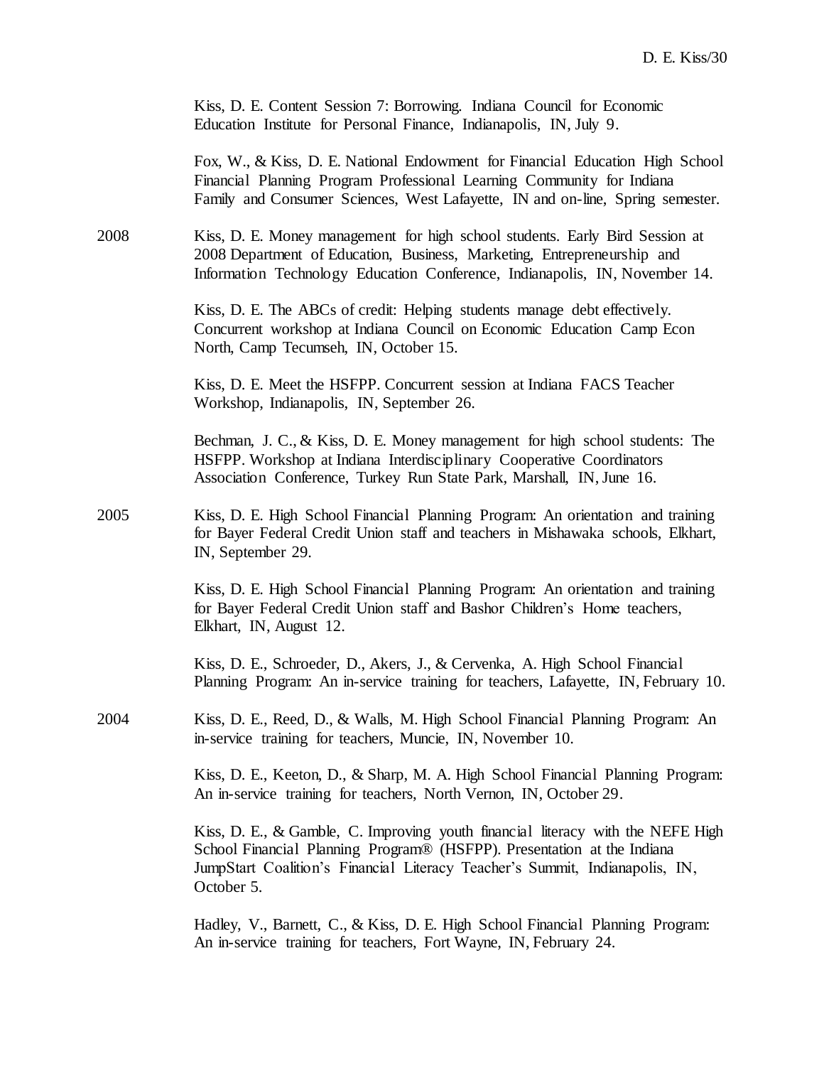Kiss, D. E. Content Session 7: Borrowing. Indiana Council for Economic Education Institute for Personal Finance, Indianapolis, IN, July 9.

Fox, W., & Kiss, D. E. National Endowment for Financial Education High School Financial Planning Program Professional Learning Community for Indiana Family and Consumer Sciences, West Lafayette, IN and on-line, Spring semester.

2008 Kiss, D. E. Money management for high school students. Early Bird Session at 2008 Department of Education, Business, Marketing, Entrepreneurship and Information Technology Education Conference, Indianapolis, IN, November 14.

Kiss, D. E. The ABCs of credit: Helping students manage debt effectively. Concurrent workshop at Indiana Council on Economic Education Camp Econ North, Camp Tecumseh, IN, October 15.

Kiss, D. E. Meet the HSFPP. Concurrent session at Indiana FACS Teacher Workshop, Indianapolis, IN, September 26.

Bechman, J. C., & Kiss, D. E. Money management for high school students: The HSFPP. Workshop at Indiana Interdisciplinary Cooperative Coordinators Association Conference, Turkey Run State Park, Marshall, IN, June 16.

2005 Kiss, D. E. High School Financial Planning Program: An orientation and training for Bayer Federal Credit Union staff and teachers in Mishawaka schools, Elkhart, IN, September 29.

Kiss, D. E. High School Financial Planning Program: An orientation and training for Bayer Federal Credit Union staff and Bashor Children's Home teachers, Elkhart, IN, August 12.

Kiss, D. E., Schroeder, D., Akers, J., & Cervenka, A. High School Financial Planning Program: An in-service training for teachers, Lafayette, IN, February 10.

2004 Kiss, D. E., Reed, D., & Walls, M. High School Financial Planning Program: An in-service training for teachers, Muncie, IN, November 10.

Kiss, D. E., Keeton, D., & Sharp, M. A. High School Financial Planning Program: An in-service training for teachers, North Vernon, IN, October 29.

Kiss, D. E., & Gamble, C. Improving youth financial literacy with the NEFE High School Financial Planning Program® (HSFPP). Presentation at the Indiana JumpStart Coalition's Financial Literacy Teacher's Summit, Indianapolis, IN, October 5.

Hadley, V., Barnett, C., & Kiss, D. E. High School Financial Planning Program: An in-service training for teachers, Fort Wayne, IN, February 24.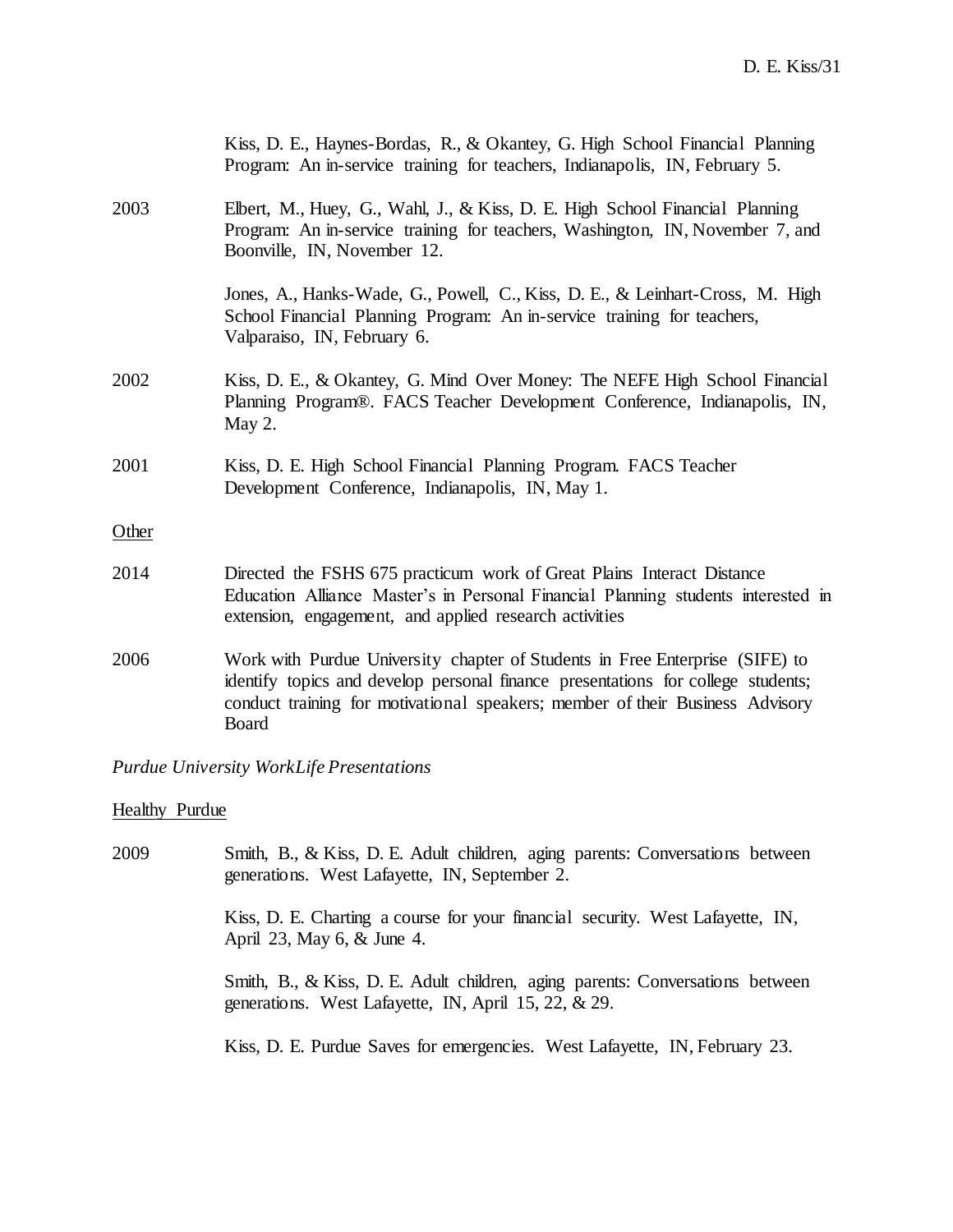Kiss, D. E., Haynes-Bordas, R., & Okantey, G. High School Financial Planning Program: An in-service training for teachers, Indianapolis, IN, February 5.

2003 Elbert, M., Huey, G., Wahl, J., & Kiss, D. E. High School Financial Planning Program: An in-service training for teachers, Washington, IN, November 7, and Boonville, IN, November 12.

Jones, A., Hanks-Wade, G., Powell, C., Kiss, D. E., & Leinhart-Cross, M. High School Financial Planning Program: An in-service training for teachers, Valparaiso, IN, February 6.

2002 Kiss, D. E., & Okantey, G. Mind Over Money: The NEFE High School Financial Planning Program®. FACS Teacher Development Conference, Indianapolis, IN, May 2.

2001 Kiss, D. E. High School Financial Planning Program. FACS Teacher Development Conference, Indianapolis, IN, May 1.

<u>Other</u>

2014 Directed the FSHS 675 practicum work of Great Plains Interact Distance Education Alliance Master's in Personal Financial Planning students interested in extension, engagement, and applied research activities

2006 Work with Purdue University chapter of Students in Free Enterprise (SIFE) to identify topics and develop personal finance presentations for college students; conduct training for motivational speakers; member of their Business Advisory Board

*Purdue University WorkLife Presentations*

<u>Healthy Purdue</u>

2009 Smith, B., & Kiss, D. E. Adult children, aging parents: Conversations between generations. West Lafayette, IN, September 2.

Kiss, D. E. Charting a course for your financial security. West Lafayette, IN, April 23, May 6, & June 4.

Smith, B., & Kiss, D. E. Adult children, aging parents: Conversations between generations. West Lafayette, IN, April 15, 22, & 29.

Kiss, D. E. Purdue Saves for emergencies. West Lafayette, IN, February 23.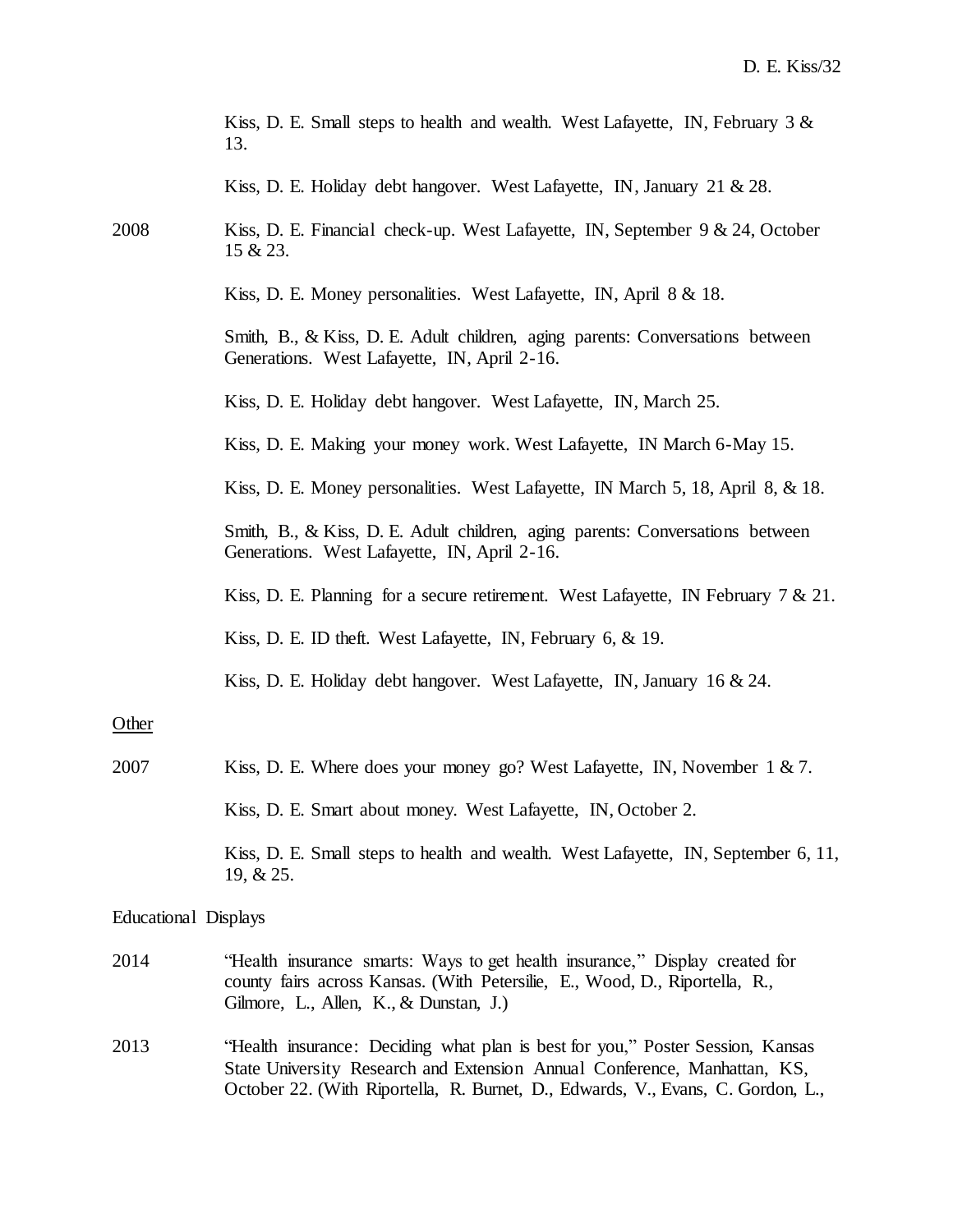Kiss, D. E. Small steps to health and wealth. West Lafayette, IN, February 3 & 13.

Kiss, D. E. Holiday debt hangover. West Lafayette, IN, January 21 & 28.

2008 Kiss, D. E. Financial check-up. West Lafayette, IN, September 9 & 24, October 15 & 23.

Kiss, D. E. Money personalities. West Lafayette, IN, April 8 & 18.

Smith, B., & Kiss, D. E. Adult children, aging parents: Conversations between Generations. West Lafayette, IN, April 2-16.

Kiss, D. E. Holiday debt hangover. West Lafayette, IN, March 25.

Kiss, D. E. Making your money work. West Lafayette, IN March 6-May 15.

Kiss, D. E. Money personalities. West Lafayette, IN March 5, 18, April 8, & 18.

Smith, B., & Kiss, D. E. Adult children, aging parents: Conversations between Generations. West Lafayette, IN, April 2-16.

Kiss, D. E. Planning for a secure retirement. West Lafayette, IN February 7 & 21.

Kiss, D. E. ID theft. West Lafayette, IN, February 6, & 19.

Kiss, D. E. Holiday debt hangover. West Lafayette, IN, January 16 & 24.

Other

2007 Kiss, D. E. Where does your money go? West Lafayette, IN, November 1 & 7.

Kiss, D. E. Smart about money. West Lafayette, IN, October 2.

Kiss, D. E. Small steps to health and wealth. West Lafayette, IN, September 6, 11, 19, & 25.

Educational Displays

2014 "Health insurance smarts: Ways to get health insurance," Display created for county fairs across Kansas. (With Petersilie, E., Wood, D., Riportella, R., Gilmore, L., Allen, K., & Dunstan, J.)

2013 "Health insurance: Deciding what plan is best for you," Poster Session, Kansas State University Research and Extension Annual Conference, Manhattan, KS, October 22. (With Riportella, R. Burnet, D., Edwards, V., Evans, C. Gordon, L.,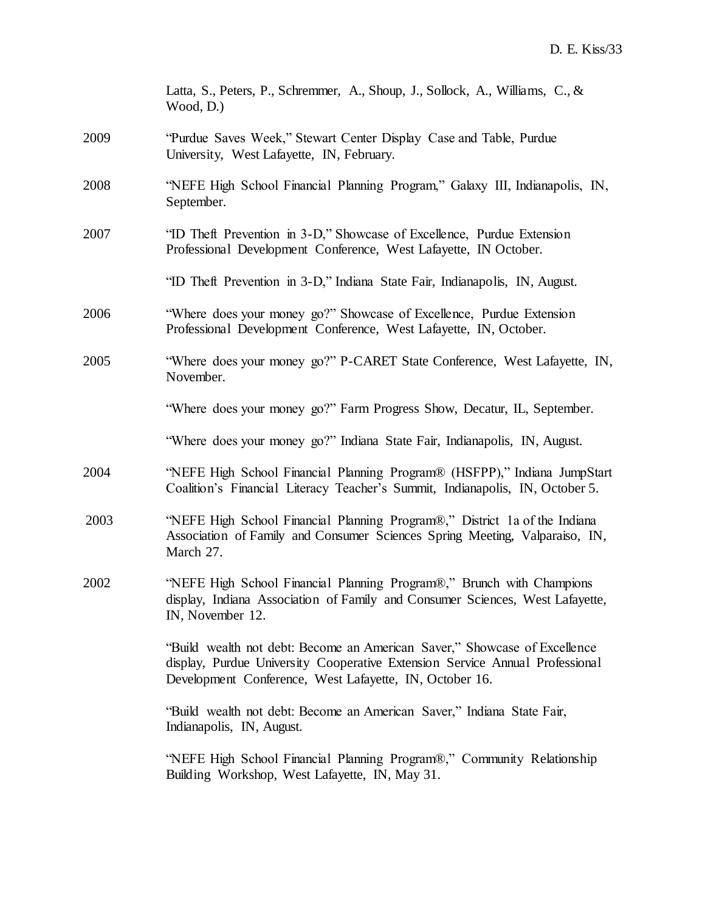Latta, S., Peters, P., Schremmer, A., Shoup, J., Sollock, A., Williams, C., & Wood, D.)

2009 "Purdue Saves Week," Stewart Center Display Case and Table, Purdue University, West Lafayette, IN, February.

2008 "NEFE High School Financial Planning Program," Galaxy III, Indianapolis, IN, September.

2007 "ID Theft Prevention in 3-D," Showcase of Excellence, Purdue Extension Professional Development Conference, West Lafayette, IN October.

"ID Theft Prevention in 3-D," Indiana State Fair, Indianapolis, IN, August.

2006 "Where does your money go?" Showcase of Excellence, Purdue Extension Professional Development Conference, West Lafayette, IN, October.

2005 "Where does your money go?" P-CARET State Conference, West Lafayette, IN, November.

"Where does your money go?" Farm Progress Show, Decatur, IL, September.

"Where does your money go?" Indiana State Fair, Indianapolis, IN, August.

2004 "NEFE High School Financial Planning Program® (HSFPP)," Indiana JumpStart Coalition's Financial Literacy Teacher's Summit, Indianapolis, IN, October 5.

2003 "NEFE High School Financial Planning Program®," District 1a of the Indiana Association of Family and Consumer Sciences Spring Meeting, Valparaiso, IN, March 27.

2002 "NEFE High School Financial Planning Program®," Brunch with Champions display, Indiana Association of Family and Consumer Sciences, West Lafayette, IN, November 12.

"Build wealth not debt: Become an American Saver," Showcase of Excellence display, Purdue University Cooperative Extension Service Annual Professional Development Conference, West Lafayette, IN, October 16.

"Build wealth not debt: Become an American Saver," Indiana State Fair, Indianapolis, IN, August.

"NEFE High School Financial Planning Program®," Community Relationship Building Workshop, West Lafayette, IN, May 31.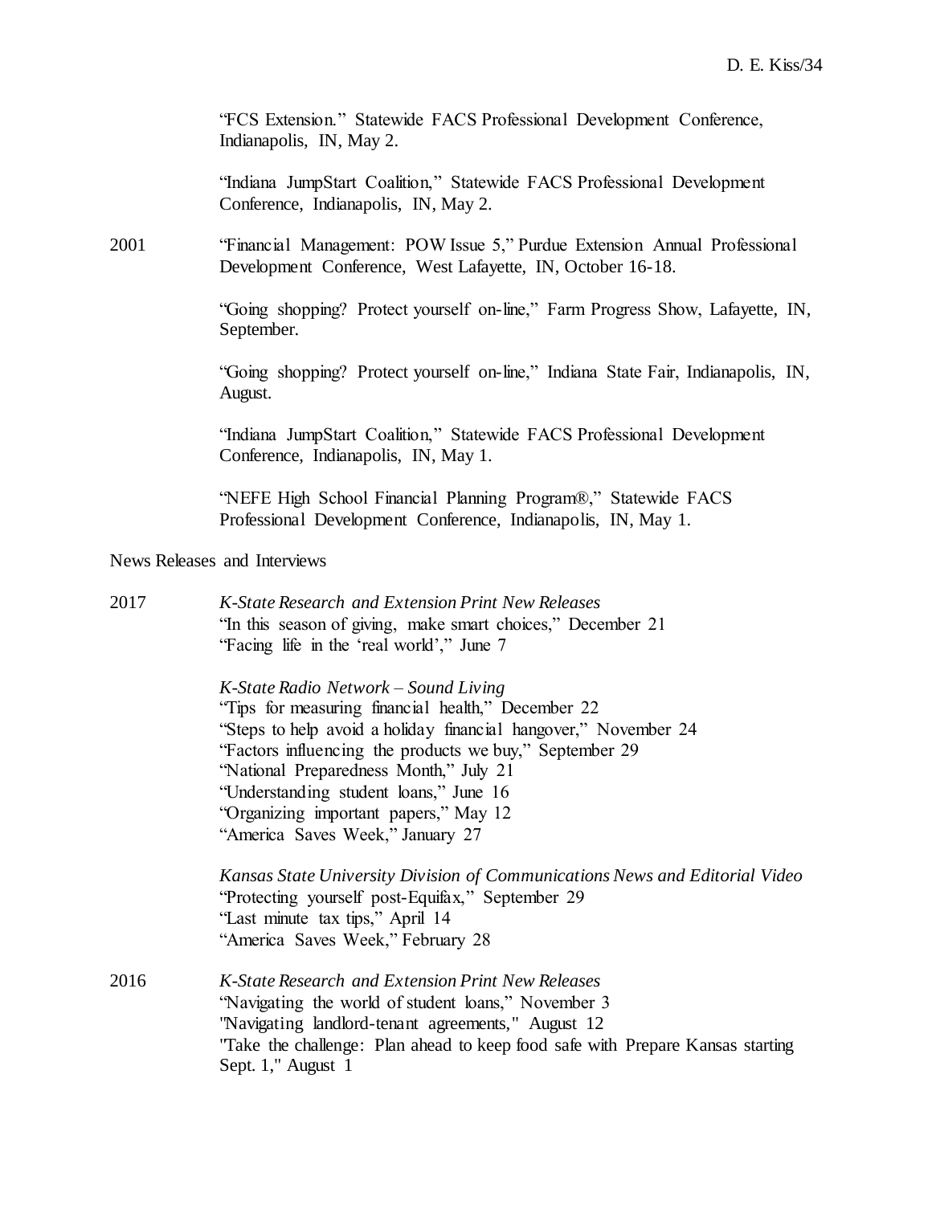"FCS Extension." Statewide FACS Professional Development Conference, Indianapolis, IN, May 2.

"Indiana JumpStart Coalition," Statewide FACS Professional Development Conference, Indianapolis, IN, May 2.

2001 "Financial Management: POW Issue 5," Purdue Extension Annual Professional Development Conference, West Lafayette, IN, October 16-18.

"Going shopping? Protect yourself on-line," Farm Progress Show, Lafayette, IN, September.

"Going shopping? Protect yourself on-line," Indiana State Fair, Indianapolis, IN, August.

"Indiana JumpStart Coalition," Statewide FACS Professional Development Conference, Indianapolis, IN, May 1.

"NEFE High School Financial Planning Program®," Statewide FACS Professional Development Conference, Indianapolis, IN, May 1.

News Releases and Interviews

2017 *K-State Research and Extension Print New Releases*
"In this season of giving, make smart choices," December 21
"Facing life in the 'real world'," June 7

*K-State Radio Network – Sound Living*
"Tips for measuring financial health," December 22
"Steps to help avoid a holiday financial hangover," November 24
"Factors influencing the products we buy," September 29
"National Preparedness Month," July 21
"Understanding student loans," June 16
"Organizing important papers," May 12
"America Saves Week," January 27

*Kansas State University Division of Communications News and Editorial Video*
"Protecting yourself post-Equifax," September 29
"Last minute tax tips," April 14
"America Saves Week," February 28

2016 *K-State Research and Extension Print New Releases*
"Navigating the world of student loans," November 3
"Navigating landlord-tenant agreements," August 12
"Take the challenge: Plan ahead to keep food safe with Prepare Kansas starting Sept. 1," August 1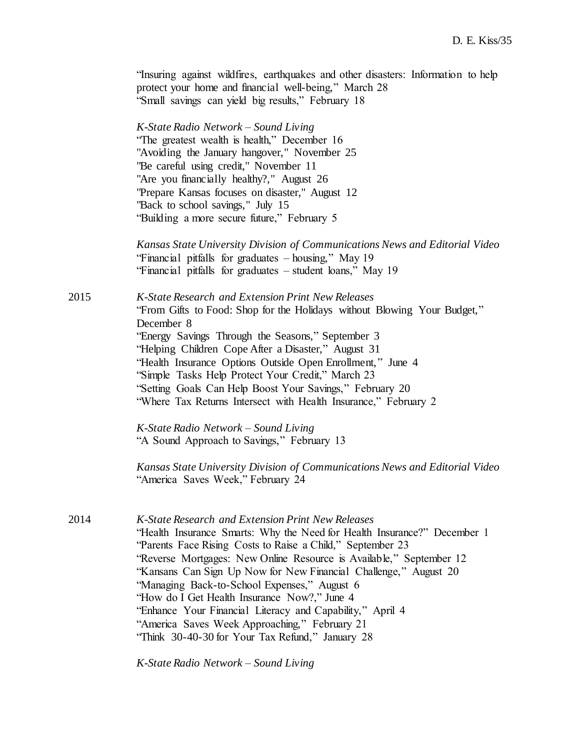"Insuring against wildfires, earthquakes and other disasters: Information to help protect your home and financial well-being," March 28
"Small savings can yield big results," February 18

*K-State Radio Network – Sound Living*
"The greatest wealth is health," December 16
"Avoiding the January hangover," November 25
"Be careful using credit," November 11
"Are you financially healthy?," August 26
"Prepare Kansas focuses on disaster," August 12
"Back to school savings," July 15
"Building a more secure future," February 5

*Kansas State University Division of Communications News and Editorial Video*
"Financial pitfalls for graduates – housing," May 19
"Financial pitfalls for graduates – student loans," May 19

2015 *K-State Research and Extension Print New Releases*
"From Gifts to Food: Shop for the Holidays without Blowing Your Budget," December 8
"Energy Savings Through the Seasons," September 3
"Helping Children Cope After a Disaster," August 31
"Health Insurance Options Outside Open Enrollment," June 4
"Simple Tasks Help Protect Your Credit," March 23
"Setting Goals Can Help Boost Your Savings," February 20
"Where Tax Returns Intersect with Health Insurance," February 2

*K-State Radio Network – Sound Living*
"A Sound Approach to Savings," February 13

*Kansas State University Division of Communications News and Editorial Video*
"America Saves Week," February 24

2014 *K-State Research and Extension Print New Releases*
"Health Insurance Smarts: Why the Need for Health Insurance?" December 1
"Parents Face Rising Costs to Raise a Child," September 23
"Reverse Mortgages: New Online Resource is Available," September 12
"Kansans Can Sign Up Now for New Financial Challenge," August 20
"Managing Back-to-School Expenses," August 6
"How do I Get Health Insurance Now?," June 4
"Enhance Your Financial Literacy and Capability," April 4
"America Saves Week Approaching," February 21
"Think 30-40-30 for Your Tax Refund," January 28

*K-State Radio Network – Sound Living*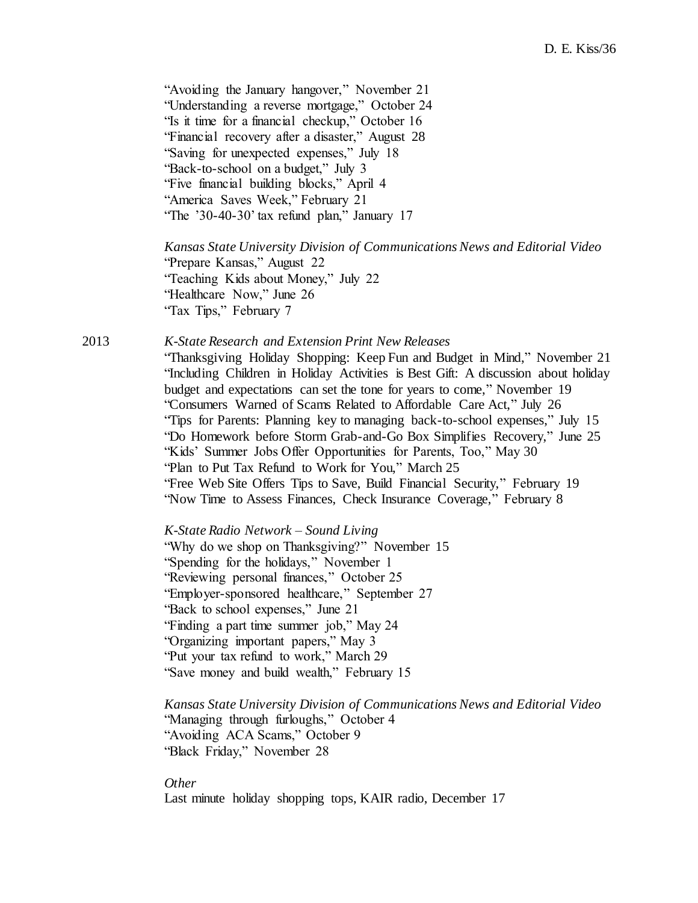"Avoiding the January hangover," November 21
"Understanding a reverse mortgage," October 24
"Is it time for a financial checkup," October 16
"Financial recovery after a disaster," August 28
"Saving for unexpected expenses," July 18
"Back-to-school on a budget," July 3
"Five financial building blocks," April 4
"America Saves Week," February 21
"The '30-40-30' tax refund plan," January 17

*Kansas State University Division of Communications News and Editorial Video*
"Prepare Kansas," August 22
"Teaching Kids about Money," July 22
"Healthcare Now," June 26
"Tax Tips," February 7

2013 *K-State Research and Extension Print New Releases*
"Thanksgiving Holiday Shopping: Keep Fun and Budget in Mind," November 21
"Including Children in Holiday Activities is Best Gift: A discussion about holiday budget and expectations can set the tone for years to come," November 19
"Consumers Warned of Scams Related to Affordable Care Act," July 26
"Tips for Parents: Planning key to managing back-to-school expenses," July 15
"Do Homework before Storm Grab-and-Go Box Simplifies Recovery," June 25
"Kids' Summer Jobs Offer Opportunities for Parents, Too," May 30
"Plan to Put Tax Refund to Work for You," March 25
"Free Web Site Offers Tips to Save, Build Financial Security," February 19
"Now Time to Assess Finances, Check Insurance Coverage," February 8

*K-State Radio Network – Sound Living*
"Why do we shop on Thanksgiving?" November 15
"Spending for the holidays," November 1
"Reviewing personal finances," October 25
"Employer-sponsored healthcare," September 27
"Back to school expenses," June 21
"Finding a part time summer job," May 24
"Organizing important papers," May 3
"Put your tax refund to work," March 29
"Save money and build wealth," February 15

*Kansas State University Division of Communications News and Editorial Video*
"Managing through furloughs," October 4
"Avoiding ACA Scams," October 9
"Black Friday," November 28

*Other*
Last minute holiday shopping tops, KAIR radio, December 17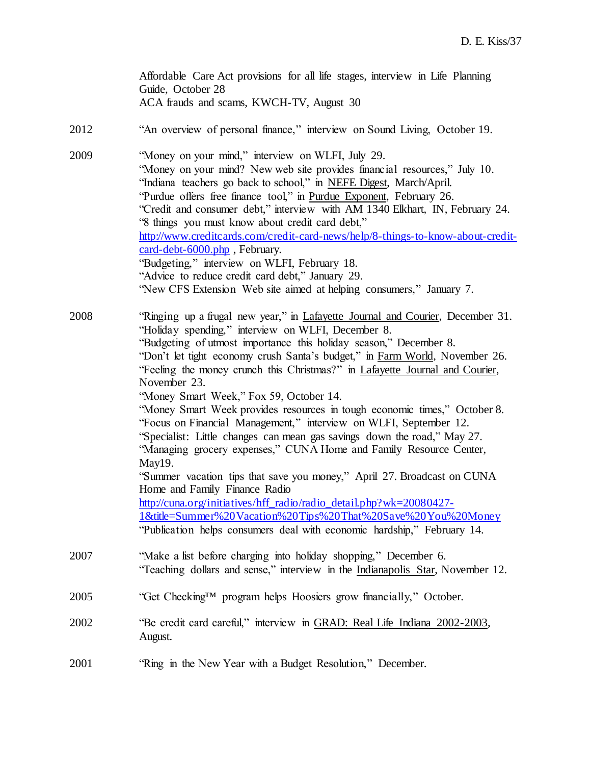Affordable Care Act provisions for all life stages, interview in Life Planning Guide, October 28
ACA frauds and scams, KWCH-TV, August 30

2012 "An overview of personal finance," interview on Sound Living, October 19.

2009 "Money on your mind," interview on WLFI, July 29.
"Money on your mind? New web site provides financial resources," July 10.
"Indiana teachers go back to school," in NEFE Digest, March/April.
"Purdue offers free finance tool," in Purdue Exponent, February 26.
"Credit and consumer debt," interview with AM 1340 Elkhart, IN, February 24.
"8 things you must know about credit card debt," http://www.creditcards.com/credit-card-news/help/8-things-to-know-about-credit-card-debt-6000.php , February.
"Budgeting," interview on WLFI, February 18.
"Advice to reduce credit card debt," January 29.
"New CFS Extension Web site aimed at helping consumers," January 7.

2008 "Ringing up a frugal new year," in Lafayette Journal and Courier, December 31.
"Holiday spending," interview on WLFI, December 8.
"Budgeting of utmost importance this holiday season," December 8.
"Don't let tight economy crush Santa's budget," in Farm World, November 26.
"Feeling the money crunch this Christmas?" in Lafayette Journal and Courier, November 23.
"Money Smart Week," Fox 59, October 14.
"Money Smart Week provides resources in tough economic times," October 8.
"Focus on Financial Management," interview on WLFI, September 12.
"Specialist: Little changes can mean gas savings down the road," May 27.
"Managing grocery expenses," CUNA Home and Family Resource Center, May19.
"Summer vacation tips that save you money," April 27. Broadcast on CUNA Home and Family Finance Radio http://cuna.org/initiatives/hff_radio/radio_detail.php?wk=20080427-1&title=Summer%20Vacation%20Tips%20That%20Save%20You%20Money
"Publication helps consumers deal with economic hardship," February 14.

2007 "Make a list before charging into holiday shopping," December 6.
"Teaching dollars and sense," interview in the Indianapolis Star, November 12.

2005 "Get Checking™ program helps Hoosiers grow financially," October.

2002 "Be credit card careful," interview in GRAD: Real Life Indiana 2002-2003, August.

2001 "Ring in the New Year with a Budget Resolution," December.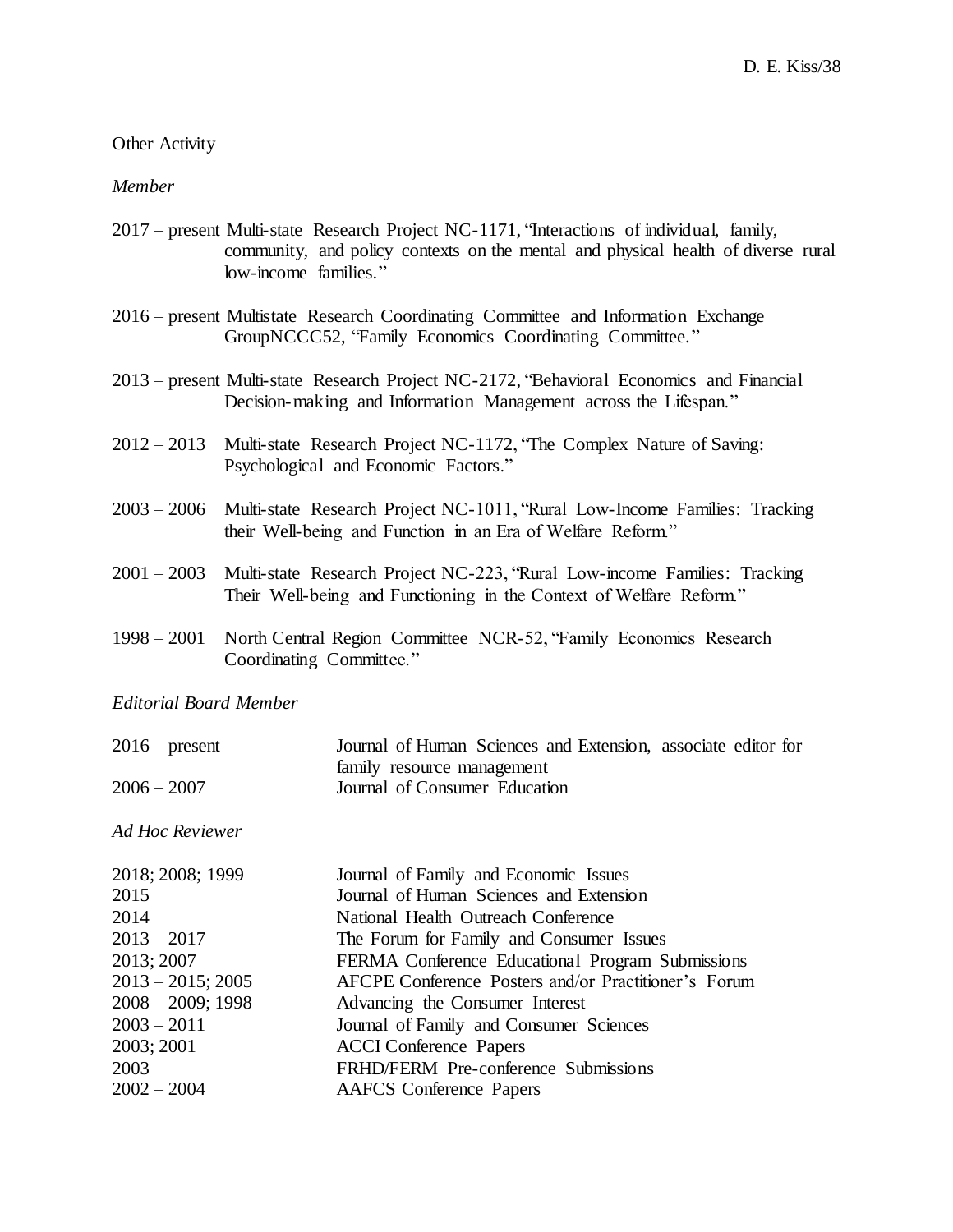Other Activity

*Member*

2017 – present Multi-state Research Project NC-1171, "Interactions of individual, family, community, and policy contexts on the mental and physical health of diverse rural low-income families."

2016 – present Multistate Research Coordinating Committee and Information Exchange GroupNCCC52, "Family Economics Coordinating Committee."

2013 – present Multi-state Research Project NC-2172, "Behavioral Economics and Financial Decision-making and Information Management across the Lifespan."

2012 – 2013 Multi-state Research Project NC-1172, "The Complex Nature of Saving: Psychological and Economic Factors."

2003 – 2006 Multi-state Research Project NC-1011, "Rural Low-Income Families: Tracking their Well-being and Function in an Era of Welfare Reform."

2001 – 2003 Multi-state Research Project NC-223, "Rural Low-income Families: Tracking Their Well-being and Functioning in the Context of Welfare Reform."

1998 – 2001 North Central Region Committee NCR-52, "Family Economics Research Coordinating Committee."

*Editorial Board Member*

| | |
|---|---|
| 2016 – present | Journal of Human Sciences and Extension, associate editor for family resource management |
| 2006 – 2007 | Journal of Consumer Education |

*Ad Hoc Reviewer*

| | |
|---|---|
| 2018; 2008; 1999 | Journal of Family and Economic Issues |
| 2015 | Journal of Human Sciences and Extension |
| 2014 | National Health Outreach Conference |
| 2013 – 2017 | The Forum for Family and Consumer Issues |
| 2013; 2007 | FERMA Conference Educational Program Submissions |
| 2013 – 2015; 2005 | AFCPE Conference Posters and/or Practitioner's Forum |
| 2008 – 2009; 1998 | Advancing the Consumer Interest |
| 2003 – 2011 | Journal of Family and Consumer Sciences |
| 2003; 2001 | ACCI Conference Papers |
| 2003 | FRHD/FERM Pre-conference Submissions |
| 2002 – 2004 | AAFCS Conference Papers |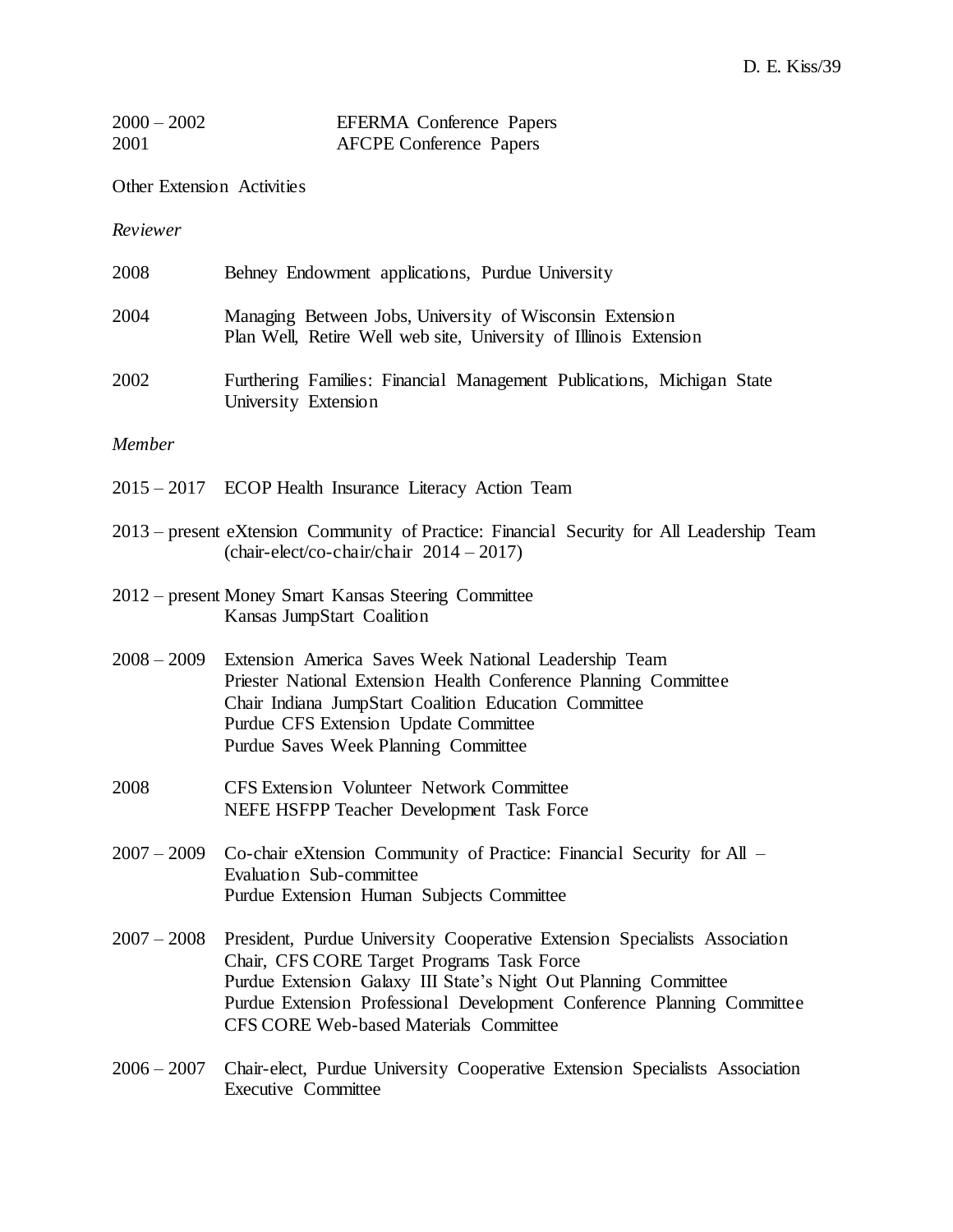2000 – 2002 EFERMA Conference Papers
2001 AFCPE Conference Papers

Other Extension Activities

*Reviewer*

2008 Behney Endowment applications, Purdue University

2004 Managing Between Jobs, University of Wisconsin Extension
Plan Well, Retire Well web site, University of Illinois Extension

2002 Furthering Families: Financial Management Publications, Michigan State University Extension

*Member*

2015 – 2017 ECOP Health Insurance Literacy Action Team

2013 – present eXtension Community of Practice: Financial Security for All Leadership Team (chair-elect/co-chair/chair 2014 – 2017)

2012 – present Money Smart Kansas Steering Committee
Kansas JumpStart Coalition

2008 – 2009 Extension America Saves Week National Leadership Team
Priester National Extension Health Conference Planning Committee
Chair Indiana JumpStart Coalition Education Committee
Purdue CFS Extension Update Committee
Purdue Saves Week Planning Committee

2008 CFS Extension Volunteer Network Committee
NEFE HSFPP Teacher Development Task Force

2007 – 2009 Co-chair eXtension Community of Practice: Financial Security for All – Evaluation Sub-committee
Purdue Extension Human Subjects Committee

2007 – 2008 President, Purdue University Cooperative Extension Specialists Association
Chair, CFS CORE Target Programs Task Force
Purdue Extension Galaxy III State's Night Out Planning Committee
Purdue Extension Professional Development Conference Planning Committee
CFS CORE Web-based Materials Committee

2006 – 2007 Chair-elect, Purdue University Cooperative Extension Specialists Association Executive Committee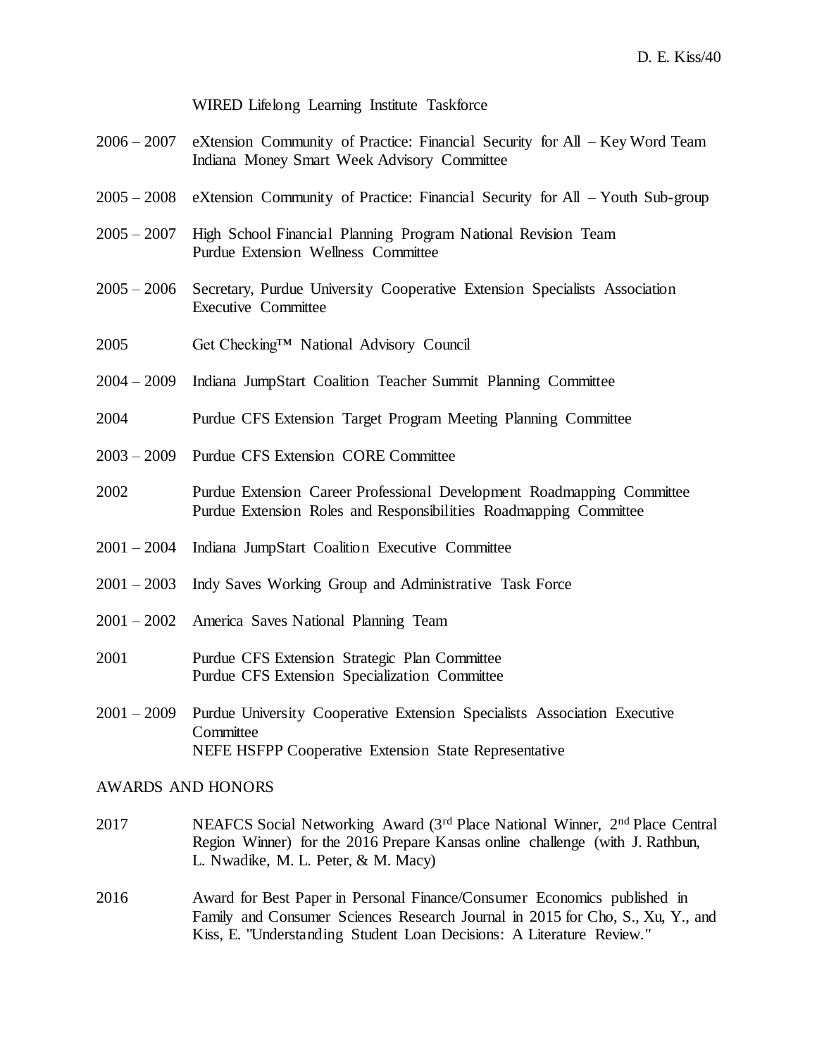WIRED Lifelong Learning Institute Taskforce

2006 – 2007 eXtension Community of Practice: Financial Security for All – Key Word Team
Indiana Money Smart Week Advisory Committee

2005 – 2008 eXtension Community of Practice: Financial Security for All – Youth Sub-group

2005 – 2007 High School Financial Planning Program National Revision Team
Purdue Extension Wellness Committee

2005 – 2006 Secretary, Purdue University Cooperative Extension Specialists Association Executive Committee

2005 Get Checking™ National Advisory Council

2004 – 2009 Indiana JumpStart Coalition Teacher Summit Planning Committee

2004 Purdue CFS Extension Target Program Meeting Planning Committee

2003 – 2009 Purdue CFS Extension CORE Committee

2002 Purdue Extension Career Professional Development Roadmapping Committee
Purdue Extension Roles and Responsibilities Roadmapping Committee

2001 – 2004 Indiana JumpStart Coalition Executive Committee

2001 – 2003 Indy Saves Working Group and Administrative Task Force

2001 – 2002 America Saves National Planning Team

2001 Purdue CFS Extension Strategic Plan Committee
Purdue CFS Extension Specialization Committee

2001 – 2009 Purdue University Cooperative Extension Specialists Association Executive Committee
NEFE HSFPP Cooperative Extension State Representative

AWARDS AND HONORS

2017 NEAFCS Social Networking Award (3rd Place National Winner, 2nd Place Central Region Winner) for the 2016 Prepare Kansas online challenge (with J. Rathbun, L. Nwadike, M. L. Peter, & M. Macy)

2016 Award for Best Paper in Personal Finance/Consumer Economics published in Family and Consumer Sciences Research Journal in 2015 for Cho, S., Xu, Y., and Kiss, E. "Understanding Student Loan Decisions: A Literature Review."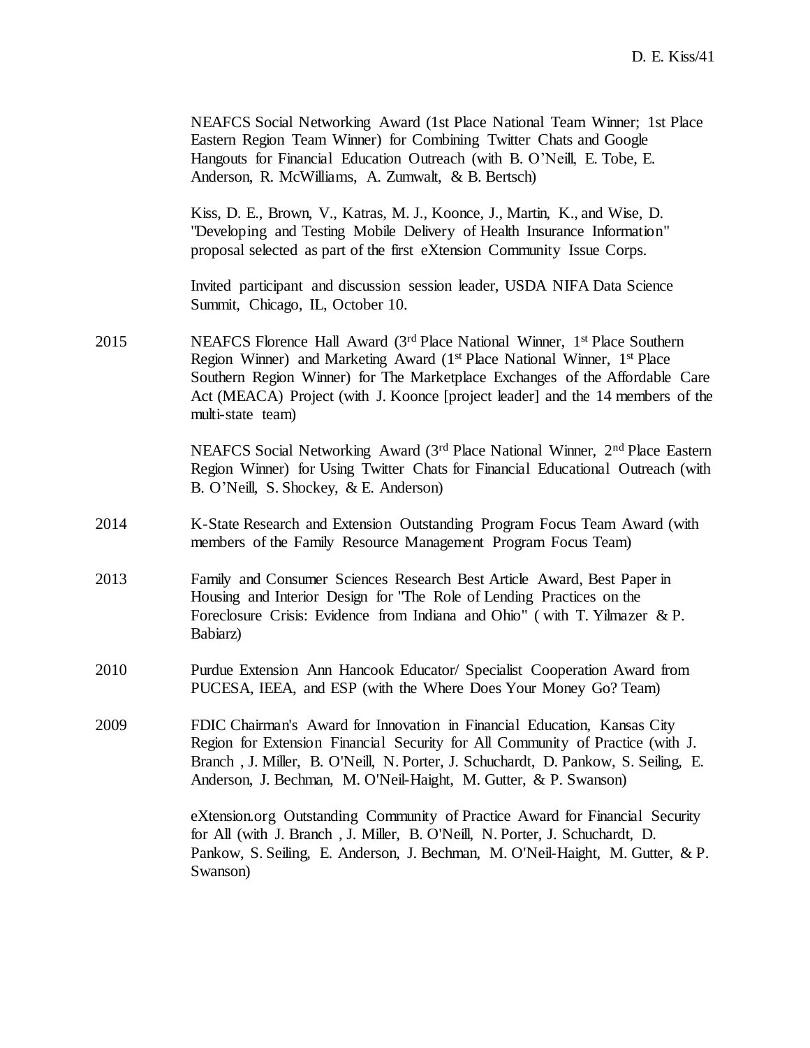NEAFCS Social Networking Award (1st Place National Team Winner; 1st Place Eastern Region Team Winner) for Combining Twitter Chats and Google Hangouts for Financial Education Outreach (with B. O'Neill, E. Tobe, E. Anderson, R. McWilliams, A. Zumwalt, & B. Bertsch)

Kiss, D. E., Brown, V., Katras, M. J., Koonce, J., Martin, K., and Wise, D. "Developing and Testing Mobile Delivery of Health Insurance Information" proposal selected as part of the first eXtension Community Issue Corps.

Invited participant and discussion session leader, USDA NIFA Data Science Summit, Chicago, IL, October 10.

2015 NEAFCS Florence Hall Award (3rd Place National Winner, 1st Place Southern Region Winner) and Marketing Award (1st Place National Winner, 1st Place Southern Region Winner) for The Marketplace Exchanges of the Affordable Care Act (MEACA) Project (with J. Koonce [project leader] and the 14 members of the multi-state team)

NEAFCS Social Networking Award (3rd Place National Winner, 2nd Place Eastern Region Winner) for Using Twitter Chats for Financial Educational Outreach (with B. O'Neill, S. Shockey, & E. Anderson)

2014 K-State Research and Extension Outstanding Program Focus Team Award (with members of the Family Resource Management Program Focus Team)

2013 Family and Consumer Sciences Research Best Article Award, Best Paper in Housing and Interior Design for "The Role of Lending Practices on the Foreclosure Crisis: Evidence from Indiana and Ohio" ( with T. Yilmazer & P. Babiarz)

2010 Purdue Extension Ann Hancook Educator/ Specialist Cooperation Award from PUCESA, IEEA, and ESP (with the Where Does Your Money Go? Team)

2009 FDIC Chairman's Award for Innovation in Financial Education, Kansas City Region for Extension Financial Security for All Community of Practice (with J. Branch , J. Miller, B. O'Neill, N. Porter, J. Schuchardt, D. Pankow, S. Seiling, E. Anderson, J. Bechman, M. O'Neil-Haight, M. Gutter, & P. Swanson)

eXtension.org Outstanding Community of Practice Award for Financial Security for All (with J. Branch , J. Miller, B. O'Neill, N. Porter, J. Schuchardt, D. Pankow, S. Seiling, E. Anderson, J. Bechman, M. O'Neil-Haight, M. Gutter, & P. Swanson)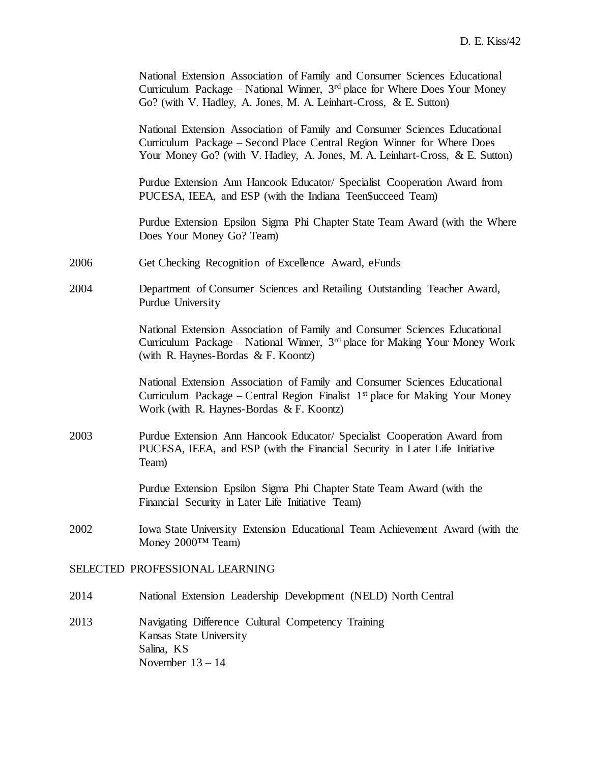National Extension Association of Family and Consumer Sciences Educational Curriculum Package – National Winner, 3rd place for Where Does Your Money Go? (with V. Hadley, A. Jones, M. A. Leinhart-Cross, & E. Sutton)

National Extension Association of Family and Consumer Sciences Educational Curriculum Package – Second Place Central Region Winner for Where Does Your Money Go? (with V. Hadley, A. Jones, M. A. Leinhart-Cross, & E. Sutton)

Purdue Extension Ann Hancook Educator/ Specialist Cooperation Award from PUCESA, IEEA, and ESP (with the Indiana Teen$ucceed Team)

Purdue Extension Epsilon Sigma Phi Chapter State Team Award (with the Where Does Your Money Go? Team)

2006 Get Checking Recognition of Excellence Award, eFunds

2004 Department of Consumer Sciences and Retailing Outstanding Teacher Award, Purdue University

National Extension Association of Family and Consumer Sciences Educational Curriculum Package – National Winner, 3rd place for Making Your Money Work (with R. Haynes-Bordas & F. Koontz)

National Extension Association of Family and Consumer Sciences Educational Curriculum Package – Central Region Finalist 1st place for Making Your Money Work (with R. Haynes-Bordas & F. Koontz)

2003 Purdue Extension Ann Hancook Educator/ Specialist Cooperation Award from PUCESA, IEEA, and ESP (with the Financial Security in Later Life Initiative Team)

Purdue Extension Epsilon Sigma Phi Chapter State Team Award (with the Financial Security in Later Life Initiative Team)

2002 Iowa State University Extension Educational Team Achievement Award (with the Money 2000™ Team)

## SELECTED PROFESSIONAL LEARNING

2014 National Extension Leadership Development (NELD) North Central

2013 Navigating Difference Cultural Competency Training
Kansas State University
Salina, KS
November 13 – 14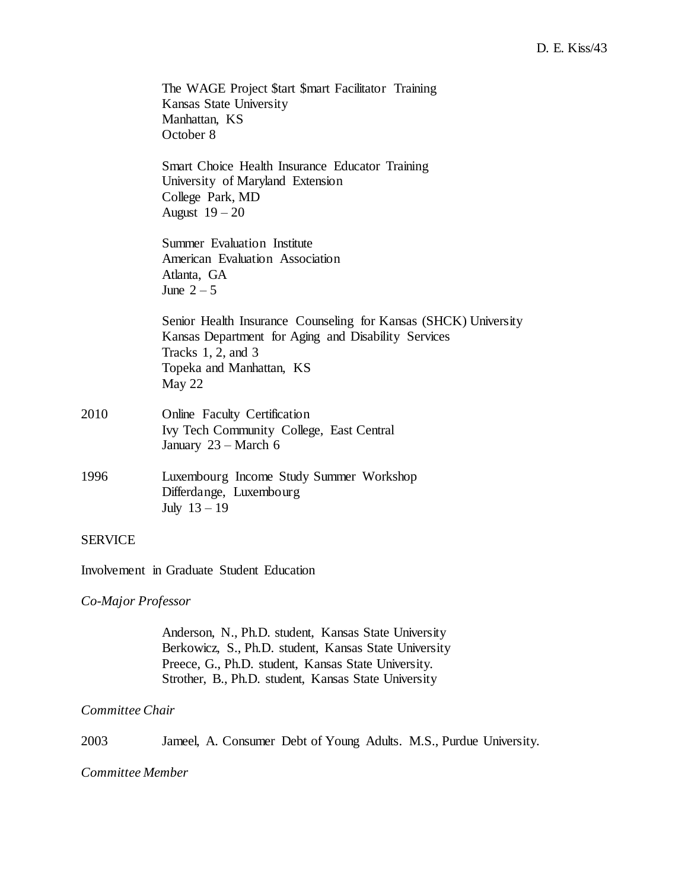The WAGE Project $tart $mart Facilitator Training
Kansas State University
Manhattan, KS
October 8

Smart Choice Health Insurance Educator Training
University of Maryland Extension
College Park, MD
August 19 – 20

Summer Evaluation Institute
American Evaluation Association
Atlanta, GA
June 2 – 5

Senior Health Insurance Counseling for Kansas (SHCK) University
Kansas Department for Aging and Disability Services
Tracks 1, 2, and 3
Topeka and Manhattan, KS
May 22

2010 Online Faculty Certification
Ivy Tech Community College, East Central
January 23 – March 6

1996 Luxembourg Income Study Summer Workshop
Differdange, Luxembourg
July 13 – 19

## SERVICE

Involvement in Graduate Student Education

*Co-Major Professor*

Anderson, N., Ph.D. student, Kansas State University
Berkowicz, S., Ph.D. student, Kansas State University
Preece, G., Ph.D. student, Kansas State University.
Strother, B., Ph.D. student, Kansas State University

*Committee Chair*

2003 Jameel, A. Consumer Debt of Young Adults. M.S., Purdue University.

*Committee Member*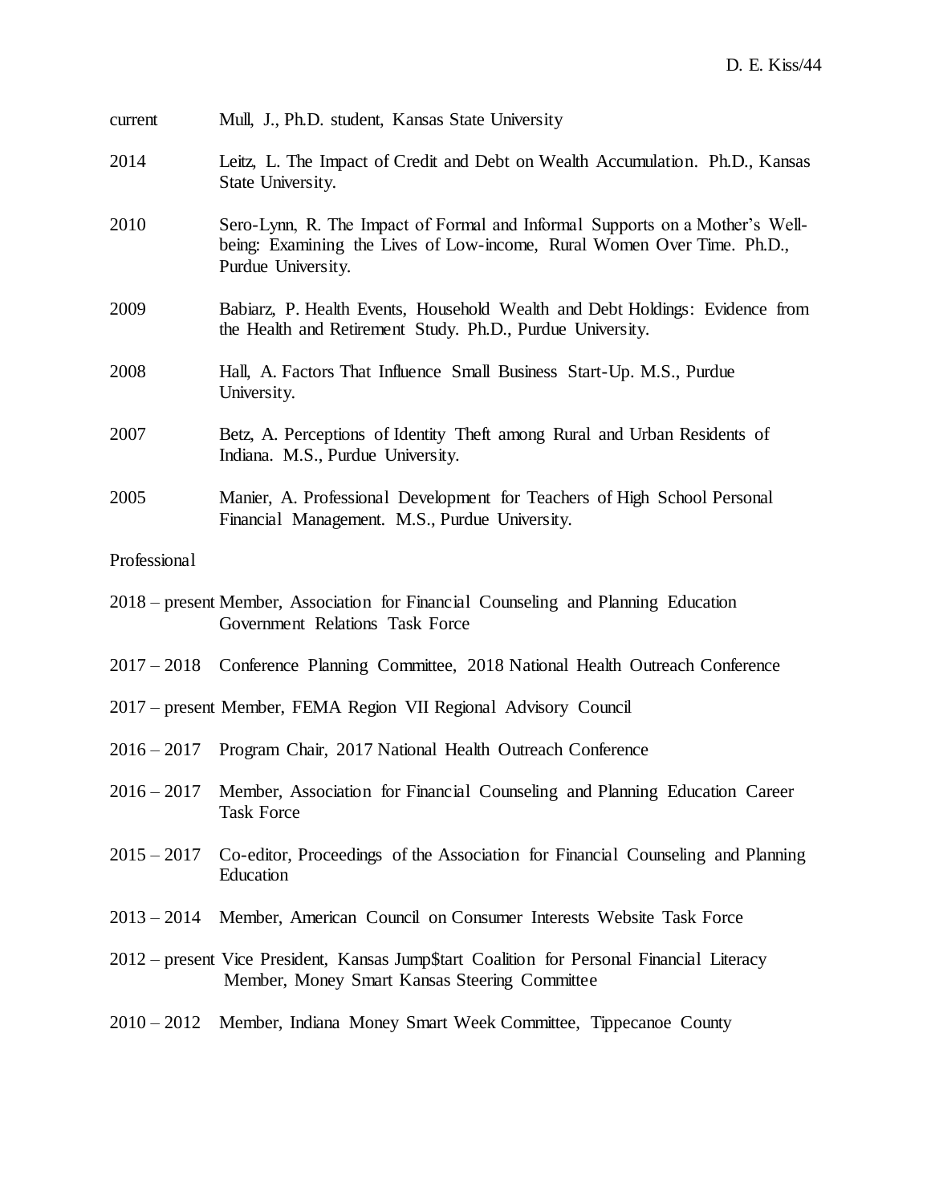current Mull, J., Ph.D. student, Kansas State University

2014 Leitz, L. The Impact of Credit and Debt on Wealth Accumulation. Ph.D., Kansas State University.

2010 Sero-Lynn, R. The Impact of Formal and Informal Supports on a Mother's Well-being: Examining the Lives of Low-income, Rural Women Over Time. Ph.D., Purdue University.

2009 Babiarz, P. Health Events, Household Wealth and Debt Holdings: Evidence from the Health and Retirement Study. Ph.D., Purdue University.

2008 Hall, A. Factors That Influence Small Business Start-Up. M.S., Purdue University.

2007 Betz, A. Perceptions of Identity Theft among Rural and Urban Residents of Indiana. M.S., Purdue University.

2005 Manier, A. Professional Development for Teachers of High School Personal Financial Management. M.S., Purdue University.

Professional

2018 – present Member, Association for Financial Counseling and Planning Education Government Relations Task Force

2017 – 2018 Conference Planning Committee, 2018 National Health Outreach Conference

2017 – present Member, FEMA Region VII Regional Advisory Council

2016 – 2017 Program Chair, 2017 National Health Outreach Conference

2016 – 2017 Member, Association for Financial Counseling and Planning Education Career Task Force

2015 – 2017 Co-editor, Proceedings of the Association for Financial Counseling and Planning Education

2013 – 2014 Member, American Council on Consumer Interests Website Task Force

2012 – present Vice President, Kansas Jump$tart Coalition for Personal Financial Literacy
Member, Money Smart Kansas Steering Committee

2010 – 2012 Member, Indiana Money Smart Week Committee, Tippecanoe County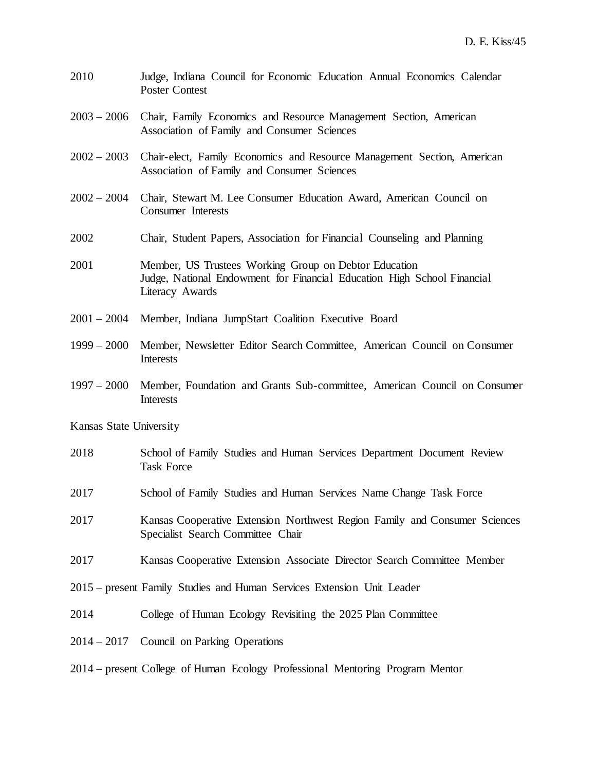2010 Judge, Indiana Council for Economic Education Annual Economics Calendar Poster Contest

2003 – 2006 Chair, Family Economics and Resource Management Section, American Association of Family and Consumer Sciences

2002 – 2003 Chair-elect, Family Economics and Resource Management Section, American Association of Family and Consumer Sciences

2002 – 2004 Chair, Stewart M. Lee Consumer Education Award, American Council on Consumer Interests

2002 Chair, Student Papers, Association for Financial Counseling and Planning

2001 Member, US Trustees Working Group on Debtor Education
Judge, National Endowment for Financial Education High School Financial Literacy Awards

2001 – 2004 Member, Indiana JumpStart Coalition Executive Board

1999 – 2000 Member, Newsletter Editor Search Committee, American Council on Consumer Interests

1997 – 2000 Member, Foundation and Grants Sub-committee, American Council on Consumer Interests

Kansas State University

2018 School of Family Studies and Human Services Department Document Review Task Force

2017 School of Family Studies and Human Services Name Change Task Force

2017 Kansas Cooperative Extension Northwest Region Family and Consumer Sciences Specialist Search Committee Chair

2017 Kansas Cooperative Extension Associate Director Search Committee Member

2015 – present Family Studies and Human Services Extension Unit Leader

2014 College of Human Ecology Revisiting the 2025 Plan Committee

2014 – 2017 Council on Parking Operations

2014 – present College of Human Ecology Professional Mentoring Program Mentor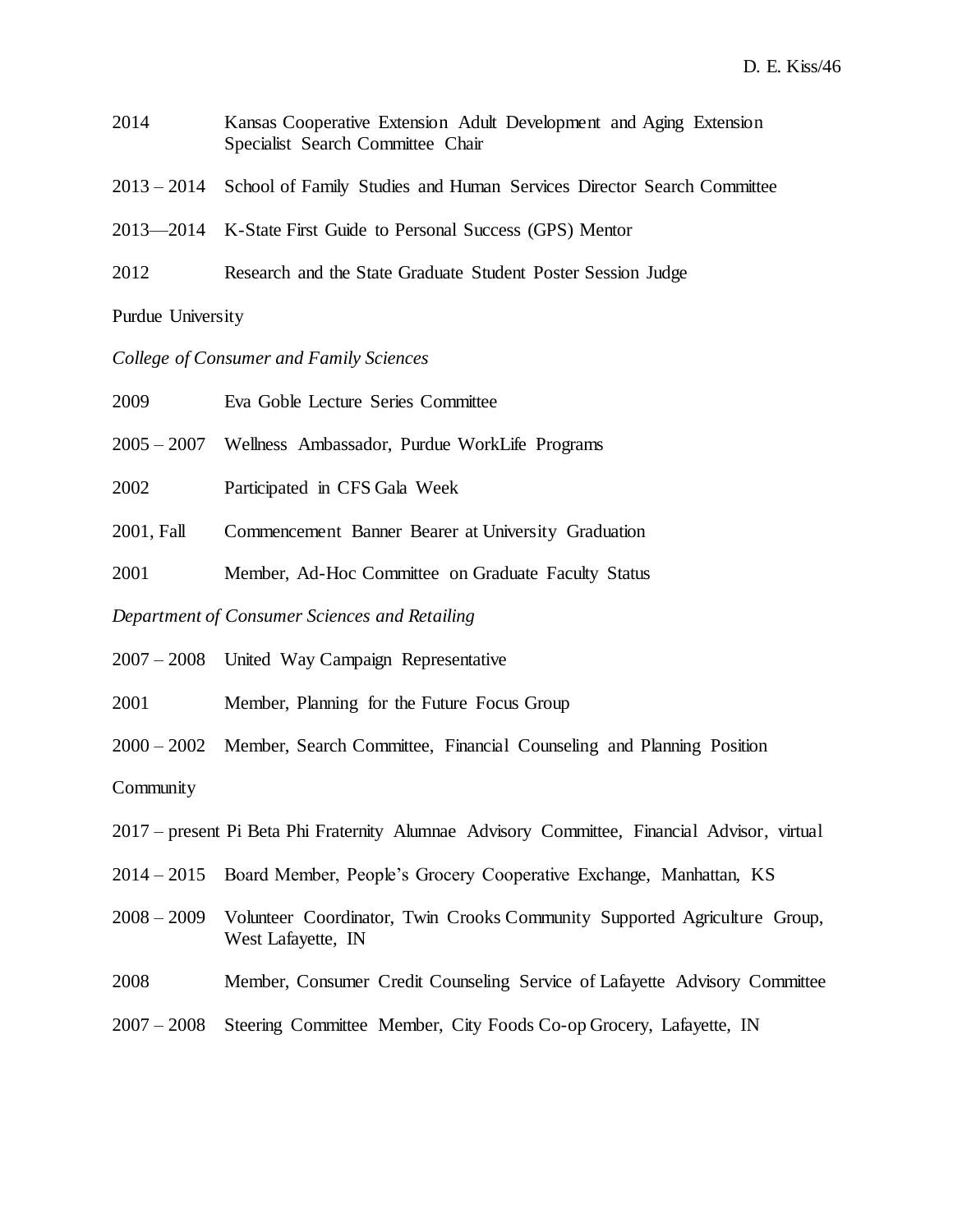2014 Kansas Cooperative Extension Adult Development and Aging Extension Specialist Search Committee Chair

2013 – 2014 School of Family Studies and Human Services Director Search Committee

2013—2014 K-State First Guide to Personal Success (GPS) Mentor

2012 Research and the State Graduate Student Poster Session Judge

Purdue University

*College of Consumer and Family Sciences*

2009 Eva Goble Lecture Series Committee

2005 – 2007 Wellness Ambassador, Purdue WorkLife Programs

2002 Participated in CFS Gala Week

2001, Fall Commencement Banner Bearer at University Graduation

2001 Member, Ad-Hoc Committee on Graduate Faculty Status

*Department of Consumer Sciences and Retailing*

2007 – 2008 United Way Campaign Representative

2001 Member, Planning for the Future Focus Group

2000 – 2002 Member, Search Committee, Financial Counseling and Planning Position

Community

2017 – present Pi Beta Phi Fraternity Alumnae Advisory Committee, Financial Advisor, virtual

2014 – 2015 Board Member, People's Grocery Cooperative Exchange, Manhattan, KS

2008 – 2009 Volunteer Coordinator, Twin Crooks Community Supported Agriculture Group, West Lafayette, IN

2008 Member, Consumer Credit Counseling Service of Lafayette Advisory Committee

2007 – 2008 Steering Committee Member, City Foods Co-op Grocery, Lafayette, IN